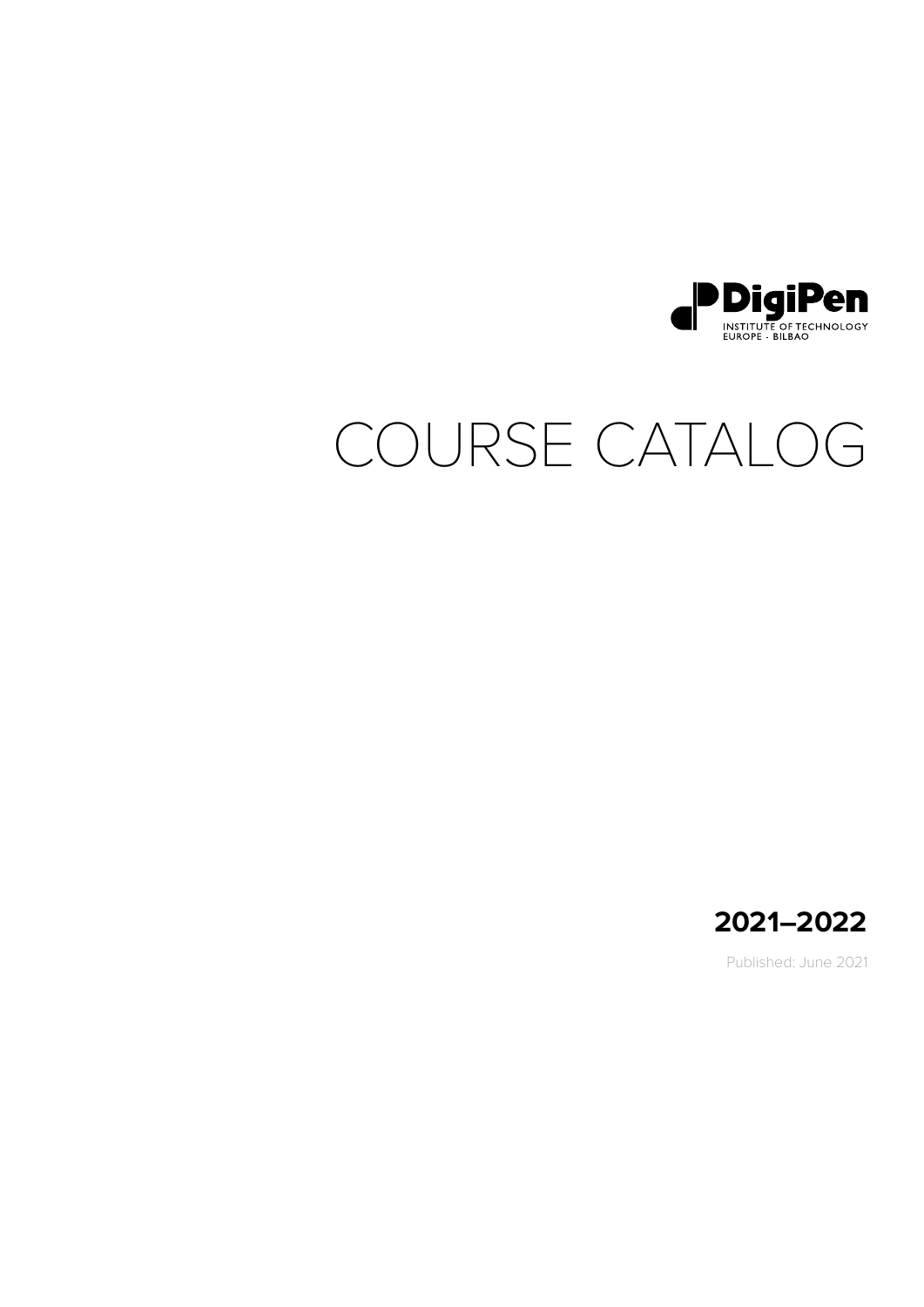DigiPen
INSTITUTE OF TECHNOLOGY
EUROPE · BILBAO

# COURSE CATALOG

**2021–2022**

Published: June 2021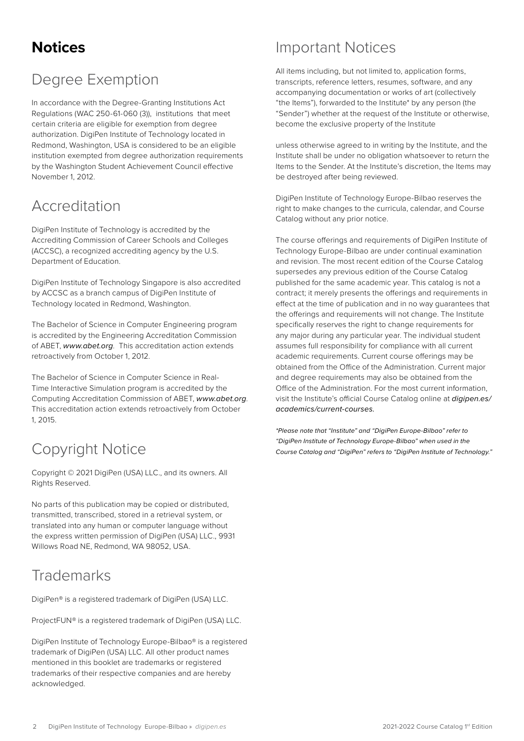# Notices

## Degree Exemption

In accordance with the Degree-Granting Institutions Act Regulations (WAC 250-61-060 (3)), institutions that meet certain criteria are eligible for exemption from degree authorization. DigiPen Institute of Technology located in Redmond, Washington, USA is considered to be an eligible institution exempted from degree authorization requirements by the Washington Student Achievement Council effective November 1, 2012.

## Accreditation

DigiPen Institute of Technology is accredited by the Accrediting Commission of Career Schools and Colleges (ACCSC), a recognized accrediting agency by the U.S. Department of Education.

DigiPen Institute of Technology Singapore is also accredited by ACCSC as a branch campus of DigiPen Institute of Technology located in Redmond, Washington.

The Bachelor of Science in Computer Engineering program is accredited by the Engineering Accreditation Commission of ABET, *www.abet.org*. This accreditation action extends retroactively from October 1, 2012.

The Bachelor of Science in Computer Science in Real-Time Interactive Simulation program is accredited by the Computing Accreditation Commission of ABET, *www.abet.org*. This accreditation action extends retroactively from October 1, 2015.

## Copyright Notice

Copyright © 2021 DigiPen (USA) LLC., and its owners. All Rights Reserved.

No parts of this publication may be copied or distributed, transmitted, transcribed, stored in a retrieval system, or translated into any human or computer language without the express written permission of DigiPen (USA) LLC., 9931 Willows Road NE, Redmond, WA 98052, USA.

## Trademarks

DigiPen® is a registered trademark of DigiPen (USA) LLC.

ProjectFUN® is a registered trademark of DigiPen (USA) LLC.

DigiPen Institute of Technology Europe-Bilbao® is a registered trademark of DigiPen (USA) LLC. All other product names mentioned in this booklet are trademarks or registered trademarks of their respective companies and are hereby acknowledged.

## Important Notices

All items including, but not limited to, application forms, transcripts, reference letters, resumes, software, and any accompanying documentation or works of art (collectively "the Items"), forwarded to the Institute* by any person (the "Sender") whether at the request of the Institute or otherwise, become the exclusive property of the Institute

unless otherwise agreed to in writing by the Institute, and the Institute shall be under no obligation whatsoever to return the Items to the Sender. At the Institute's discretion, the Items may be destroyed after being reviewed.

DigiPen Institute of Technology Europe-Bilbao reserves the right to make changes to the curricula, calendar, and Course Catalog without any prior notice.

The course offerings and requirements of DigiPen Institute of Technology Europe-Bilbao are under continual examination and revision. The most recent edition of the Course Catalog supersedes any previous edition of the Course Catalog published for the same academic year. This catalog is not a contract; it merely presents the offerings and requirements in effect at the time of publication and in no way guarantees that the offerings and requirements will not change. The Institute specifically reserves the right to change requirements for any major during any particular year. The individual student assumes full responsibility for compliance with all current academic requirements. Current course offerings may be obtained from the Office of the Administration. Current major and degree requirements may also be obtained from the Office of the Administration. For the most current information, visit the Institute's official Course Catalog online at *digipen.es/academics/current-courses.*

*\*Please note that "Institute" and "DigiPen Europe-Bilbao" refer to "DigiPen Institute of Technology Europe-Bilbao" when used in the Course Catalog and "DigiPen" refers to "DigiPen Institute of Technology."*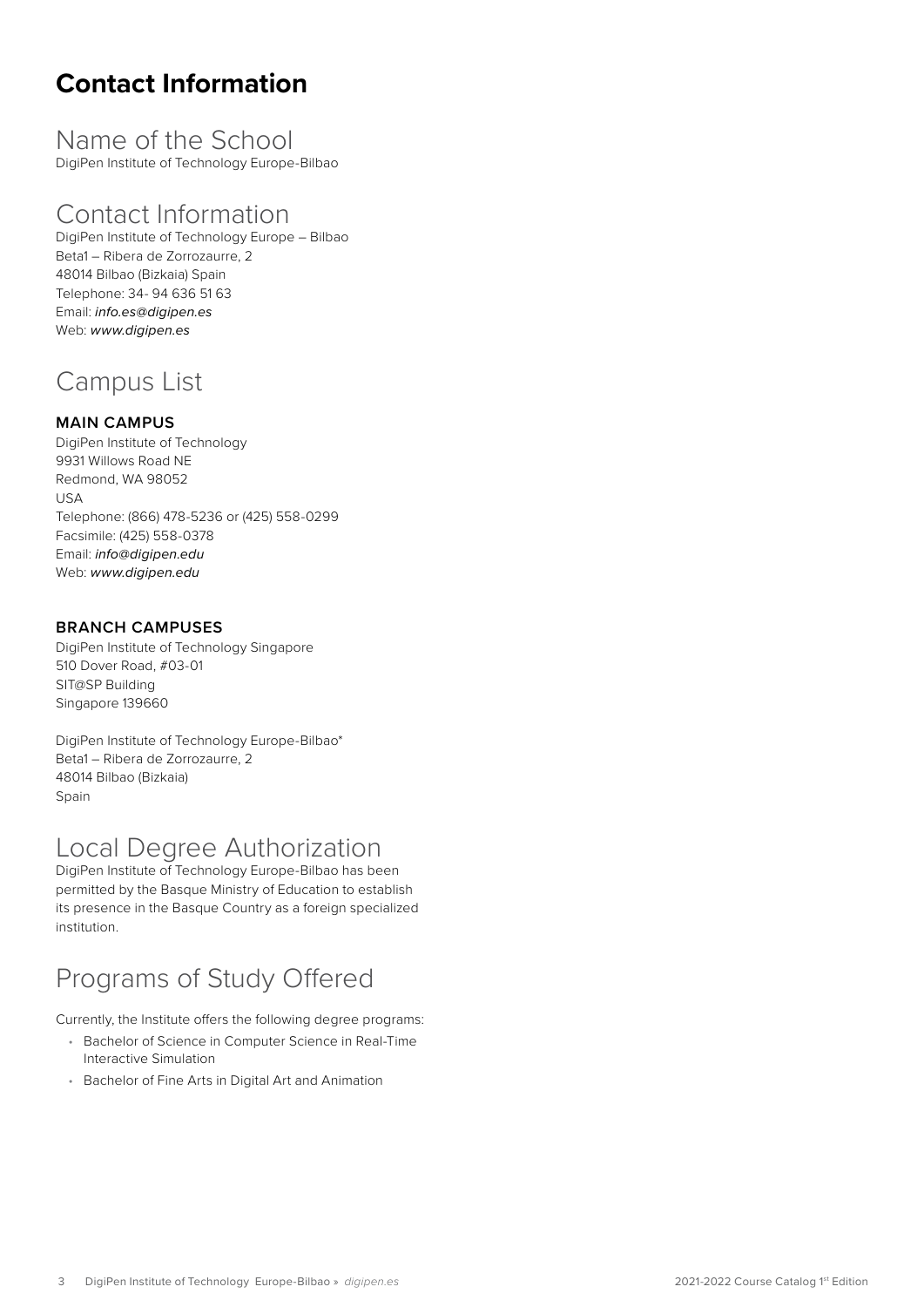# Contact Information

## Name of the School

DigiPen Institute of Technology Europe-Bilbao

## Contact Information

DigiPen Institute of Technology Europe – Bilbao
Beta1 – Ribera de Zorrozaurre, 2
48014 Bilbao (Bizkaia) Spain
Telephone: 34- 94 636 51 63
Email: *info.es@digipen.es*
Web: *www.digipen.es*

## Campus List

### MAIN CAMPUS

DigiPen Institute of Technology
9931 Willows Road NE
Redmond, WA 98052
USA
Telephone: (866) 478-5236 or (425) 558-0299
Facsimile: (425) 558-0378
Email: *info@digipen.edu*
Web: *www.digipen.edu*

### BRANCH CAMPUSES

DigiPen Institute of Technology Singapore
510 Dover Road, #03-01
SIT@SP Building
Singapore 139660

DigiPen Institute of Technology Europe-Bilbao*
Beta1 – Ribera de Zorrozaurre, 2
48014 Bilbao (Bizkaia)
Spain

## Local Degree Authorization

DigiPen Institute of Technology Europe-Bilbao has been permitted by the Basque Ministry of Education to establish its presence in the Basque Country as a foreign specialized institution.

## Programs of Study Offered

Currently, the Institute offers the following degree programs:

- Bachelor of Science in Computer Science in Real-Time Interactive Simulation
- Bachelor of Fine Arts in Digital Art and Animation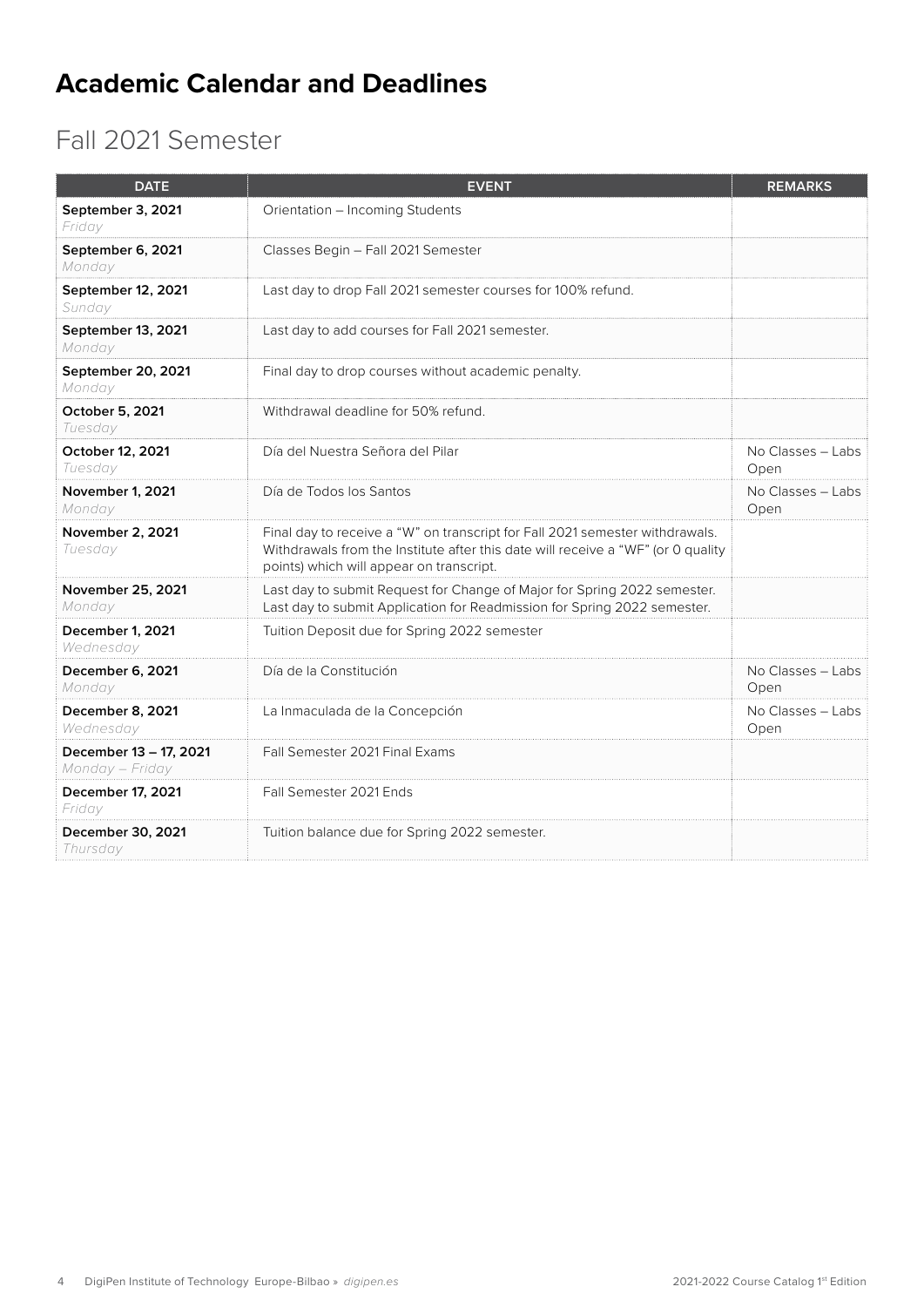# Academic Calendar and Deadlines

## Fall 2021 Semester

| DATE | EVENT | REMARKS |
|---|---|---|
| **September 3, 2021** *Friday* | Orientation – Incoming Students | |
| **September 6, 2021** *Monday* | Classes Begin – Fall 2021 Semester | |
| **September 12, 2021** *Sunday* | Last day to drop Fall 2021 semester courses for 100% refund. | |
| **September 13, 2021** *Monday* | Last day to add courses for Fall 2021 semester. | |
| **September 20, 2021** *Monday* | Final day to drop courses without academic penalty. | |
| **October 5, 2021** *Tuesday* | Withdrawal deadline for 50% refund. | |
| **October 12, 2021** *Tuesday* | Día del Nuestra Señora del Pilar | No Classes – Labs Open |
| **November 1, 2021** *Monday* | Día de Todos los Santos | No Classes – Labs Open |
| **November 2, 2021** *Tuesday* | Final day to receive a "W" on transcript for Fall 2021 semester withdrawals. Withdrawals from the Institute after this date will receive a "WF" (or 0 quality points) which will appear on transcript. | |
| **November 25, 2021** *Monday* | Last day to submit Request for Change of Major for Spring 2022 semester. Last day to submit Application for Readmission for Spring 2022 semester. | |
| **December 1, 2021** *Wednesday* | Tuition Deposit due for Spring 2022 semester | |
| **December 6, 2021** *Monday* | Día de la Constitución | No Classes – Labs Open |
| **December 8, 2021** *Wednesday* | La Inmaculada de la Concepción | No Classes – Labs Open |
| **December 13 – 17, 2021** *Monday – Friday* | Fall Semester 2021 Final Exams | |
| **December 17, 2021** *Friday* | Fall Semester 2021 Ends | |
| **December 30, 2021** *Thursday* | Tuition balance due for Spring 2022 semester. | |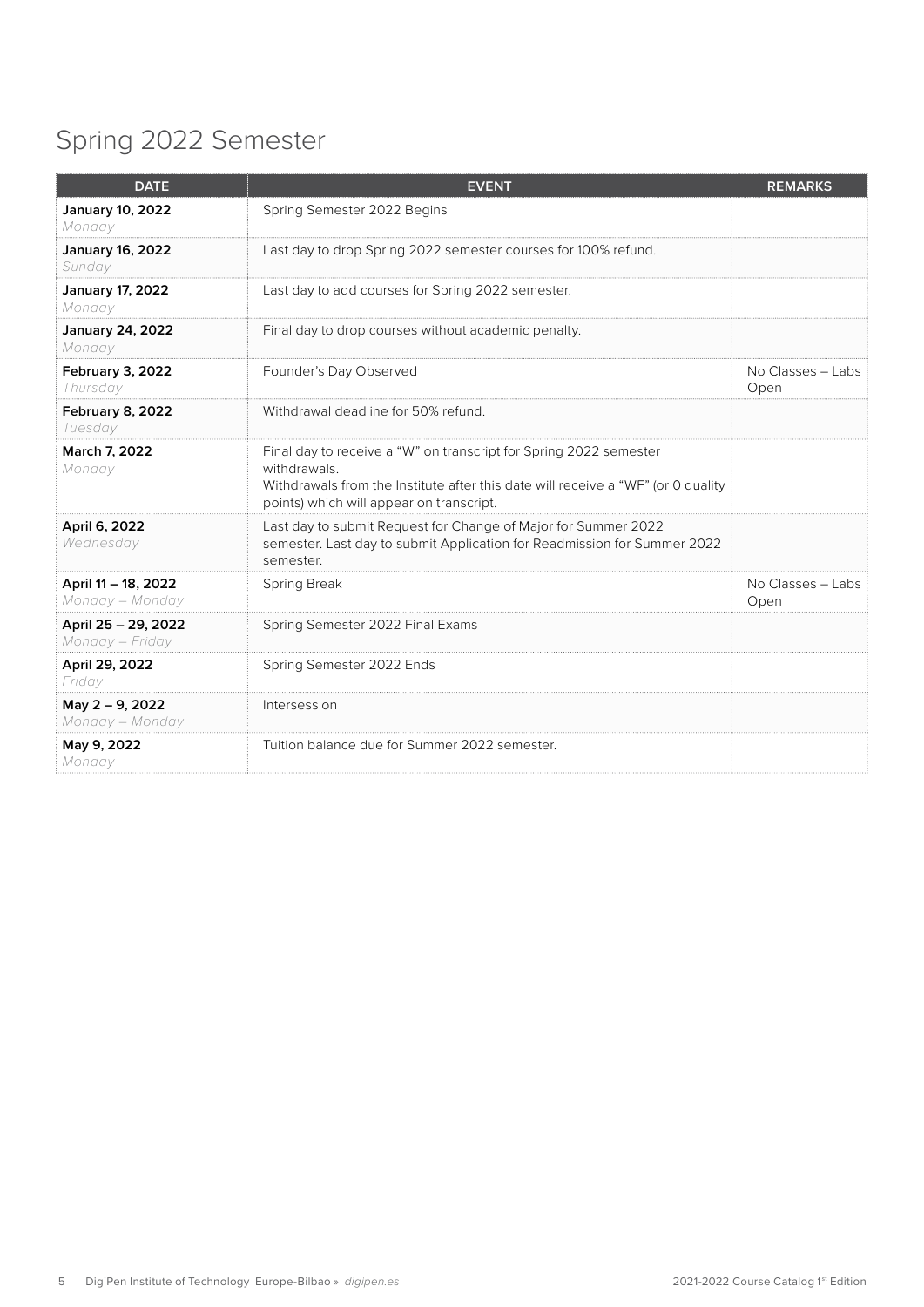## Spring 2022 Semester

| DATE | EVENT | REMARKS |
|---|---|---|
| **January 10, 2022** *Monday* | Spring Semester 2022 Begins | |
| **January 16, 2022** *Sunday* | Last day to drop Spring 2022 semester courses for 100% refund. | |
| **January 17, 2022** *Monday* | Last day to add courses for Spring 2022 semester. | |
| **January 24, 2022** *Monday* | Final day to drop courses without academic penalty. | |
| **February 3, 2022** *Thursday* | Founder's Day Observed | No Classes – Labs Open |
| **February 8, 2022** *Tuesday* | Withdrawal deadline for 50% refund. | |
| **March 7, 2022** *Monday* | Final day to receive a "W" on transcript for Spring 2022 semester withdrawals. Withdrawals from the Institute after this date will receive a "WF" (or 0 quality points) which will appear on transcript. | |
| **April 6, 2022** *Wednesday* | Last day to submit Request for Change of Major for Summer 2022 semester. Last day to submit Application for Readmission for Summer 2022 semester. | |
| **April 11 – 18, 2022** *Monday – Monday* | Spring Break | No Classes – Labs Open |
| **April 25 – 29, 2022** *Monday – Friday* | Spring Semester 2022 Final Exams | |
| **April 29, 2022** *Friday* | Spring Semester 2022 Ends | |
| **May 2 – 9, 2022** *Monday – Monday* | Intersession | |
| **May 9, 2022** *Monday* | Tuition balance due for Summer 2022 semester. | |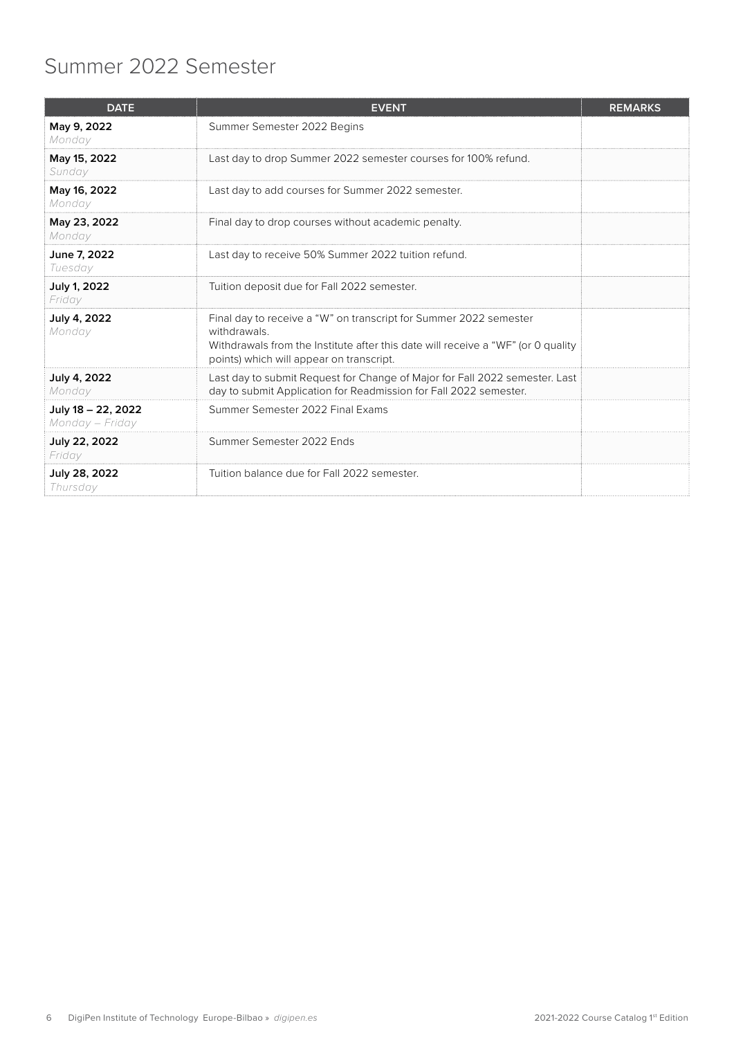# Summer 2022 Semester

| DATE | EVENT | REMARKS |
|---|---|---|
| **May 9, 2022**<br>*Monday* | Summer Semester 2022 Begins | |
| **May 15, 2022**<br>*Sunday* | Last day to drop Summer 2022 semester courses for 100% refund. | |
| **May 16, 2022**<br>*Monday* | Last day to add courses for Summer 2022 semester. | |
| **May 23, 2022**<br>*Monday* | Final day to drop courses without academic penalty. | |
| **June 7, 2022**<br>*Tuesday* | Last day to receive 50% Summer 2022 tuition refund. | |
| **July 1, 2022**<br>*Friday* | Tuition deposit due for Fall 2022 semester. | |
| **July 4, 2022**<br>*Monday* | Final day to receive a "W" on transcript for Summer 2022 semester withdrawals.<br>Withdrawals from the Institute after this date will receive a "WF" (or 0 quality points) which will appear on transcript. | |
| **July 4, 2022**<br>*Monday* | Last day to submit Request for Change of Major for Fall 2022 semester. Last day to submit Application for Readmission for Fall 2022 semester. | |
| **July 18 – 22, 2022**<br>*Monday – Friday* | Summer Semester 2022 Final Exams | |
| **July 22, 2022**<br>*Friday* | Summer Semester 2022 Ends | |
| **July 28, 2022**<br>*Thursday* | Tuition balance due for Fall 2022 semester. | |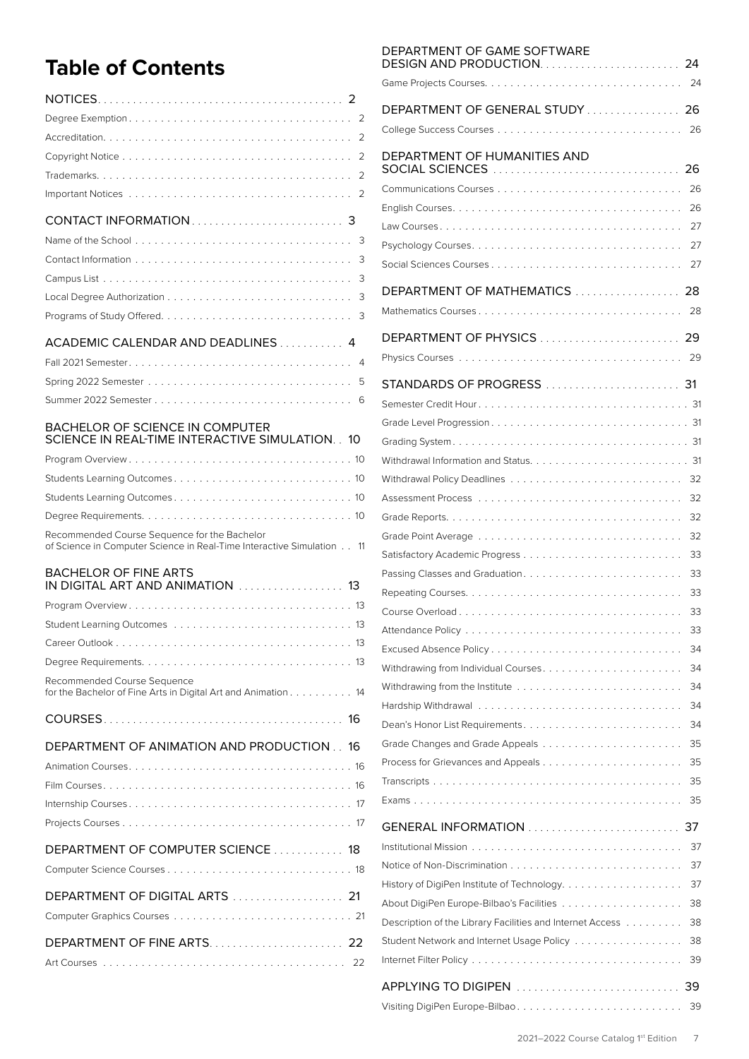# Table of Contents

**NOTICES** 2
- Degree Exemption 2
- Accreditation 2
- Copyright Notice 2
- Trademarks 2
- Important Notices 2

**CONTACT INFORMATION** 3
- Name of the School 3
- Contact Information 3
- Campus List 3
- Local Degree Authorization 3
- Programs of Study Offered 3

**ACADEMIC CALENDAR AND DEADLINES** 4
- Fall 2021 Semester 4
- Spring 2022 Semester 5
- Summer 2022 Semester 6

**BACHELOR OF SCIENCE IN COMPUTER SCIENCE IN REAL-TIME INTERACTIVE SIMULATION** 10
- Program Overview 10
- Students Learning Outcomes 10
- Students Learning Outcomes 10
- Degree Requirements 10
- Recommended Course Sequence for the Bachelor of Science in Computer Science in Real-Time Interactive Simulation 11

**BACHELOR OF FINE ARTS IN DIGITAL ART AND ANIMATION** 13
- Program Overview 13
- Student Learning Outcomes 13
- Career Outlook 13
- Degree Requirements 13
- Recommended Course Sequence for the Bachelor of Fine Arts in Digital Art and Animation 14

**COURSES** 16

**DEPARTMENT OF ANIMATION AND PRODUCTION** 16
- Animation Courses 16
- Film Courses 16
- Internship Courses 17
- Projects Courses 17

**DEPARTMENT OF COMPUTER SCIENCE** 18
- Computer Science Courses 18

**DEPARTMENT OF DIGITAL ARTS** 21
- Computer Graphics Courses 21

**DEPARTMENT OF FINE ARTS** 22
- Art Courses 22

**DEPARTMENT OF GAME SOFTWARE DESIGN AND PRODUCTION** 24
- Game Projects Courses 24

**DEPARTMENT OF GENERAL STUDY** 26
- College Success Courses 26

**DEPARTMENT OF HUMANITIES AND SOCIAL SCIENCES** 26
- Communications Courses 26
- English Courses 26
- Law Courses 27
- Psychology Courses 27
- Social Sciences Courses 27

**DEPARTMENT OF MATHEMATICS** 28
- Mathematics Courses 28

**DEPARTMENT OF PHYSICS** 29
- Physics Courses 29

**STANDARDS OF PROGRESS** 31
- Semester Credit Hour 31
- Grade Level Progression 31
- Grading System 31
- Withdrawal Information and Status 31
- Withdrawal Policy Deadlines 32
- Assessment Process 32
- Grade Reports 32
- Grade Point Average 32
- Satisfactory Academic Progress 33
- Passing Classes and Graduation 33
- Repeating Courses 33
- Course Overload 33
- Attendance Policy 33
- Excused Absence Policy 34
- Withdrawing from Individual Courses 34
- Withdrawing from the Institute 34
- Hardship Withdrawal 34
- Dean's Honor List Requirements 34
- Grade Changes and Grade Appeals 35
- Process for Grievances and Appeals 35
- Transcripts 35
- Exams 35

**GENERAL INFORMATION** 37
- Institutional Mission 37
- Notice of Non-Discrimination 37
- History of DigiPen Institute of Technology 37
- About DigiPen Europe-Bilbao's Facilities 38
- Description of the Library Facilities and Internet Access 38
- Student Network and Internet Usage Policy 38
- Internet Filter Policy 39

**APPLYING TO DIGIPEN** 39
- Visiting DigiPen Europe-Bilbao 39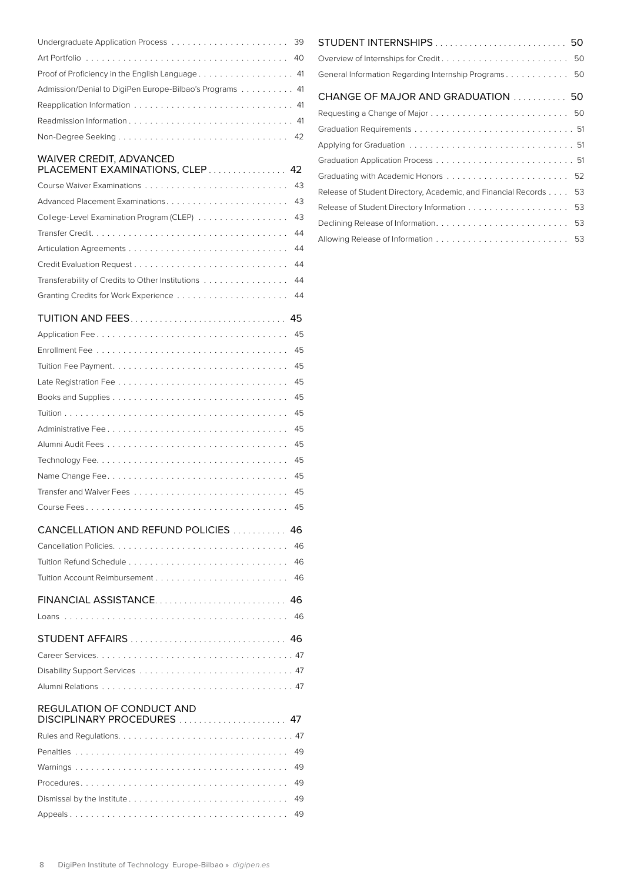Undergraduate Application Process ..... 39
Art Portfolio ..... 40
Proof of Proficiency in the English Language ..... 41
Admission/Denial to DigiPen Europe-Bilbao's Programs ..... 41
Reapplication Information ..... 41
Readmission Information ..... 41
Non-Degree Seeking ..... 42

**WAIVER CREDIT, ADVANCED PLACEMENT EXAMINATIONS, CLEP ..... 42**

Course Waiver Examinations ..... 43
Advanced Placement Examinations ..... 43
College-Level Examination Program (CLEP) ..... 43
Transfer Credit ..... 44
Articulation Agreements ..... 44
Credit Evaluation Request ..... 44
Transferability of Credits to Other Institutions ..... 44
Granting Credits for Work Experience ..... 44

**TUITION AND FEES ..... 45**

Application Fee ..... 45
Enrollment Fee ..... 45
Tuition Fee Payment ..... 45
Late Registration Fee ..... 45
Books and Supplies ..... 45
Tuition ..... 45
Administrative Fee ..... 45
Alumni Audit Fees ..... 45
Technology Fee ..... 45
Name Change Fee ..... 45
Transfer and Waiver Fees ..... 45
Course Fees ..... 45

**CANCELLATION AND REFUND POLICIES ..... 46**

Cancellation Policies ..... 46
Tuition Refund Schedule ..... 46
Tuition Account Reimbursement ..... 46

**FINANCIAL ASSISTANCE ..... 46**

Loans ..... 46

**STUDENT AFFAIRS ..... 46**

Career Services ..... 47
Disability Support Services ..... 47
Alumni Relations ..... 47

**REGULATION OF CONDUCT AND DISCIPLINARY PROCEDURES ..... 47**

Rules and Regulations ..... 47
Penalties ..... 49
Warnings ..... 49
Procedures ..... 49
Dismissal by the Institute ..... 49
Appeals ..... 49

**STUDENT INTERNSHIPS ..... 50**

Overview of Internships for Credit ..... 50
General Information Regarding Internship Programs ..... 50

**CHANGE OF MAJOR AND GRADUATION ..... 50**

Requesting a Change of Major ..... 50
Graduation Requirements ..... 51
Applying for Graduation ..... 51
Graduation Application Process ..... 51
Graduating with Academic Honors ..... 52
Release of Student Directory, Academic, and Financial Records ..... 53
Release of Student Directory Information ..... 53
Declining Release of Information ..... 53
Allowing Release of Information ..... 53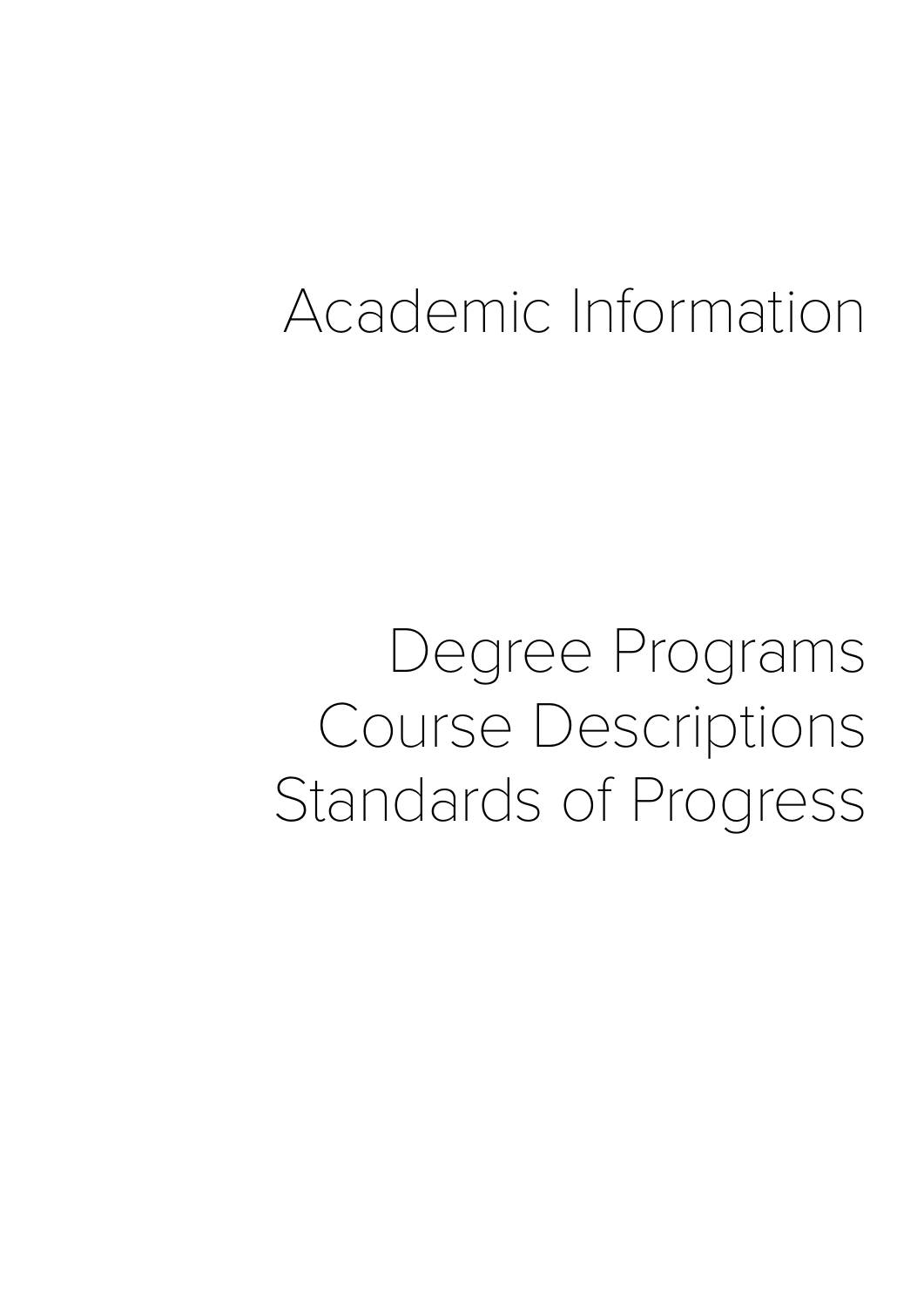# Academic Information

## Degree Programs
## Course Descriptions
## Standards of Progress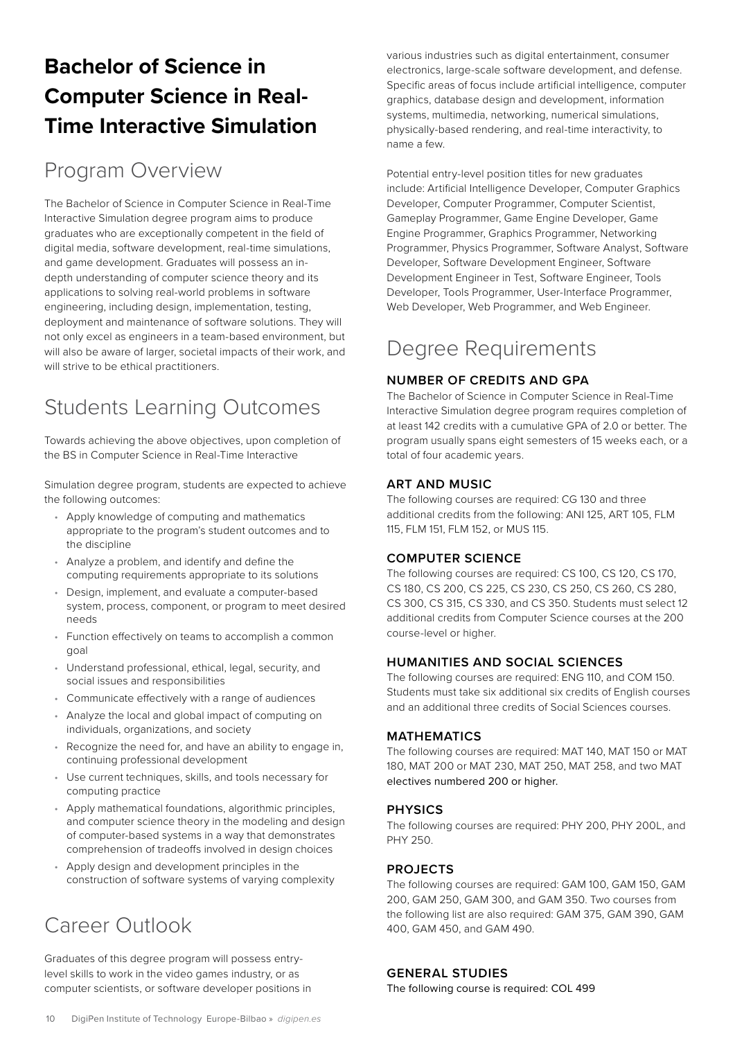# Bachelor of Science in Computer Science in Real-Time Interactive Simulation

## Program Overview

The Bachelor of Science in Computer Science in Real-Time Interactive Simulation degree program aims to produce graduates who are exceptionally competent in the field of digital media, software development, real-time simulations, and game development. Graduates will possess an in-depth understanding of computer science theory and its applications to solving real-world problems in software engineering, including design, implementation, testing, deployment and maintenance of software solutions. They will not only excel as engineers in a team-based environment, but will also be aware of larger, societal impacts of their work, and will strive to be ethical practitioners.

## Students Learning Outcomes

Towards achieving the above objectives, upon completion of the BS in Computer Science in Real-Time Interactive

Simulation degree program, students are expected to achieve the following outcomes:

- Apply knowledge of computing and mathematics appropriate to the program's student outcomes and to the discipline
- Analyze a problem, and identify and define the computing requirements appropriate to its solutions
- Design, implement, and evaluate a computer-based system, process, component, or program to meet desired needs
- Function effectively on teams to accomplish a common goal
- Understand professional, ethical, legal, security, and social issues and responsibilities
- Communicate effectively with a range of audiences
- Analyze the local and global impact of computing on individuals, organizations, and society
- Recognize the need for, and have an ability to engage in, continuing professional development
- Use current techniques, skills, and tools necessary for computing practice
- Apply mathematical foundations, algorithmic principles, and computer science theory in the modeling and design of computer-based systems in a way that demonstrates comprehension of tradeoffs involved in design choices
- Apply design and development principles in the construction of software systems of varying complexity

## Career Outlook

Graduates of this degree program will possess entry-level skills to work in the video games industry, or as computer scientists, or software developer positions in various industries such as digital entertainment, consumer electronics, large-scale software development, and defense. Specific areas of focus include artificial intelligence, computer graphics, database design and development, information systems, multimedia, networking, numerical simulations, physically-based rendering, and real-time interactivity, to name a few.

Potential entry-level position titles for new graduates include: Artificial Intelligence Developer, Computer Graphics Developer, Computer Programmer, Computer Scientist, Gameplay Programmer, Game Engine Developer, Game Engine Programmer, Graphics Programmer, Networking Programmer, Physics Programmer, Software Analyst, Software Developer, Software Development Engineer, Software Development Engineer in Test, Software Engineer, Tools Developer, Tools Programmer, User-Interface Programmer, Web Developer, Web Programmer, and Web Engineer.

## Degree Requirements

### NUMBER OF CREDITS AND GPA

The Bachelor of Science in Computer Science in Real-Time Interactive Simulation degree program requires completion of at least 142 credits with a cumulative GPA of 2.0 or better. The program usually spans eight semesters of 15 weeks each, or a total of four academic years.

### ART AND MUSIC

The following courses are required: CG 130 and three additional credits from the following: ANI 125, ART 105, FLM 115, FLM 151, FLM 152, or MUS 115.

### COMPUTER SCIENCE

The following courses are required: CS 100, CS 120, CS 170, CS 180, CS 200, CS 225, CS 230, CS 250, CS 260, CS 280, CS 300, CS 315, CS 330, and CS 350. Students must select 12 additional credits from Computer Science courses at the 200 course-level or higher.

### HUMANITIES AND SOCIAL SCIENCES

The following courses are required: ENG 110, and COM 150. Students must take six additional six credits of English courses and an additional three credits of Social Sciences courses.

### MATHEMATICS

The following courses are required: MAT 140, MAT 150 or MAT 180, MAT 200 or MAT 230, MAT 250, MAT 258, and two MAT electives numbered 200 or higher.

### PHYSICS

The following courses are required: PHY 200, PHY 200L, and PHY 250.

### PROJECTS

The following courses are required: GAM 100, GAM 150, GAM 200, GAM 250, GAM 300, and GAM 350. Two courses from the following list are also required: GAM 375, GAM 390, GAM 400, GAM 450, and GAM 490.

### GENERAL STUDIES

The following course is required: COL 499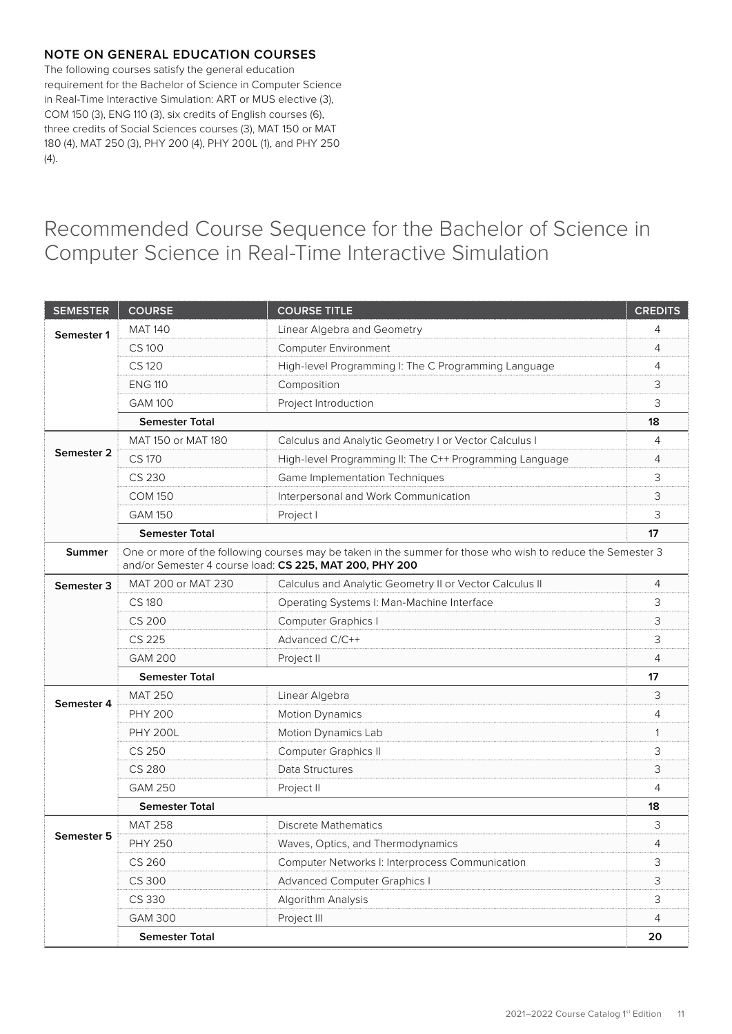### NOTE ON GENERAL EDUCATION COURSES

The following courses satisfy the general education requirement for the Bachelor of Science in Computer Science in Real-Time Interactive Simulation: ART or MUS elective (3), COM 150 (3), ENG 110 (3), six credits of English courses (6), three credits of Social Sciences courses (3), MAT 150 or MAT 180 (4), MAT 250 (3), PHY 200 (4), PHY 200L (1), and PHY 250 (4).

# Recommended Course Sequence for the Bachelor of Science in Computer Science in Real-Time Interactive Simulation

| SEMESTER | COURSE | COURSE TITLE | CREDITS |
|---|---|---|---|
| Semester 1 | MAT 140 | Linear Algebra and Geometry | 4 |
| | CS 100 | Computer Environment | 4 |
| | CS 120 | High-level Programming I: The C Programming Language | 4 |
| | ENG 110 | Composition | 3 |
| | GAM 100 | Project Introduction | 3 |
| | **Semester Total** | | **18** |
| Semester 2 | MAT 150 or MAT 180 | Calculus and Analytic Geometry I or Vector Calculus I | 4 |
| | CS 170 | High-level Programming II: The C++ Programming Language | 4 |
| | CS 230 | Game Implementation Techniques | 3 |
| | COM 150 | Interpersonal and Work Communication | 3 |
| | GAM 150 | Project I | 3 |
| | **Semester Total** | | **17** |
| Summer | One or more of the following courses may be taken in the summer for those who wish to reduce the Semester 3 and/or Semester 4 course load: **CS 225, MAT 200, PHY 200** | | |
| Semester 3 | MAT 200 or MAT 230 | Calculus and Analytic Geometry II or Vector Calculus II | 4 |
| | CS 180 | Operating Systems I: Man-Machine Interface | 3 |
| | CS 200 | Computer Graphics I | 3 |
| | CS 225 | Advanced C/C++ | 3 |
| | GAM 200 | Project II | 4 |
| | **Semester Total** | | **17** |
| Semester 4 | MAT 250 | Linear Algebra | 3 |
| | PHY 200 | Motion Dynamics | 4 |
| | PHY 200L | Motion Dynamics Lab | 1 |
| | CS 250 | Computer Graphics II | 3 |
| | CS 280 | Data Structures | 3 |
| | GAM 250 | Project II | 4 |
| | **Semester Total** | | **18** |
| Semester 5 | MAT 258 | Discrete Mathematics | 3 |
| | PHY 250 | Waves, Optics, and Thermodynamics | 4 |
| | CS 260 | Computer Networks I: Interprocess Communication | 3 |
| | CS 300 | Advanced Computer Graphics I | 3 |
| | CS 330 | Algorithm Analysis | 3 |
| | GAM 300 | Project III | 4 |
| | **Semester Total** | | **20** |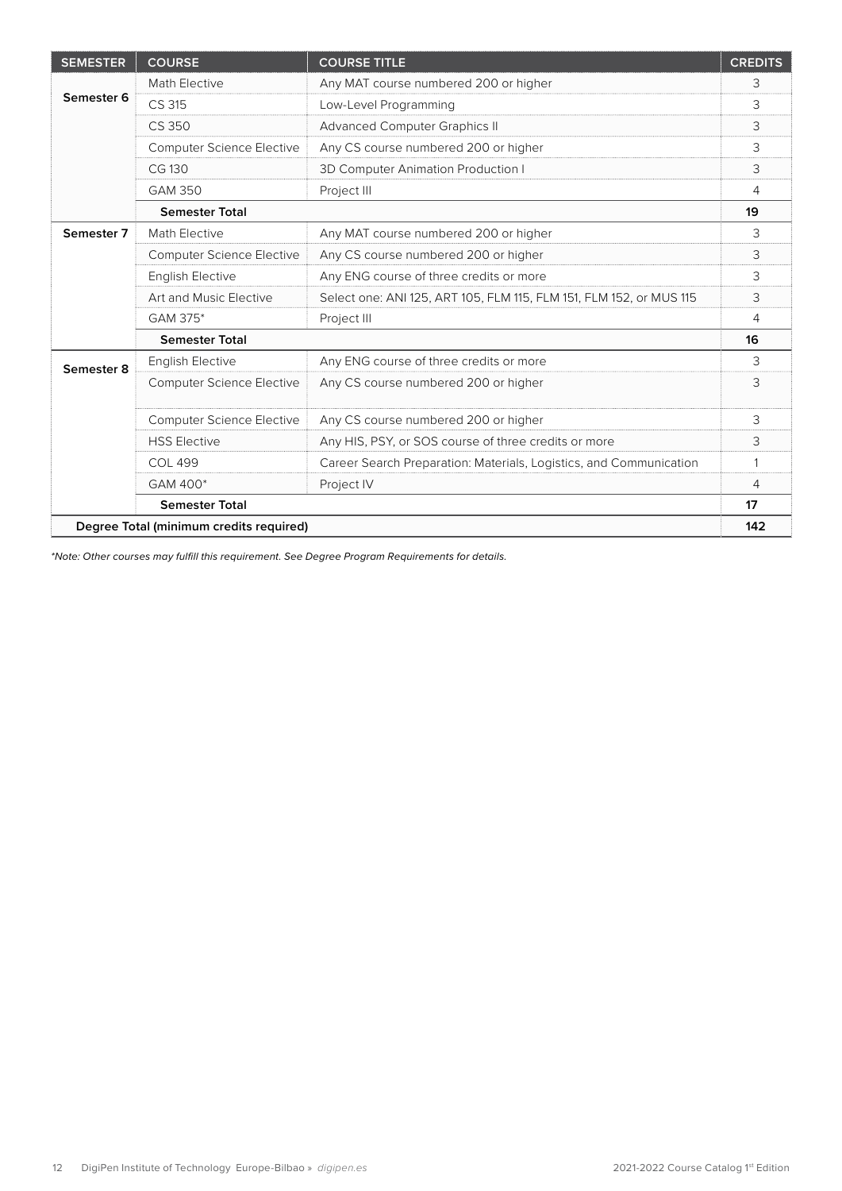| SEMESTER | COURSE | COURSE TITLE | CREDITS |
| --- | --- | --- | --- |
| Semester 6 | Math Elective | Any MAT course numbered 200 or higher | 3 |
| | CS 315 | Low-Level Programming | 3 |
| | CS 350 | Advanced Computer Graphics II | 3 |
| | Computer Science Elective | Any CS course numbered 200 or higher | 3 |
| | CG 130 | 3D Computer Animation Production I | 3 |
| | GAM 350 | Project III | 4 |
| | **Semester Total** | | **19** |
| Semester 7 | Math Elective | Any MAT course numbered 200 or higher | 3 |
| | Computer Science Elective | Any CS course numbered 200 or higher | 3 |
| | English Elective | Any ENG course of three credits or more | 3 |
| | Art and Music Elective | Select one: ANI 125, ART 105, FLM 115, FLM 151, FLM 152, or MUS 115 | 3 |
| | GAM 375* | Project III | 4 |
| | **Semester Total** | | **16** |
| Semester 8 | English Elective | Any ENG course of three credits or more | 3 |
| | Computer Science Elective | Any CS course numbered 200 or higher | 3 |
| | Computer Science Elective | Any CS course numbered 200 or higher | 3 |
| | HSS Elective | Any HIS, PSY, or SOS course of three credits or more | 3 |
| | COL 499 | Career Search Preparation: Materials, Logistics, and Communication | 1 |
| | GAM 400* | Project IV | 4 |
| | **Semester Total** | | **17** |
| **Degree Total (minimum credits required)** | | | **142** |

*\*Note: Other courses may fulfill this requirement. See Degree Program Requirements for details.*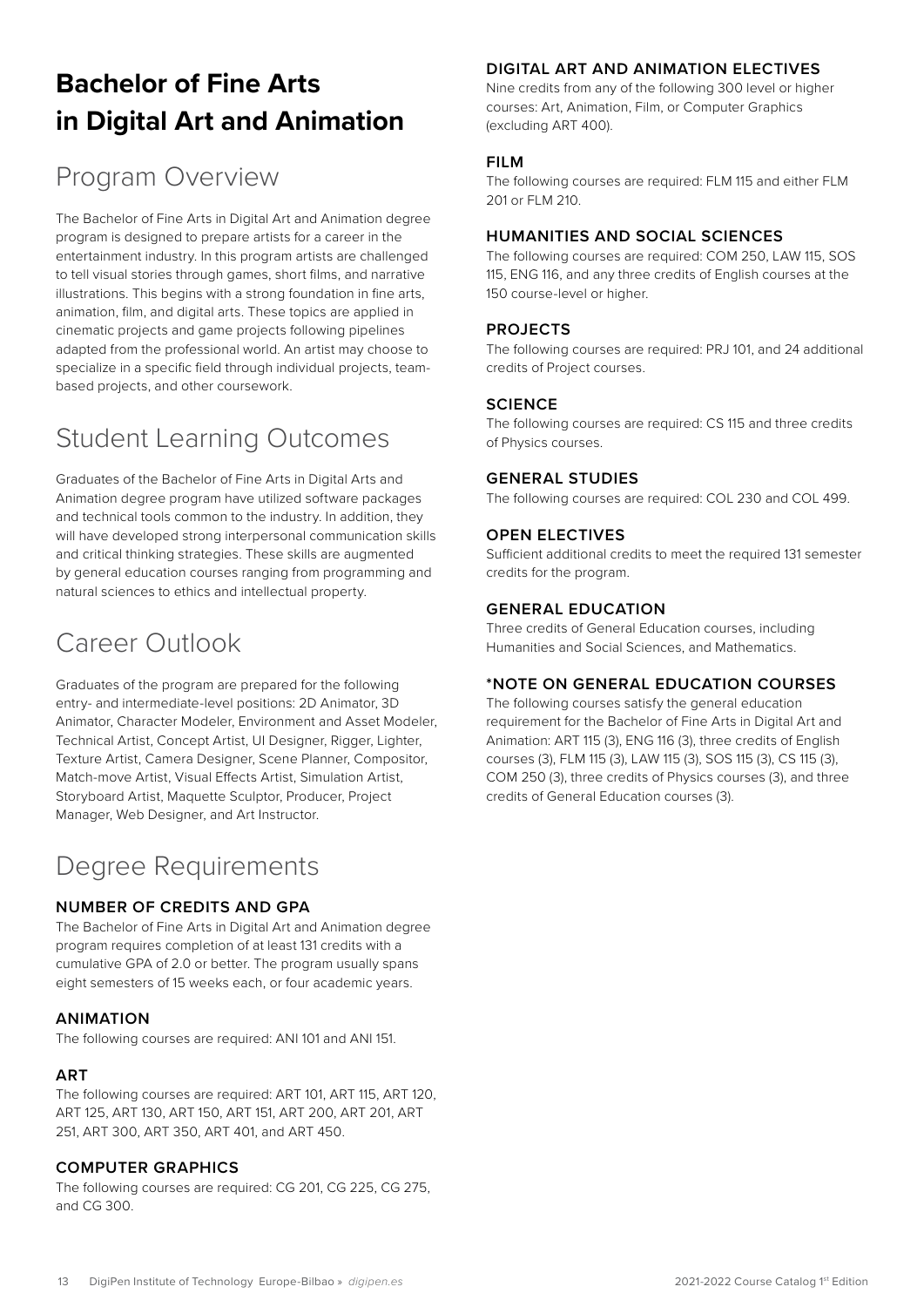# Bachelor of Fine Arts in Digital Art and Animation

## Program Overview

The Bachelor of Fine Arts in Digital Art and Animation degree program is designed to prepare artists for a career in the entertainment industry. In this program artists are challenged to tell visual stories through games, short films, and narrative illustrations. This begins with a strong foundation in fine arts, animation, film, and digital arts. These topics are applied in cinematic projects and game projects following pipelines adapted from the professional world. An artist may choose to specialize in a specific field through individual projects, team-based projects, and other coursework.

## Student Learning Outcomes

Graduates of the Bachelor of Fine Arts in Digital Arts and Animation degree program have utilized software packages and technical tools common to the industry. In addition, they will have developed strong interpersonal communication skills and critical thinking strategies. These skills are augmented by general education courses ranging from programming and natural sciences to ethics and intellectual property.

## Career Outlook

Graduates of the program are prepared for the following entry- and intermediate-level positions: 2D Animator, 3D Animator, Character Modeler, Environment and Asset Modeler, Technical Artist, Concept Artist, UI Designer, Rigger, Lighter, Texture Artist, Camera Designer, Scene Planner, Compositor, Match-move Artist, Visual Effects Artist, Simulation Artist, Storyboard Artist, Maquette Sculptor, Producer, Project Manager, Web Designer, and Art Instructor.

## Degree Requirements

### NUMBER OF CREDITS AND GPA

The Bachelor of Fine Arts in Digital Art and Animation degree program requires completion of at least 131 credits with a cumulative GPA of 2.0 or better. The program usually spans eight semesters of 15 weeks each, or four academic years.

### ANIMATION

The following courses are required: ANI 101 and ANI 151.

### ART

The following courses are required: ART 101, ART 115, ART 120, ART 125, ART 130, ART 150, ART 151, ART 200, ART 201, ART 251, ART 300, ART 350, ART 401, and ART 450.

### COMPUTER GRAPHICS

The following courses are required: CG 201, CG 225, CG 275, and CG 300.

### DIGITAL ART AND ANIMATION ELECTIVES

Nine credits from any of the following 300 level or higher courses: Art, Animation, Film, or Computer Graphics (excluding ART 400).

### FILM

The following courses are required: FLM 115 and either FLM 201 or FLM 210.

### HUMANITIES AND SOCIAL SCIENCES

The following courses are required: COM 250, LAW 115, SOS 115, ENG 116, and any three credits of English courses at the 150 course-level or higher.

### PROJECTS

The following courses are required: PRJ 101, and 24 additional credits of Project courses.

### SCIENCE

The following courses are required: CS 115 and three credits of Physics courses.

### GENERAL STUDIES

The following courses are required: COL 230 and COL 499.

### OPEN ELECTIVES

Sufficient additional credits to meet the required 131 semester credits for the program.

### GENERAL EDUCATION

Three credits of General Education courses, including Humanities and Social Sciences, and Mathematics.

### *NOTE ON GENERAL EDUCATION COURSES

The following courses satisfy the general education requirement for the Bachelor of Fine Arts in Digital Art and Animation: ART 115 (3), ENG 116 (3), three credits of English courses (3), FLM 115 (3), LAW 115 (3), SOS 115 (3), CS 115 (3), COM 250 (3), three credits of Physics courses (3), and three credits of General Education courses (3).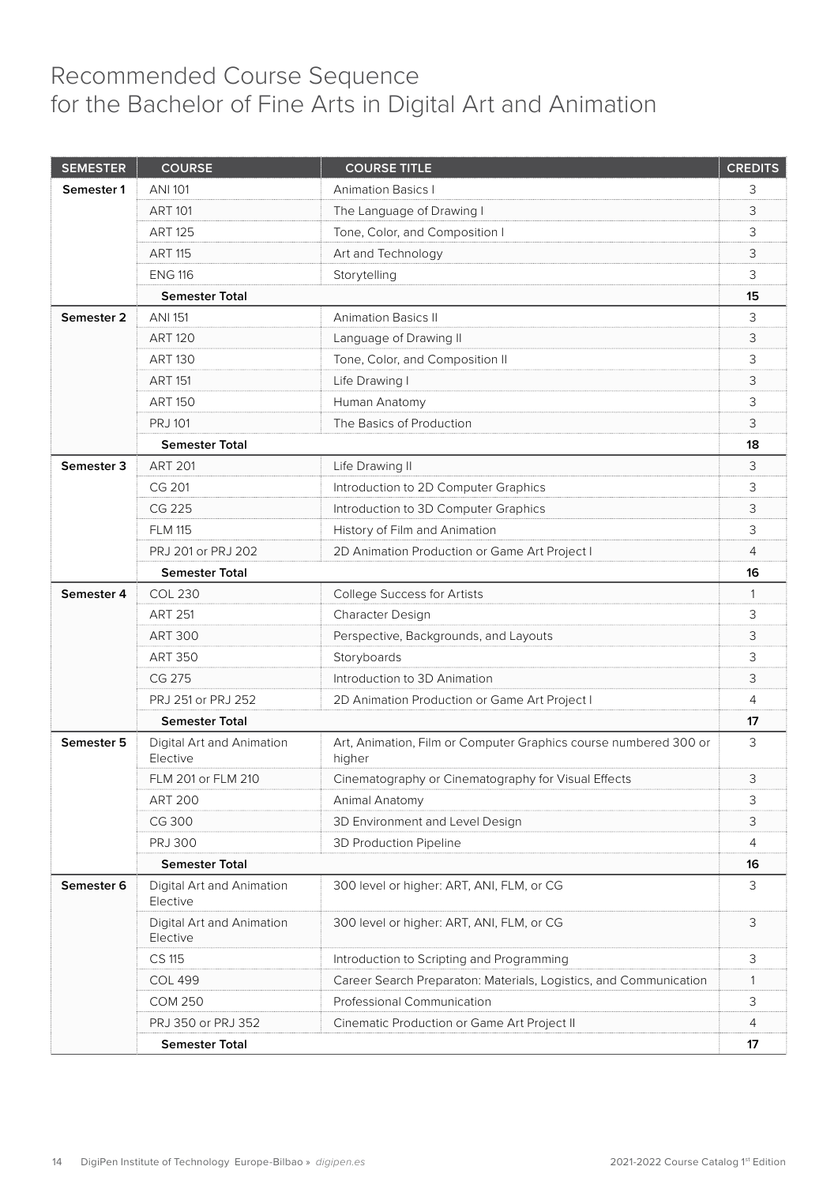# Recommended Course Sequence for the Bachelor of Fine Arts in Digital Art and Animation

| SEMESTER | COURSE | COURSE TITLE | CREDITS |
|---|---|---|---|
| **Semester 1** | ANI 101 | Animation Basics I | 3 |
| | ART 101 | The Language of Drawing I | 3 |
| | ART 125 | Tone, Color, and Composition I | 3 |
| | ART 115 | Art and Technology | 3 |
| | ENG 116 | Storytelling | 3 |
| | **Semester Total** | | **15** |
| **Semester 2** | ANI 151 | Animation Basics II | 3 |
| | ART 120 | Language of Drawing II | 3 |
| | ART 130 | Tone, Color, and Composition II | 3 |
| | ART 151 | Life Drawing I | 3 |
| | ART 150 | Human Anatomy | 3 |
| | PRJ 101 | The Basics of Production | 3 |
| | **Semester Total** | | **18** |
| **Semester 3** | ART 201 | Life Drawing II | 3 |
| | CG 201 | Introduction to 2D Computer Graphics | 3 |
| | CG 225 | Introduction to 3D Computer Graphics | 3 |
| | FLM 115 | History of Film and Animation | 3 |
| | PRJ 201 or PRJ 202 | 2D Animation Production or Game Art Project I | 4 |
| | **Semester Total** | | **16** |
| **Semester 4** | COL 230 | College Success for Artists | 1 |
| | ART 251 | Character Design | 3 |
| | ART 300 | Perspective, Backgrounds, and Layouts | 3 |
| | ART 350 | Storyboards | 3 |
| | CG 275 | Introduction to 3D Animation | 3 |
| | PRJ 251 or PRJ 252 | 2D Animation Production or Game Art Project I | 4 |
| | **Semester Total** | | **17** |
| **Semester 5** | Digital Art and Animation Elective | Art, Animation, Film or Computer Graphics course numbered 300 or higher | 3 |
| | FLM 201 or FLM 210 | Cinematography or Cinematography for Visual Effects | 3 |
| | ART 200 | Animal Anatomy | 3 |
| | CG 300 | 3D Environment and Level Design | 3 |
| | PRJ 300 | 3D Production Pipeline | 4 |
| | **Semester Total** | | **16** |
| **Semester 6** | Digital Art and Animation Elective | 300 level or higher: ART, ANI, FLM, or CG | 3 |
| | Digital Art and Animation Elective | 300 level or higher: ART, ANI, FLM, or CG | 3 |
| | CS 115 | Introduction to Scripting and Programming | 3 |
| | COL 499 | Career Search Preparaton: Materials, Logistics, and Communication | 1 |
| | COM 250 | Professional Communication | 3 |
| | PRJ 350 or PRJ 352 | Cinematic Production or Game Art Project II | 4 |
| | **Semester Total** | | **17** |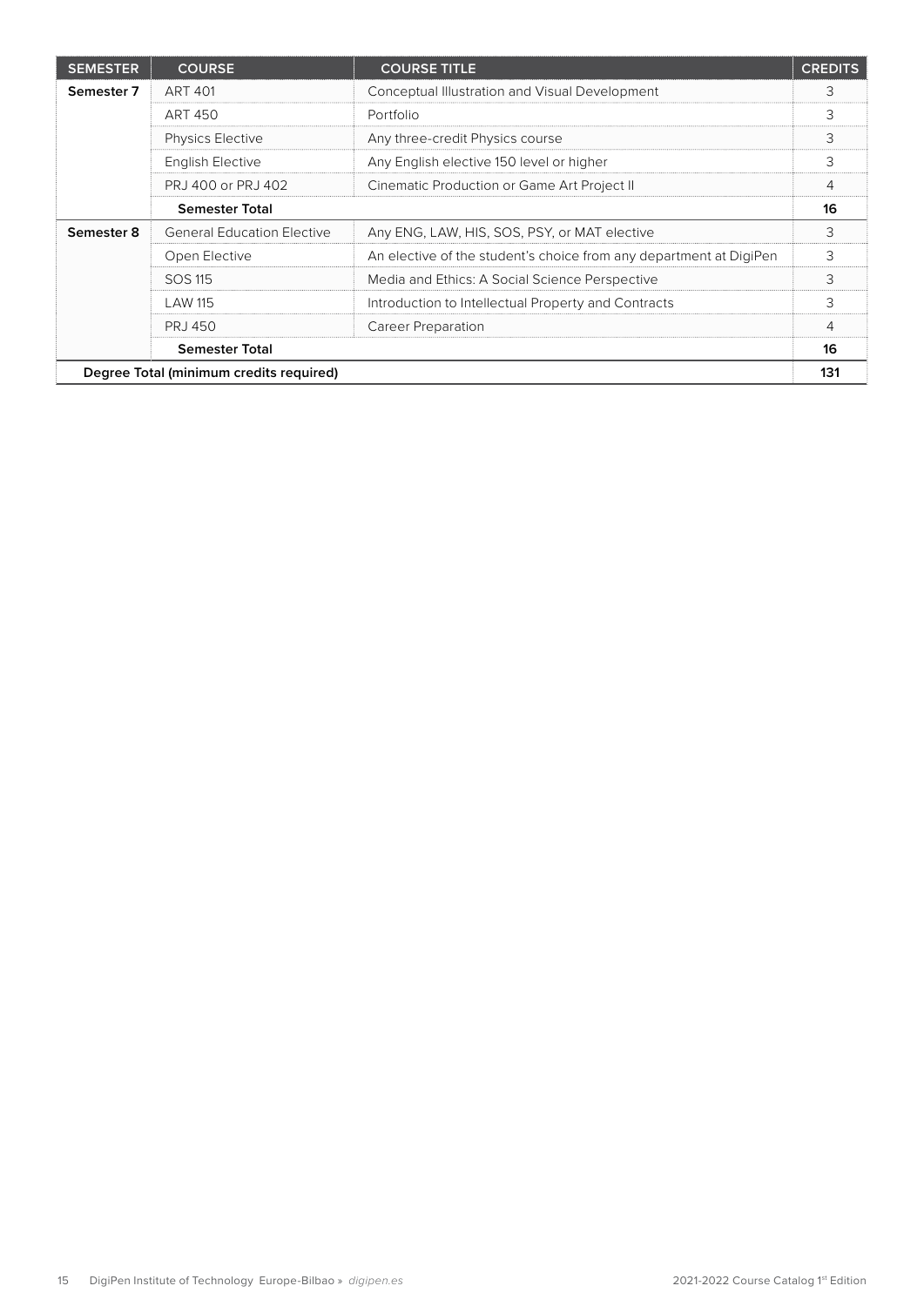| SEMESTER | COURSE | COURSE TITLE | CREDITS |
| --- | --- | --- | --- |
| **Semester 7** | ART 401 | Conceptual Illustration and Visual Development | 3 |
| | ART 450 | Portfolio | 3 |
| | Physics Elective | Any three-credit Physics course | 3 |
| | English Elective | Any English elective 150 level or higher | 3 |
| | PRJ 400 or PRJ 402 | Cinematic Production or Game Art Project II | 4 |
| | **Semester Total** | | **16** |
| **Semester 8** | General Education Elective | Any ENG, LAW, HIS, SOS, PSY, or MAT elective | 3 |
| | Open Elective | An elective of the student's choice from any department at DigiPen | 3 |
| | SOS 115 | Media and Ethics: A Social Science Perspective | 3 |
| | LAW 115 | Introduction to Intellectual Property and Contracts | 3 |
| | PRJ 450 | Career Preparation | 4 |
| | **Semester Total** | | **16** |
| **Degree Total (minimum credits required)** | | | **131** |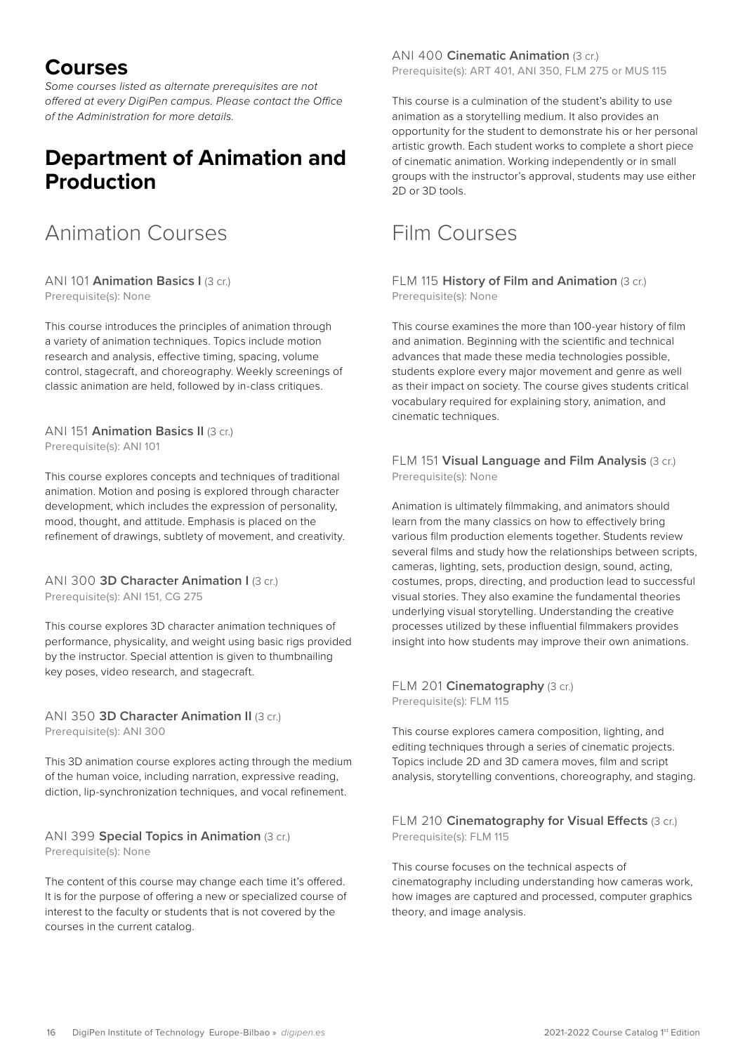# Courses

*Some courses listed as alternate prerequisites are not offered at every DigiPen campus. Please contact the Office of the Administration for more details.*

# Department of Animation and Production

## Animation Courses

### ANI 101 **Animation Basics I** (3 cr.)

Prerequisite(s): None

This course introduces the principles of animation through a variety of animation techniques. Topics include motion research and analysis, effective timing, spacing, volume control, stagecraft, and choreography. Weekly screenings of classic animation are held, followed by in-class critiques.

### ANI 151 **Animation Basics II** (3 cr.)

Prerequisite(s): ANI 101

This course explores concepts and techniques of traditional animation. Motion and posing is explored through character development, which includes the expression of personality, mood, thought, and attitude. Emphasis is placed on the refinement of drawings, subtlety of movement, and creativity.

### ANI 300 **3D Character Animation I** (3 cr.)

Prerequisite(s): ANI 151, CG 275

This course explores 3D character animation techniques of performance, physicality, and weight using basic rigs provided by the instructor. Special attention is given to thumbnailing key poses, video research, and stagecraft.

### ANI 350 **3D Character Animation II** (3 cr.)

Prerequisite(s): ANI 300

This 3D animation course explores acting through the medium of the human voice, including narration, expressive reading, diction, lip-synchronization techniques, and vocal refinement.

### ANI 399 **Special Topics in Animation** (3 cr.)

Prerequisite(s): None

The content of this course may change each time it's offered. It is for the purpose of offering a new or specialized course of interest to the faculty or students that is not covered by the courses in the current catalog.

### ANI 400 **Cinematic Animation** (3 cr.)

Prerequisite(s): ART 401, ANI 350, FLM 275 or MUS 115

This course is a culmination of the student's ability to use animation as a storytelling medium. It also provides an opportunity for the student to demonstrate his or her personal artistic growth. Each student works to complete a short piece of cinematic animation. Working independently or in small groups with the instructor's approval, students may use either 2D or 3D tools.

## Film Courses

### FLM 115 **History of Film and Animation** (3 cr.)

Prerequisite(s): None

This course examines the more than 100-year history of film and animation. Beginning with the scientific and technical advances that made these media technologies possible, students explore every major movement and genre as well as their impact on society. The course gives students critical vocabulary required for explaining story, animation, and cinematic techniques.

### FLM 151 **Visual Language and Film Analysis** (3 cr.)

Prerequisite(s): None

Animation is ultimately filmmaking, and animators should learn from the many classics on how to effectively bring various film production elements together. Students review several films and study how the relationships between scripts, cameras, lighting, sets, production design, sound, acting, costumes, props, directing, and production lead to successful visual stories. They also examine the fundamental theories underlying visual storytelling. Understanding the creative processes utilized by these influential filmmakers provides insight into how students may improve their own animations.

### FLM 201 **Cinematography** (3 cr.)

Prerequisite(s): FLM 115

This course explores camera composition, lighting, and editing techniques through a series of cinematic projects. Topics include 2D and 3D camera moves, film and script analysis, storytelling conventions, choreography, and staging.

### FLM 210 **Cinematography for Visual Effects** (3 cr.)

Prerequisite(s): FLM 115

This course focuses on the technical aspects of cinematography including understanding how cameras work, how images are captured and processed, computer graphics theory, and image analysis.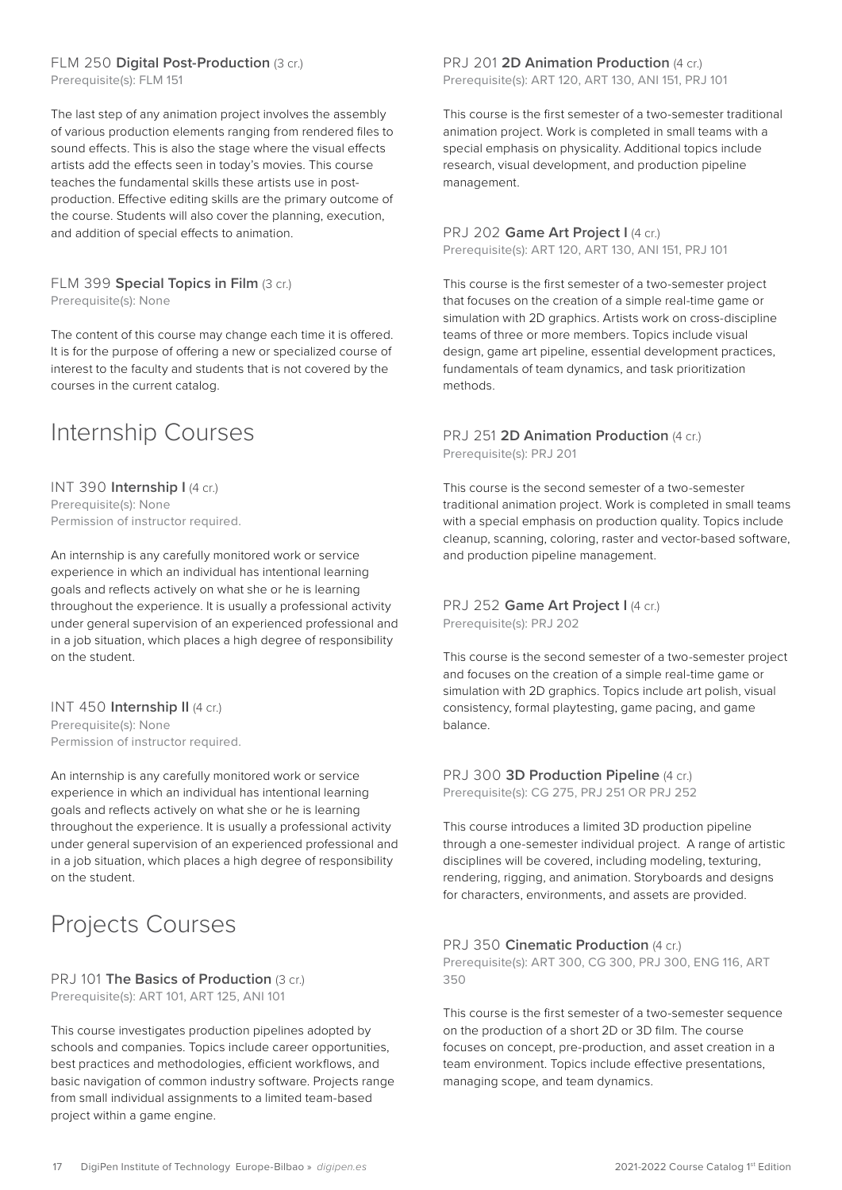FLM 250 **Digital Post-Production** (3 cr.)
Prerequisite(s): FLM 151

The last step of any animation project involves the assembly of various production elements ranging from rendered files to sound effects. This is also the stage where the visual effects artists add the effects seen in today's movies. This course teaches the fundamental skills these artists use in post-production. Effective editing skills are the primary outcome of the course. Students will also cover the planning, execution, and addition of special effects to animation.

FLM 399 **Special Topics in Film** (3 cr.)
Prerequisite(s): None

The content of this course may change each time it is offered. It is for the purpose of offering a new or specialized course of interest to the faculty and students that is not covered by the courses in the current catalog.

# Internship Courses

INT 390 **Internship I** (4 cr.)
Prerequisite(s): None
Permission of instructor required.

An internship is any carefully monitored work or service experience in which an individual has intentional learning goals and reflects actively on what she or he is learning throughout the experience. It is usually a professional activity under general supervision of an experienced professional and in a job situation, which places a high degree of responsibility on the student.

INT 450 **Internship II** (4 cr.)
Prerequisite(s): None
Permission of instructor required.

An internship is any carefully monitored work or service experience in which an individual has intentional learning goals and reflects actively on what she or he is learning throughout the experience. It is usually a professional activity under general supervision of an experienced professional and in a job situation, which places a high degree of responsibility on the student.

# Projects Courses

PRJ 101 **The Basics of Production** (3 cr.)
Prerequisite(s): ART 101, ART 125, ANI 101

This course investigates production pipelines adopted by schools and companies. Topics include career opportunities, best practices and methodologies, efficient workflows, and basic navigation of common industry software. Projects range from small individual assignments to a limited team-based project within a game engine.

PRJ 201 **2D Animation Production** (4 cr.)
Prerequisite(s): ART 120, ART 130, ANI 151, PRJ 101

This course is the first semester of a two-semester traditional animation project. Work is completed in small teams with a special emphasis on physicality. Additional topics include research, visual development, and production pipeline management.

PRJ 202 **Game Art Project I** (4 cr.)
Prerequisite(s): ART 120, ART 130, ANI 151, PRJ 101

This course is the first semester of a two-semester project that focuses on the creation of a simple real-time game or simulation with 2D graphics. Artists work on cross-discipline teams of three or more members. Topics include visual design, game art pipeline, essential development practices, fundamentals of team dynamics, and task prioritization methods.

PRJ 251 **2D Animation Production** (4 cr.)
Prerequisite(s): PRJ 201

This course is the second semester of a two-semester traditional animation project. Work is completed in small teams with a special emphasis on production quality. Topics include cleanup, scanning, coloring, raster and vector-based software, and production pipeline management.

PRJ 252 **Game Art Project I** (4 cr.)
Prerequisite(s): PRJ 202

This course is the second semester of a two-semester project and focuses on the creation of a simple real-time game or simulation with 2D graphics. Topics include art polish, visual consistency, formal playtesting, game pacing, and game balance.

PRJ 300 **3D Production Pipeline** (4 cr.)
Prerequisite(s): CG 275, PRJ 251 OR PRJ 252

This course introduces a limited 3D production pipeline through a one-semester individual project. A range of artistic disciplines will be covered, including modeling, texturing, rendering, rigging, and animation. Storyboards and designs for characters, environments, and assets are provided.

PRJ 350 **Cinematic Production** (4 cr.)
Prerequisite(s): ART 300, CG 300, PRJ 300, ENG 116, ART 350

This course is the first semester of a two-semester sequence on the production of a short 2D or 3D film. The course focuses on concept, pre-production, and asset creation in a team environment. Topics include effective presentations, managing scope, and team dynamics.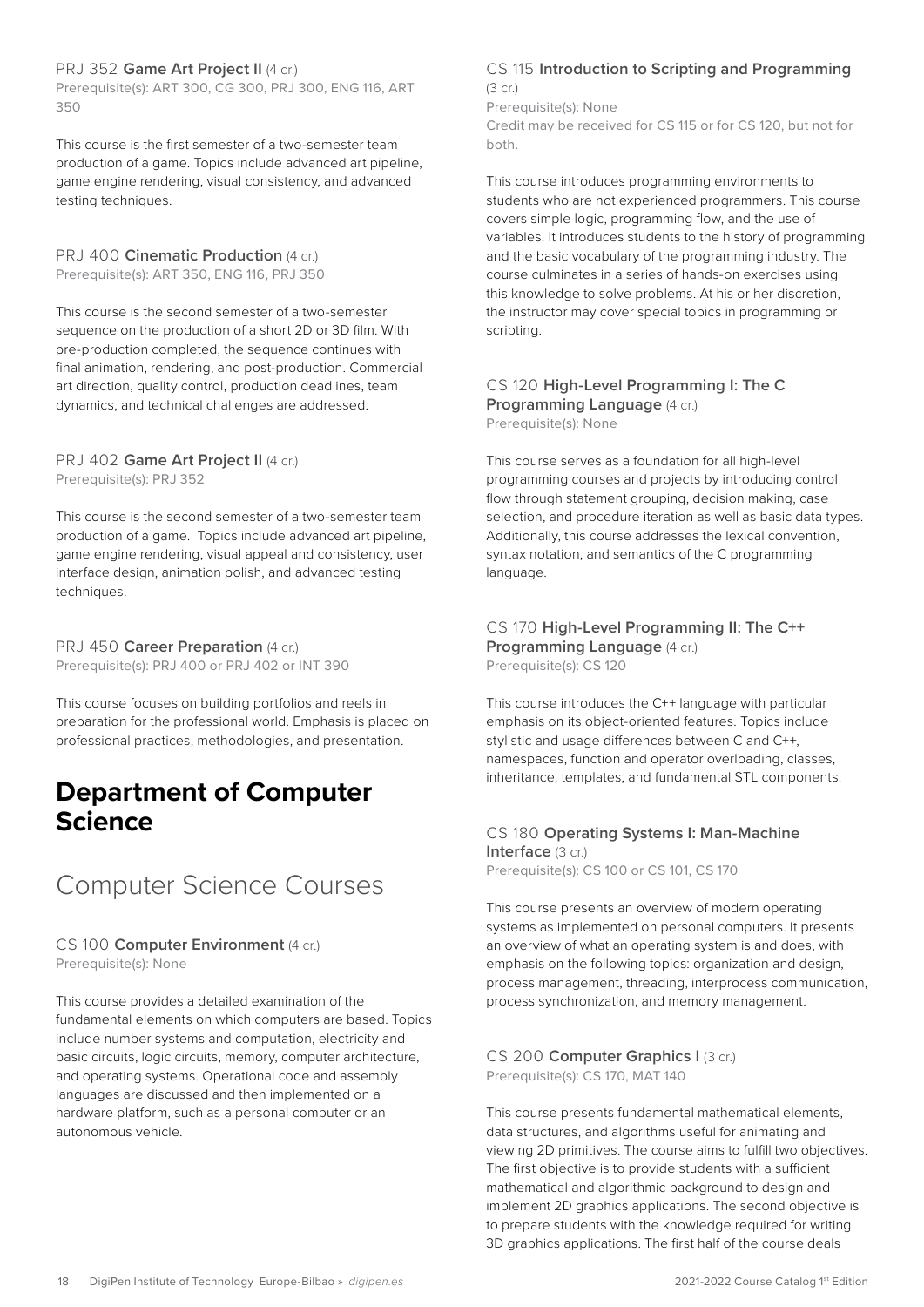PRJ 352 **Game Art Project II** (4 cr.)
Prerequisite(s): ART 300, CG 300, PRJ 300, ENG 116, ART 350

This course is the first semester of a two-semester team production of a game. Topics include advanced art pipeline, game engine rendering, visual consistency, and advanced testing techniques.

PRJ 400 **Cinematic Production** (4 cr.)
Prerequisite(s): ART 350, ENG 116, PRJ 350

This course is the second semester of a two-semester sequence on the production of a short 2D or 3D film. With pre-production completed, the sequence continues with final animation, rendering, and post-production. Commercial art direction, quality control, production deadlines, team dynamics, and technical challenges are addressed.

PRJ 402 **Game Art Project II** (4 cr.)
Prerequisite(s): PRJ 352

This course is the second semester of a two-semester team production of a game. Topics include advanced art pipeline, game engine rendering, visual appeal and consistency, user interface design, animation polish, and advanced testing techniques.

PRJ 450 **Career Preparation** (4 cr.)
Prerequisite(s): PRJ 400 or PRJ 402 or INT 390

This course focuses on building portfolios and reels in preparation for the professional world. Emphasis is placed on professional practices, methodologies, and presentation.

# Department of Computer Science

## Computer Science Courses

CS 100 **Computer Environment** (4 cr.)
Prerequisite(s): None

This course provides a detailed examination of the fundamental elements on which computers are based. Topics include number systems and computation, electricity and basic circuits, logic circuits, memory, computer architecture, and operating systems. Operational code and assembly languages are discussed and then implemented on a hardware platform, such as a personal computer or an autonomous vehicle.

CS 115 **Introduction to Scripting and Programming** (3 cr.)
Prerequisite(s): None
Credit may be received for CS 115 or for CS 120, but not for both.

This course introduces programming environments to students who are not experienced programmers. This course covers simple logic, programming flow, and the use of variables. It introduces students to the history of programming and the basic vocabulary of the programming industry. The course culminates in a series of hands-on exercises using this knowledge to solve problems. At his or her discretion, the instructor may cover special topics in programming or scripting.

CS 120 **High-Level Programming I: The C Programming Language** (4 cr.)
Prerequisite(s): None

This course serves as a foundation for all high-level programming courses and projects by introducing control flow through statement grouping, decision making, case selection, and procedure iteration as well as basic data types. Additionally, this course addresses the lexical convention, syntax notation, and semantics of the C programming language.

CS 170 **High-Level Programming II: The C++ Programming Language** (4 cr.)
Prerequisite(s): CS 120

This course introduces the C++ language with particular emphasis on its object-oriented features. Topics include stylistic and usage differences between C and C++, namespaces, function and operator overloading, classes, inheritance, templates, and fundamental STL components.

CS 180 **Operating Systems I: Man-Machine Interface** (3 cr.)
Prerequisite(s): CS 100 or CS 101, CS 170

This course presents an overview of modern operating systems as implemented on personal computers. It presents an overview of what an operating system is and does, with emphasis on the following topics: organization and design, process management, threading, interprocess communication, process synchronization, and memory management.

CS 200 **Computer Graphics I** (3 cr.)
Prerequisite(s): CS 170, MAT 140

This course presents fundamental mathematical elements, data structures, and algorithms useful for animating and viewing 2D primitives. The course aims to fulfill two objectives. The first objective is to provide students with a sufficient mathematical and algorithmic background to design and implement 2D graphics applications. The second objective is to prepare students with the knowledge required for writing 3D graphics applications. The first half of the course deals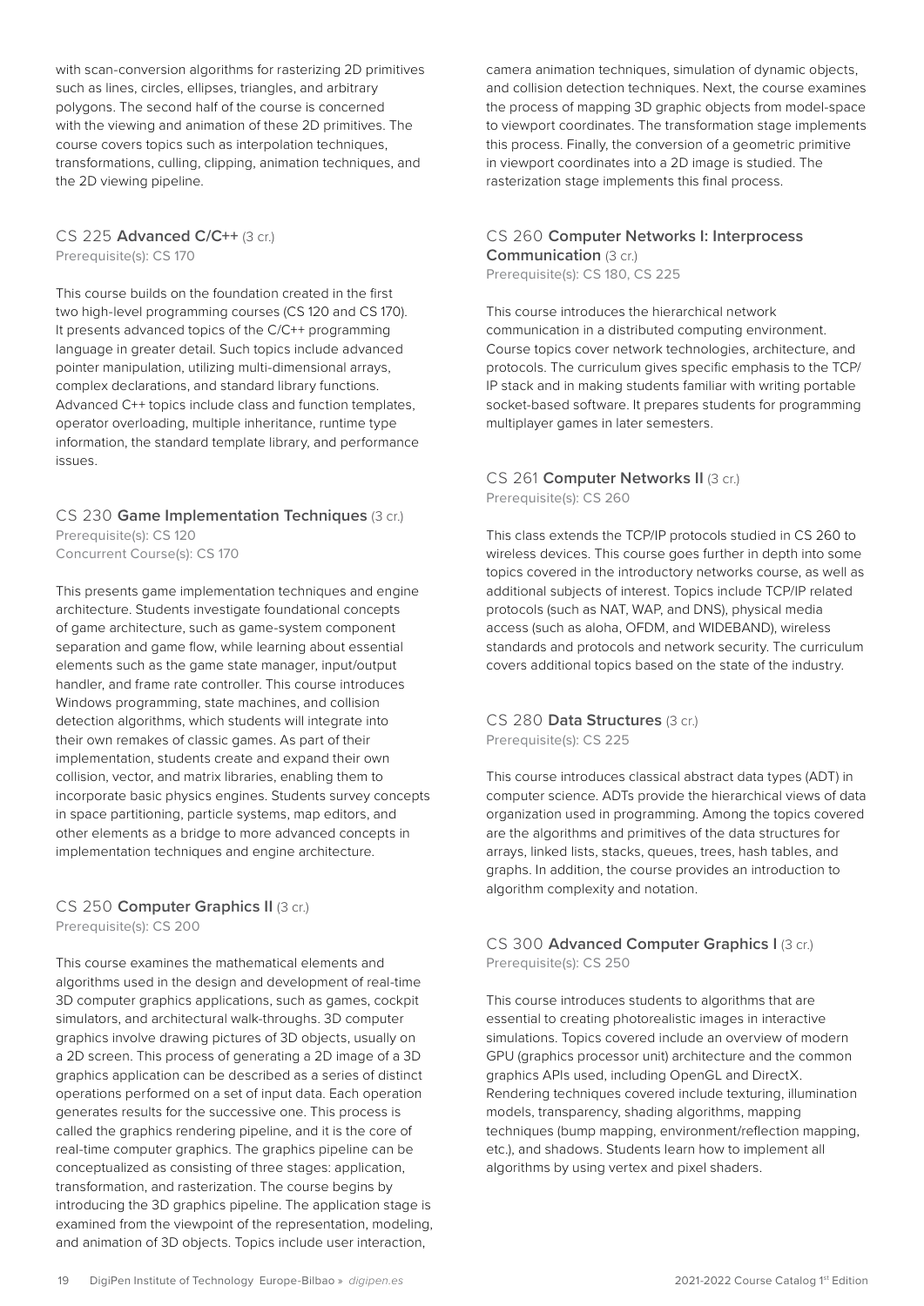with scan-conversion algorithms for rasterizing 2D primitives such as lines, circles, ellipses, triangles, and arbitrary polygons. The second half of the course is concerned with the viewing and animation of these 2D primitives. The course covers topics such as interpolation techniques, transformations, culling, clipping, animation techniques, and the 2D viewing pipeline.

### CS 225 **Advanced C/C++** (3 cr.)

Prerequisite(s): CS 170

This course builds on the foundation created in the first two high-level programming courses (CS 120 and CS 170). It presents advanced topics of the C/C++ programming language in greater detail. Such topics include advanced pointer manipulation, utilizing multi-dimensional arrays, complex declarations, and standard library functions. Advanced C++ topics include class and function templates, operator overloading, multiple inheritance, runtime type information, the standard template library, and performance issues.

### CS 230 **Game Implementation Techniques** (3 cr.)

Prerequisite(s): CS 120
Concurrent Course(s): CS 170

This presents game implementation techniques and engine architecture. Students investigate foundational concepts of game architecture, such as game-system component separation and game flow, while learning about essential elements such as the game state manager, input/output handler, and frame rate controller. This course introduces Windows programming, state machines, and collision detection algorithms, which students will integrate into their own remakes of classic games. As part of their implementation, students create and expand their own collision, vector, and matrix libraries, enabling them to incorporate basic physics engines. Students survey concepts in space partitioning, particle systems, map editors, and other elements as a bridge to more advanced concepts in implementation techniques and engine architecture.

### CS 250 **Computer Graphics II** (3 cr.)

Prerequisite(s): CS 200

This course examines the mathematical elements and algorithms used in the design and development of real-time 3D computer graphics applications, such as games, cockpit simulators, and architectural walk-throughs. 3D computer graphics involve drawing pictures of 3D objects, usually on a 2D screen. This process of generating a 2D image of a 3D graphics application can be described as a series of distinct operations performed on a set of input data. Each operation generates results for the successive one. This process is called the graphics rendering pipeline, and it is the core of real-time computer graphics. The graphics pipeline can be conceptualized as consisting of three stages: application, transformation, and rasterization. The course begins by introducing the 3D graphics pipeline. The application stage is examined from the viewpoint of the representation, modeling, and animation of 3D objects. Topics include user interaction, camera animation techniques, simulation of dynamic objects, and collision detection techniques. Next, the course examines the process of mapping 3D graphic objects from model-space to viewport coordinates. The transformation stage implements this process. Finally, the conversion of a geometric primitive in viewport coordinates into a 2D image is studied. The rasterization stage implements this final process.

### CS 260 **Computer Networks I: Interprocess Communication** (3 cr.)

Prerequisite(s): CS 180, CS 225

This course introduces the hierarchical network communication in a distributed computing environment. Course topics cover network technologies, architecture, and protocols. The curriculum gives specific emphasis to the TCP/IP stack and in making students familiar with writing portable socket-based software. It prepares students for programming multiplayer games in later semesters.

### CS 261 **Computer Networks II** (3 cr.)

Prerequisite(s): CS 260

This class extends the TCP/IP protocols studied in CS 260 to wireless devices. This course goes further in depth into some topics covered in the introductory networks course, as well as additional subjects of interest. Topics include TCP/IP related protocols (such as NAT, WAP, and DNS), physical media access (such as aloha, OFDM, and WIDEBAND), wireless standards and protocols and network security. The curriculum covers additional topics based on the state of the industry.

### CS 280 **Data Structures** (3 cr.)

Prerequisite(s): CS 225

This course introduces classical abstract data types (ADT) in computer science. ADTs provide the hierarchical views of data organization used in programming. Among the topics covered are the algorithms and primitives of the data structures for arrays, linked lists, stacks, queues, trees, hash tables, and graphs. In addition, the course provides an introduction to algorithm complexity and notation.

### CS 300 **Advanced Computer Graphics I** (3 cr.)

Prerequisite(s): CS 250

This course introduces students to algorithms that are essential to creating photorealistic images in interactive simulations. Topics covered include an overview of modern GPU (graphics processor unit) architecture and the common graphics APIs used, including OpenGL and DirectX. Rendering techniques covered include texturing, illumination models, transparency, shading algorithms, mapping techniques (bump mapping, environment/reflection mapping, etc.), and shadows. Students learn how to implement all algorithms by using vertex and pixel shaders.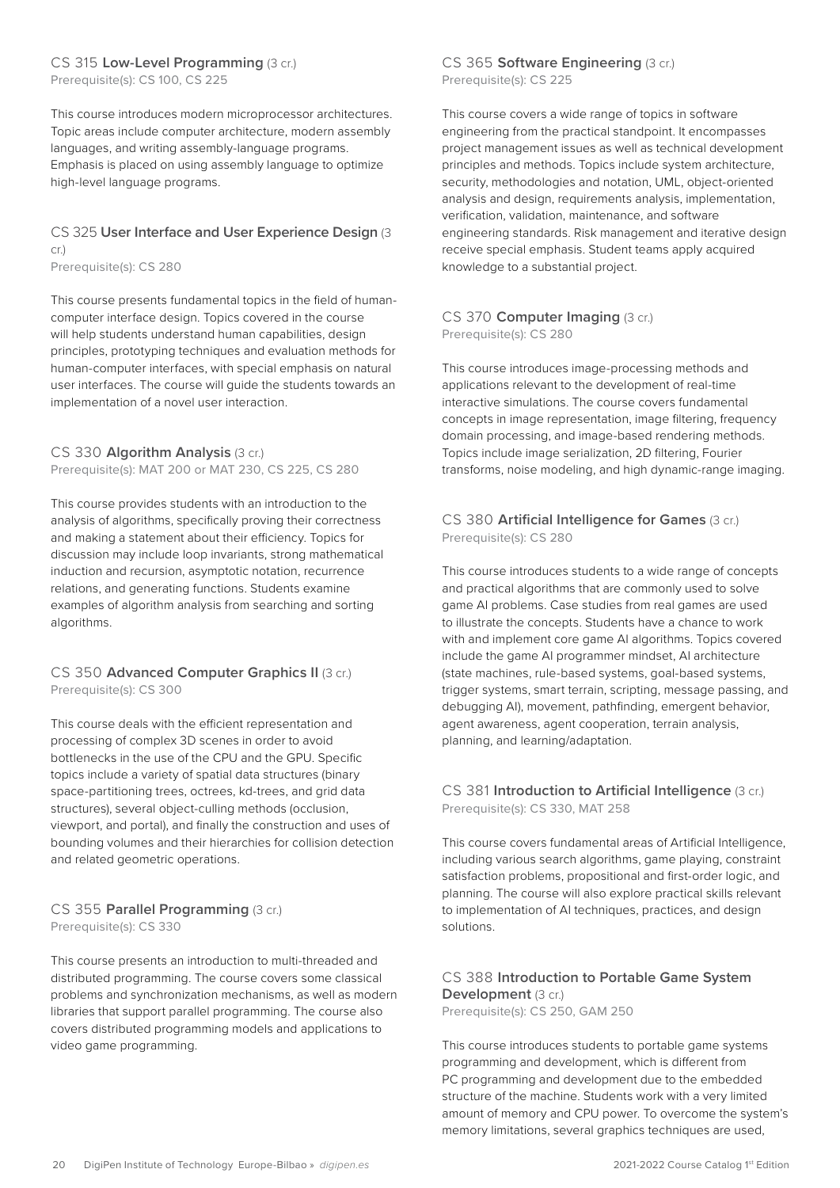### CS 315 **Low-Level Programming** (3 cr.)

Prerequisite(s): CS 100, CS 225

This course introduces modern microprocessor architectures. Topic areas include computer architecture, modern assembly languages, and writing assembly-language programs. Emphasis is placed on using assembly language to optimize high-level language programs.

### CS 325 **User Interface and User Experience Design** (3 cr.)

Prerequisite(s): CS 280

This course presents fundamental topics in the field of human-computer interface design. Topics covered in the course will help students understand human capabilities, design principles, prototyping techniques and evaluation methods for human-computer interfaces, with special emphasis on natural user interfaces. The course will guide the students towards an implementation of a novel user interaction.

### CS 330 **Algorithm Analysis** (3 cr.)

Prerequisite(s): MAT 200 or MAT 230, CS 225, CS 280

This course provides students with an introduction to the analysis of algorithms, specifically proving their correctness and making a statement about their efficiency. Topics for discussion may include loop invariants, strong mathematical induction and recursion, asymptotic notation, recurrence relations, and generating functions. Students examine examples of algorithm analysis from searching and sorting algorithms.

### CS 350 **Advanced Computer Graphics II** (3 cr.)

Prerequisite(s): CS 300

This course deals with the efficient representation and processing of complex 3D scenes in order to avoid bottlenecks in the use of the CPU and the GPU. Specific topics include a variety of spatial data structures (binary space-partitioning trees, octrees, kd-trees, and grid data structures), several object-culling methods (occlusion, viewport, and portal), and finally the construction and uses of bounding volumes and their hierarchies for collision detection and related geometric operations.

### CS 355 **Parallel Programming** (3 cr.)

Prerequisite(s): CS 330

This course presents an introduction to multi-threaded and distributed programming. The course covers some classical problems and synchronization mechanisms, as well as modern libraries that support parallel programming. The course also covers distributed programming models and applications to video game programming.

### CS 365 **Software Engineering** (3 cr.)

Prerequisite(s): CS 225

This course covers a wide range of topics in software engineering from the practical standpoint. It encompasses project management issues as well as technical development principles and methods. Topics include system architecture, security, methodologies and notation, UML, object-oriented analysis and design, requirements analysis, implementation, verification, validation, maintenance, and software engineering standards. Risk management and iterative design receive special emphasis. Student teams apply acquired knowledge to a substantial project.

### CS 370 **Computer Imaging** (3 cr.)

Prerequisite(s): CS 280

This course introduces image-processing methods and applications relevant to the development of real-time interactive simulations. The course covers fundamental concepts in image representation, image filtering, frequency domain processing, and image-based rendering methods. Topics include image serialization, 2D filtering, Fourier transforms, noise modeling, and high dynamic-range imaging.

### CS 380 **Artificial Intelligence for Games** (3 cr.)

Prerequisite(s): CS 280

This course introduces students to a wide range of concepts and practical algorithms that are commonly used to solve game AI problems. Case studies from real games are used to illustrate the concepts. Students have a chance to work with and implement core game AI algorithms. Topics covered include the game AI programmer mindset, AI architecture (state machines, rule-based systems, goal-based systems, trigger systems, smart terrain, scripting, message passing, and debugging AI), movement, pathfinding, emergent behavior, agent awareness, agent cooperation, terrain analysis, planning, and learning/adaptation.

### CS 381 **Introduction to Artificial Intelligence** (3 cr.)

Prerequisite(s): CS 330, MAT 258

This course covers fundamental areas of Artificial Intelligence, including various search algorithms, game playing, constraint satisfaction problems, propositional and first-order logic, and planning. The course will also explore practical skills relevant to implementation of AI techniques, practices, and design solutions.

### CS 388 **Introduction to Portable Game System Development** (3 cr.)

Prerequisite(s): CS 250, GAM 250

This course introduces students to portable game systems programming and development, which is different from PC programming and development due to the embedded structure of the machine. Students work with a very limited amount of memory and CPU power. To overcome the system's memory limitations, several graphics techniques are used,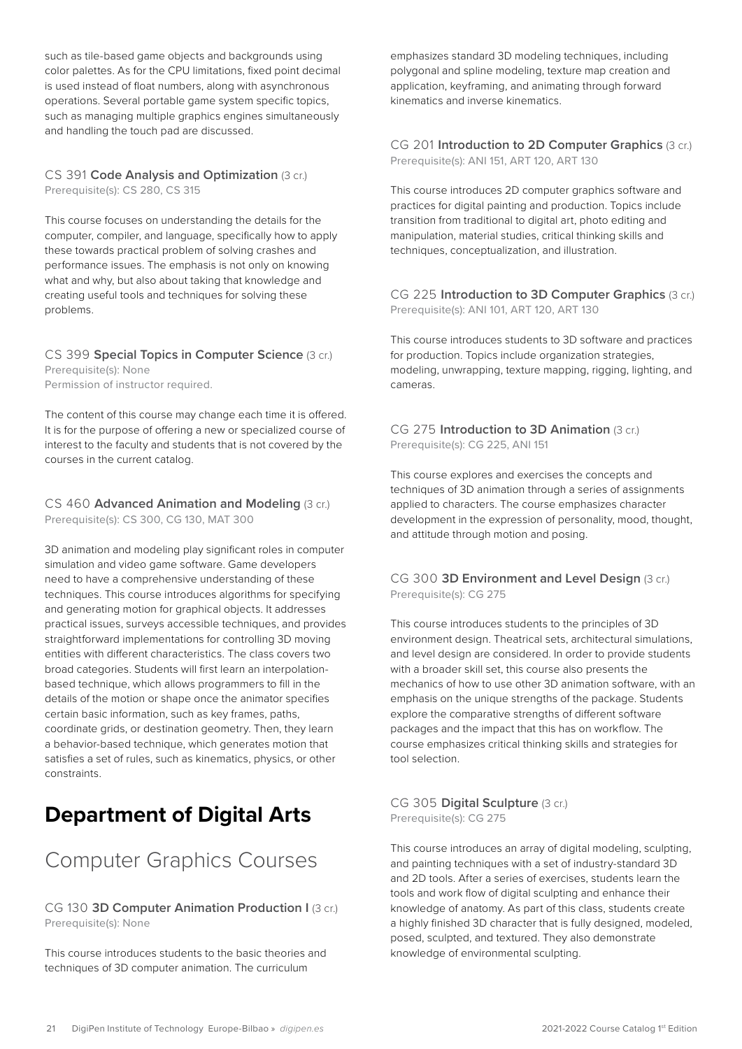such as tile-based game objects and backgrounds using color palettes. As for the CPU limitations, fixed point decimal is used instead of float numbers, along with asynchronous operations. Several portable game system specific topics, such as managing multiple graphics engines simultaneously and handling the touch pad are discussed.

CS 391 **Code Analysis and Optimization** (3 cr.)
Prerequisite(s): CS 280, CS 315

This course focuses on understanding the details for the computer, compiler, and language, specifically how to apply these towards practical problem of solving crashes and performance issues. The emphasis is not only on knowing what and why, but also about taking that knowledge and creating useful tools and techniques for solving these problems.

CS 399 **Special Topics in Computer Science** (3 cr.)
Prerequisite(s): None
Permission of instructor required.

The content of this course may change each time it is offered. It is for the purpose of offering a new or specialized course of interest to the faculty and students that is not covered by the courses in the current catalog.

CS 460 **Advanced Animation and Modeling** (3 cr.)
Prerequisite(s): CS 300, CG 130, MAT 300

3D animation and modeling play significant roles in computer simulation and video game software. Game developers need to have a comprehensive understanding of these techniques. This course introduces algorithms for specifying and generating motion for graphical objects. It addresses practical issues, surveys accessible techniques, and provides straightforward implementations for controlling 3D moving entities with different characteristics. The class covers two broad categories. Students will first learn an interpolation-based technique, which allows programmers to fill in the details of the motion or shape once the animator specifies certain basic information, such as key frames, paths, coordinate grids, or destination geometry. Then, they learn a behavior-based technique, which generates motion that satisfies a set of rules, such as kinematics, physics, or other constraints.

# Department of Digital Arts

## Computer Graphics Courses

CG 130 **3D Computer Animation Production I** (3 cr.)
Prerequisite(s): None

This course introduces students to the basic theories and techniques of 3D computer animation. The curriculum emphasizes standard 3D modeling techniques, including polygonal and spline modeling, texture map creation and application, keyframing, and animating through forward kinematics and inverse kinematics.

CG 201 **Introduction to 2D Computer Graphics** (3 cr.)
Prerequisite(s): ANI 151, ART 120, ART 130

This course introduces 2D computer graphics software and practices for digital painting and production. Topics include transition from traditional to digital art, photo editing and manipulation, material studies, critical thinking skills and techniques, conceptualization, and illustration.

CG 225 **Introduction to 3D Computer Graphics** (3 cr.)
Prerequisite(s): ANI 101, ART 120, ART 130

This course introduces students to 3D software and practices for production. Topics include organization strategies, modeling, unwrapping, texture mapping, rigging, lighting, and cameras.

CG 275 **Introduction to 3D Animation** (3 cr.)
Prerequisite(s): CG 225, ANI 151

This course explores and exercises the concepts and techniques of 3D animation through a series of assignments applied to characters. The course emphasizes character development in the expression of personality, mood, thought, and attitude through motion and posing.

CG 300 **3D Environment and Level Design** (3 cr.)
Prerequisite(s): CG 275

This course introduces students to the principles of 3D environment design. Theatrical sets, architectural simulations, and level design are considered. In order to provide students with a broader skill set, this course also presents the mechanics of how to use other 3D animation software, with an emphasis on the unique strengths of the package. Students explore the comparative strengths of different software packages and the impact that this has on workflow. The course emphasizes critical thinking skills and strategies for tool selection.

CG 305 **Digital Sculpture** (3 cr.)
Prerequisite(s): CG 275

This course introduces an array of digital modeling, sculpting, and painting techniques with a set of industry-standard 3D and 2D tools. After a series of exercises, students learn the tools and work flow of digital sculpting and enhance their knowledge of anatomy. As part of this class, students create a highly finished 3D character that is fully designed, modeled, posed, sculpted, and textured. They also demonstrate knowledge of environmental sculpting.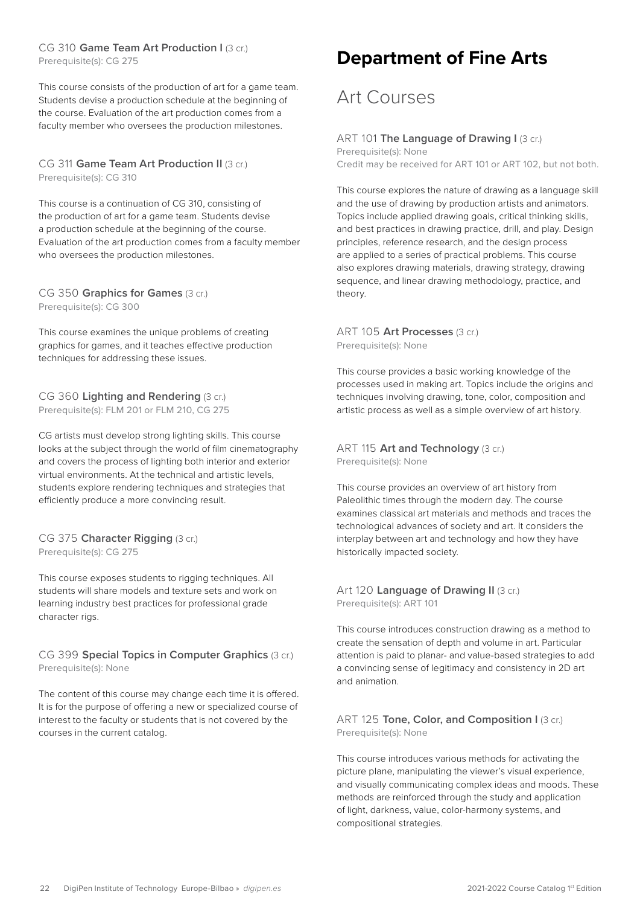CG 310 **Game Team Art Production I** (3 cr.)
Prerequisite(s): CG 275

This course consists of the production of art for a game team. Students devise a production schedule at the beginning of the course. Evaluation of the art production comes from a faculty member who oversees the production milestones.

CG 311 **Game Team Art Production II** (3 cr.)
Prerequisite(s): CG 310

This course is a continuation of CG 310, consisting of the production of art for a game team. Students devise a production schedule at the beginning of the course. Evaluation of the art production comes from a faculty member who oversees the production milestones.

CG 350 **Graphics for Games** (3 cr.)
Prerequisite(s): CG 300

This course examines the unique problems of creating graphics for games, and it teaches effective production techniques for addressing these issues.

CG 360 **Lighting and Rendering** (3 cr.)
Prerequisite(s): FLM 201 or FLM 210, CG 275

CG artists must develop strong lighting skills. This course looks at the subject through the world of film cinematography and covers the process of lighting both interior and exterior virtual environments. At the technical and artistic levels, students explore rendering techniques and strategies that efficiently produce a more convincing result.

CG 375 **Character Rigging** (3 cr.)
Prerequisite(s): CG 275

This course exposes students to rigging techniques. All students will share models and texture sets and work on learning industry best practices for professional grade character rigs.

CG 399 **Special Topics in Computer Graphics** (3 cr.)
Prerequisite(s): None

The content of this course may change each time it is offered. It is for the purpose of offering a new or specialized course of interest to the faculty or students that is not covered by the courses in the current catalog.

# Department of Fine Arts

## Art Courses

ART 101 **The Language of Drawing I** (3 cr.)
Prerequisite(s): None
Credit may be received for ART 101 or ART 102, but not both.

This course explores the nature of drawing as a language skill and the use of drawing by production artists and animators. Topics include applied drawing goals, critical thinking skills, and best practices in drawing practice, drill, and play. Design principles, reference research, and the design process are applied to a series of practical problems. This course also explores drawing materials, drawing strategy, drawing sequence, and linear drawing methodology, practice, and theory.

ART 105 **Art Processes** (3 cr.)
Prerequisite(s): None

This course provides a basic working knowledge of the processes used in making art. Topics include the origins and techniques involving drawing, tone, color, composition and artistic process as well as a simple overview of art history.

ART 115 **Art and Technology** (3 cr.)
Prerequisite(s): None

This course provides an overview of art history from Paleolithic times through the modern day. The course examines classical art materials and methods and traces the technological advances of society and art. It considers the interplay between art and technology and how they have historically impacted society.

Art 120 **Language of Drawing II** (3 cr.)
Prerequisite(s): ART 101

This course introduces construction drawing as a method to create the sensation of depth and volume in art. Particular attention is paid to planar- and value-based strategies to add a convincing sense of legitimacy and consistency in 2D art and animation.

ART 125 **Tone, Color, and Composition I** (3 cr.)
Prerequisite(s): None

This course introduces various methods for activating the picture plane, manipulating the viewer's visual experience, and visually communicating complex ideas and moods. These methods are reinforced through the study and application of light, darkness, value, color-harmony systems, and compositional strategies.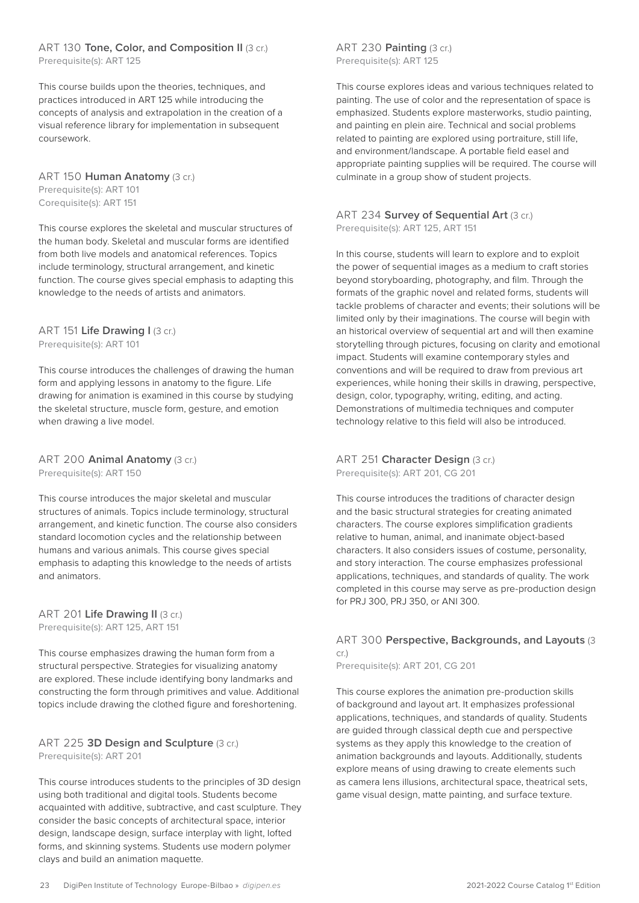### ART 130 **Tone, Color, and Composition II** (3 cr.)

Prerequisite(s): ART 125

This course builds upon the theories, techniques, and practices introduced in ART 125 while introducing the concepts of analysis and extrapolation in the creation of a visual reference library for implementation in subsequent coursework.

### ART 150 **Human Anatomy** (3 cr.)

Prerequisite(s): ART 101
Corequisite(s): ART 151

This course explores the skeletal and muscular structures of the human body. Skeletal and muscular forms are identified from both live models and anatomical references. Topics include terminology, structural arrangement, and kinetic function. The course gives special emphasis to adapting this knowledge to the needs of artists and animators.

### ART 151 **Life Drawing I** (3 cr.)

Prerequisite(s): ART 101

This course introduces the challenges of drawing the human form and applying lessons in anatomy to the figure. Life drawing for animation is examined in this course by studying the skeletal structure, muscle form, gesture, and emotion when drawing a live model.

### ART 200 **Animal Anatomy** (3 cr.)

Prerequisite(s): ART 150

This course introduces the major skeletal and muscular structures of animals. Topics include terminology, structural arrangement, and kinetic function. The course also considers standard locomotion cycles and the relationship between humans and various animals. This course gives special emphasis to adapting this knowledge to the needs of artists and animators.

### ART 201 **Life Drawing II** (3 cr.)

Prerequisite(s): ART 125, ART 151

This course emphasizes drawing the human form from a structural perspective. Strategies for visualizing anatomy are explored. These include identifying bony landmarks and constructing the form through primitives and value. Additional topics include drawing the clothed figure and foreshortening.

### ART 225 **3D Design and Sculpture** (3 cr.)

Prerequisite(s): ART 201

This course introduces students to the principles of 3D design using both traditional and digital tools. Students become acquainted with additive, subtractive, and cast sculpture. They consider the basic concepts of architectural space, interior design, landscape design, surface interplay with light, lofted forms, and skinning systems. Students use modern polymer clays and build an animation maquette.

### ART 230 **Painting** (3 cr.)

Prerequisite(s): ART 125

This course explores ideas and various techniques related to painting. The use of color and the representation of space is emphasized. Students explore masterworks, studio painting, and painting en plein aire. Technical and social problems related to painting are explored using portraiture, still life, and environment/landscape. A portable field easel and appropriate painting supplies will be required. The course will culminate in a group show of student projects.

### ART 234 **Survey of Sequential Art** (3 cr.)

Prerequisite(s): ART 125, ART 151

In this course, students will learn to explore and to exploit the power of sequential images as a medium to craft stories beyond storyboarding, photography, and film. Through the formats of the graphic novel and related forms, students will tackle problems of character and events; their solutions will be limited only by their imaginations. The course will begin with an historical overview of sequential art and will then examine storytelling through pictures, focusing on clarity and emotional impact. Students will examine contemporary styles and conventions and will be required to draw from previous art experiences, while honing their skills in drawing, perspective, design, color, typography, writing, editing, and acting. Demonstrations of multimedia techniques and computer technology relative to this field will also be introduced.

### ART 251 **Character Design** (3 cr.)

Prerequisite(s): ART 201, CG 201

This course introduces the traditions of character design and the basic structural strategies for creating animated characters. The course explores simplification gradients relative to human, animal, and inanimate object-based characters. It also considers issues of costume, personality, and story interaction. The course emphasizes professional applications, techniques, and standards of quality. The work completed in this course may serve as pre-production design for PRJ 300, PRJ 350, or ANI 300.

### ART 300 **Perspective, Backgrounds, and Layouts** (3 cr.)

Prerequisite(s): ART 201, CG 201

This course explores the animation pre-production skills of background and layout art. It emphasizes professional applications, techniques, and standards of quality. Students are guided through classical depth cue and perspective systems as they apply this knowledge to the creation of animation backgrounds and layouts. Additionally, students explore means of using drawing to create elements such as camera lens illusions, architectural space, theatrical sets, game visual design, matte painting, and surface texture.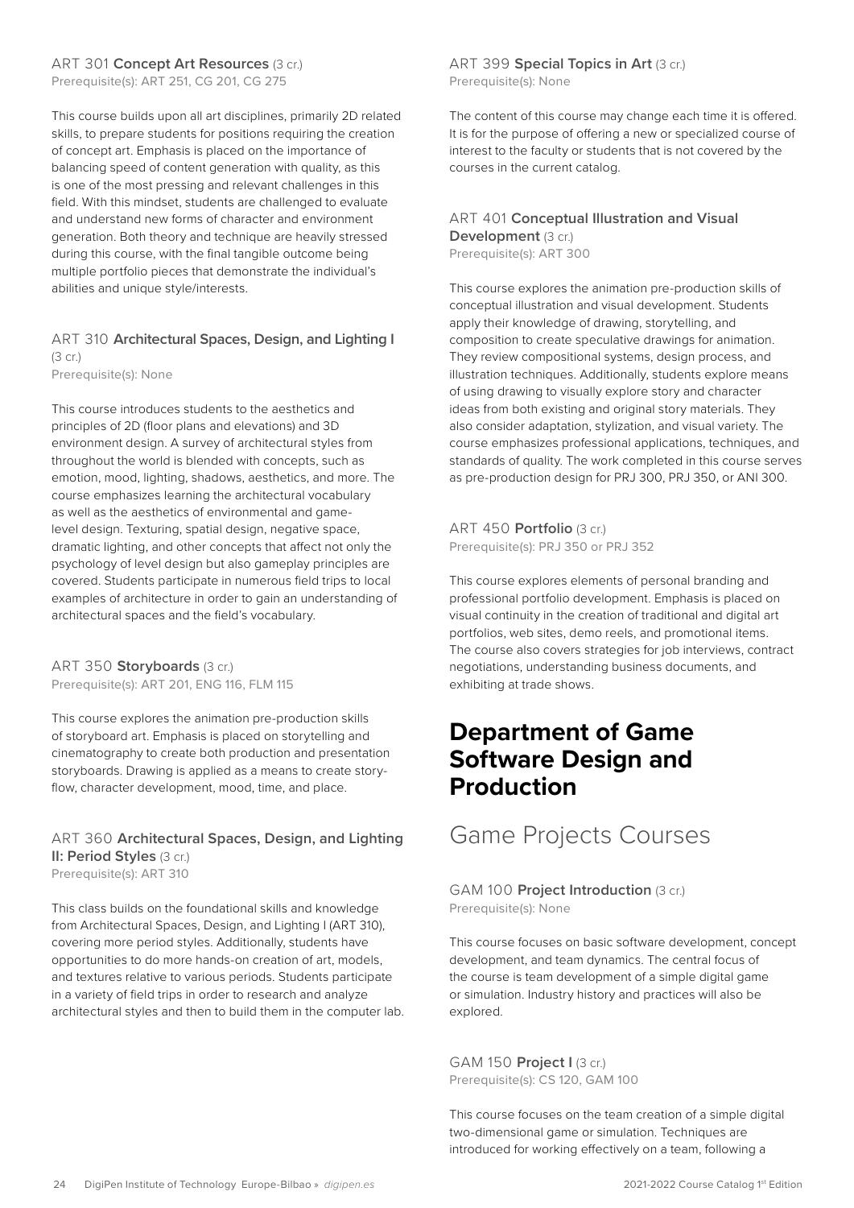ART 301 **Concept Art Resources** (3 cr.)
Prerequisite(s): ART 251, CG 201, CG 275

This course builds upon all art disciplines, primarily 2D related skills, to prepare students for positions requiring the creation of concept art. Emphasis is placed on the importance of balancing speed of content generation with quality, as this is one of the most pressing and relevant challenges in this field. With this mindset, students are challenged to evaluate and understand new forms of character and environment generation. Both theory and technique are heavily stressed during this course, with the final tangible outcome being multiple portfolio pieces that demonstrate the individual's abilities and unique style/interests.

ART 310 **Architectural Spaces, Design, and Lighting I** (3 cr.)
Prerequisite(s): None

This course introduces students to the aesthetics and principles of 2D (floor plans and elevations) and 3D environment design. A survey of architectural styles from throughout the world is blended with concepts, such as emotion, mood, lighting, shadows, aesthetics, and more. The course emphasizes learning the architectural vocabulary as well as the aesthetics of environmental and game-level design. Texturing, spatial design, negative space, dramatic lighting, and other concepts that affect not only the psychology of level design but also gameplay principles are covered. Students participate in numerous field trips to local examples of architecture in order to gain an understanding of architectural spaces and the field's vocabulary.

ART 350 **Storyboards** (3 cr.)
Prerequisite(s): ART 201, ENG 116, FLM 115

This course explores the animation pre-production skills of storyboard art. Emphasis is placed on storytelling and cinematography to create both production and presentation storyboards. Drawing is applied as a means to create story-flow, character development, mood, time, and place.

ART 360 **Architectural Spaces, Design, and Lighting II: Period Styles** (3 cr.)
Prerequisite(s): ART 310

This class builds on the foundational skills and knowledge from Architectural Spaces, Design, and Lighting I (ART 310), covering more period styles. Additionally, students have opportunities to do more hands-on creation of art, models, and textures relative to various periods. Students participate in a variety of field trips in order to research and analyze architectural styles and then to build them in the computer lab.

ART 399 **Special Topics in Art** (3 cr.)
Prerequisite(s): None

The content of this course may change each time it is offered. It is for the purpose of offering a new or specialized course of interest to the faculty or students that is not covered by the courses in the current catalog.

ART 401 **Conceptual Illustration and Visual Development** (3 cr.)
Prerequisite(s): ART 300

This course explores the animation pre-production skills of conceptual illustration and visual development. Students apply their knowledge of drawing, storytelling, and composition to create speculative drawings for animation. They review compositional systems, design process, and illustration techniques. Additionally, students explore means of using drawing to visually explore story and character ideas from both existing and original story materials. They also consider adaptation, stylization, and visual variety. The course emphasizes professional applications, techniques, and standards of quality. The work completed in this course serves as pre-production design for PRJ 300, PRJ 350, or ANI 300.

ART 450 **Portfolio** (3 cr.)
Prerequisite(s): PRJ 350 or PRJ 352

This course explores elements of personal branding and professional portfolio development. Emphasis is placed on visual continuity in the creation of traditional and digital art portfolios, web sites, demo reels, and promotional items. The course also covers strategies for job interviews, contract negotiations, understanding business documents, and exhibiting at trade shows.

# Department of Game Software Design and Production

## Game Projects Courses

GAM 100 **Project Introduction** (3 cr.)
Prerequisite(s): None

This course focuses on basic software development, concept development, and team dynamics. The central focus of the course is team development of a simple digital game or simulation. Industry history and practices will also be explored.

GAM 150 **Project I** (3 cr.)
Prerequisite(s): CS 120, GAM 100

This course focuses on the team creation of a simple digital two-dimensional game or simulation. Techniques are introduced for working effectively on a team, following a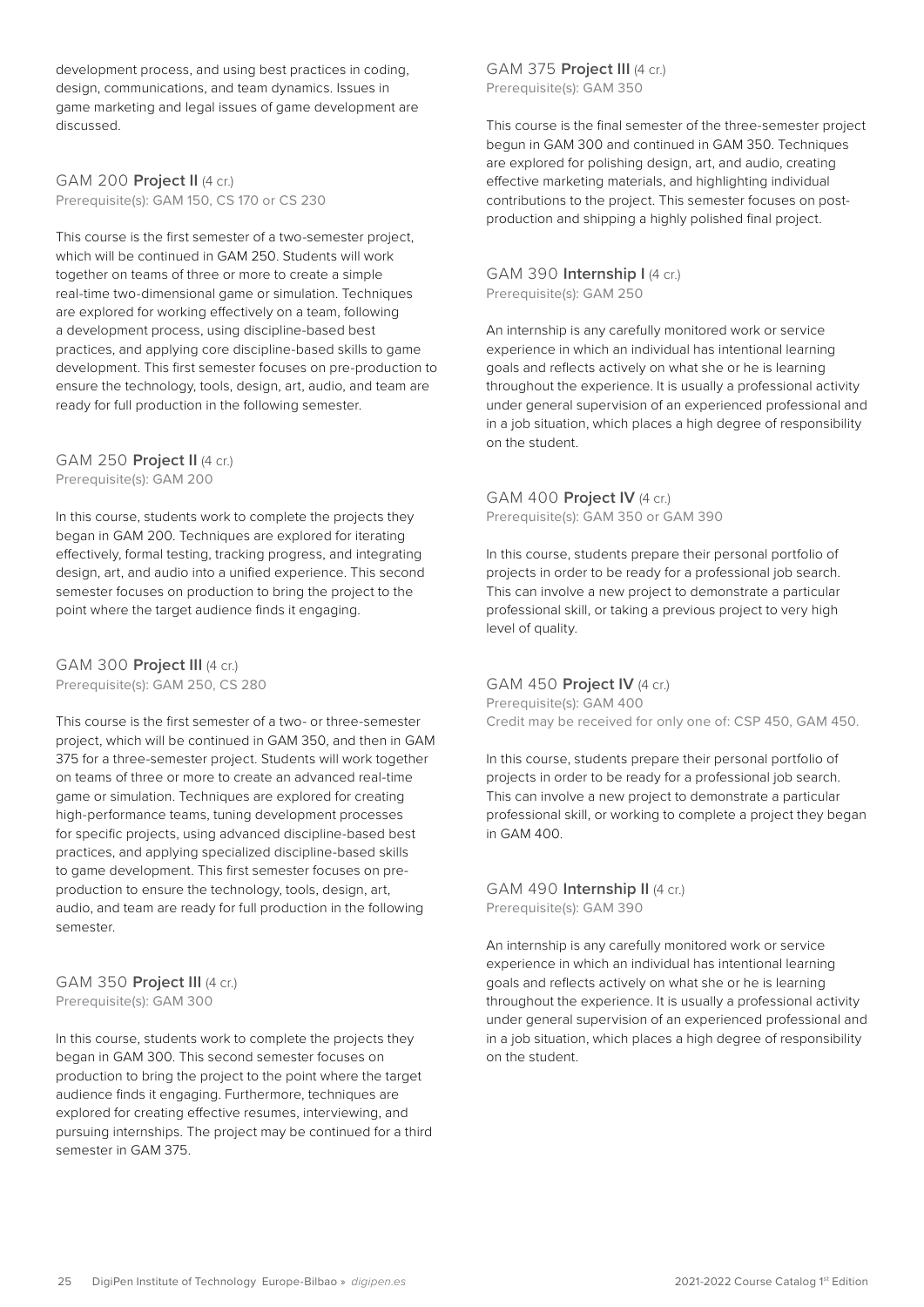development process, and using best practices in coding, design, communications, and team dynamics. Issues in game marketing and legal issues of game development are discussed.

### GAM 200 **Project II** (4 cr.)

Prerequisite(s): GAM 150, CS 170 or CS 230

This course is the first semester of a two-semester project, which will be continued in GAM 250. Students will work together on teams of three or more to create a simple real-time two-dimensional game or simulation. Techniques are explored for working effectively on a team, following a development process, using discipline-based best practices, and applying core discipline-based skills to game development. This first semester focuses on pre-production to ensure the technology, tools, design, art, audio, and team are ready for full production in the following semester.

### GAM 250 **Project II** (4 cr.)

Prerequisite(s): GAM 200

In this course, students work to complete the projects they began in GAM 200. Techniques are explored for iterating effectively, formal testing, tracking progress, and integrating design, art, and audio into a unified experience. This second semester focuses on production to bring the project to the point where the target audience finds it engaging.

### GAM 300 **Project III** (4 cr.)

Prerequisite(s): GAM 250, CS 280

This course is the first semester of a two- or three-semester project, which will be continued in GAM 350, and then in GAM 375 for a three-semester project. Students will work together on teams of three or more to create an advanced real-time game or simulation. Techniques are explored for creating high-performance teams, tuning development processes for specific projects, using advanced discipline-based best practices, and applying specialized discipline-based skills to game development. This first semester focuses on pre-production to ensure the technology, tools, design, art, audio, and team are ready for full production in the following semester.

### GAM 350 **Project III** (4 cr.)

Prerequisite(s): GAM 300

In this course, students work to complete the projects they began in GAM 300. This second semester focuses on production to bring the project to the point where the target audience finds it engaging. Furthermore, techniques are explored for creating effective resumes, interviewing, and pursuing internships. The project may be continued for a third semester in GAM 375.

### GAM 375 **Project III** (4 cr.)

Prerequisite(s): GAM 350

This course is the final semester of the three-semester project begun in GAM 300 and continued in GAM 350. Techniques are explored for polishing design, art, and audio, creating effective marketing materials, and highlighting individual contributions to the project. This semester focuses on post-production and shipping a highly polished final project.

### GAM 390 **Internship I** (4 cr.)

Prerequisite(s): GAM 250

An internship is any carefully monitored work or service experience in which an individual has intentional learning goals and reflects actively on what she or he is learning throughout the experience. It is usually a professional activity under general supervision of an experienced professional and in a job situation, which places a high degree of responsibility on the student.

### GAM 400 **Project IV** (4 cr.)

Prerequisite(s): GAM 350 or GAM 390

In this course, students prepare their personal portfolio of projects in order to be ready for a professional job search. This can involve a new project to demonstrate a particular professional skill, or taking a previous project to very high level of quality.

### GAM 450 **Project IV** (4 cr.)

Prerequisite(s): GAM 400
Credit may be received for only one of: CSP 450, GAM 450.

In this course, students prepare their personal portfolio of projects in order to be ready for a professional job search. This can involve a new project to demonstrate a particular professional skill, or working to complete a project they began in GAM 400.

### GAM 490 **Internship II** (4 cr.)

Prerequisite(s): GAM 390

An internship is any carefully monitored work or service experience in which an individual has intentional learning goals and reflects actively on what she or he is learning throughout the experience. It is usually a professional activity under general supervision of an experienced professional and in a job situation, which places a high degree of responsibility on the student.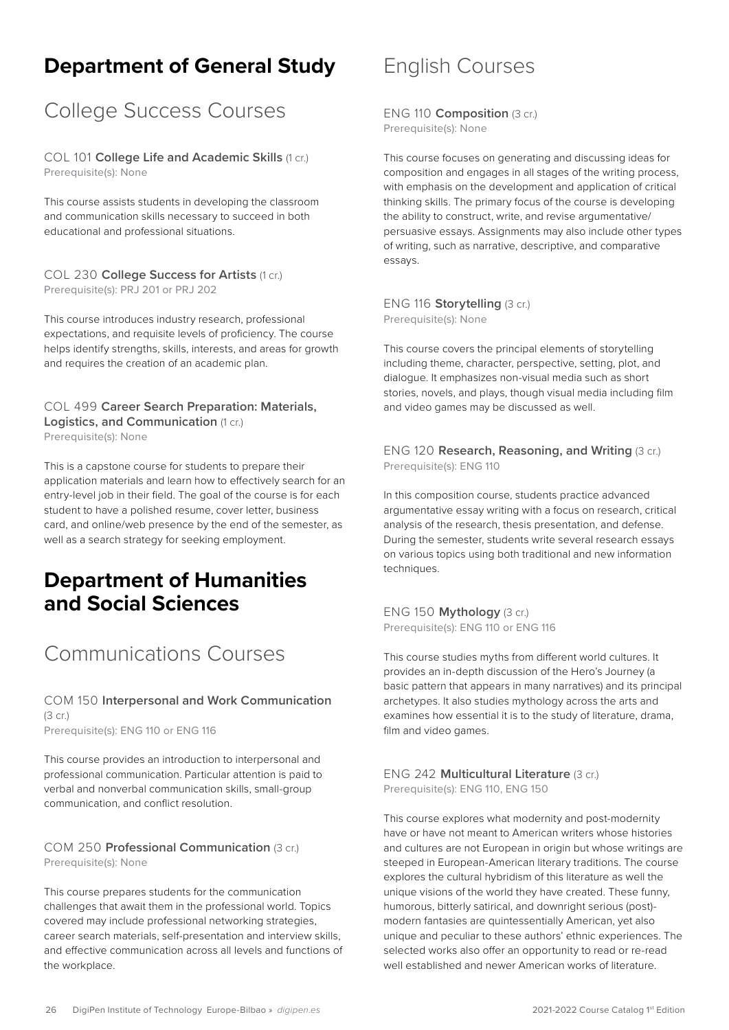# Department of General Study

## College Success Courses

COL 101 **College Life and Academic Skills** (1 cr.)
Prerequisite(s): None

This course assists students in developing the classroom and communication skills necessary to succeed in both educational and professional situations.

COL 230 **College Success for Artists** (1 cr.)
Prerequisite(s): PRJ 201 or PRJ 202

This course introduces industry research, professional expectations, and requisite levels of proficiency. The course helps identify strengths, skills, interests, and areas for growth and requires the creation of an academic plan.

COL 499 **Career Search Preparation: Materials, Logistics, and Communication** (1 cr.)
Prerequisite(s): None

This is a capstone course for students to prepare their application materials and learn how to effectively search for an entry-level job in their field. The goal of the course is for each student to have a polished resume, cover letter, business card, and online/web presence by the end of the semester, as well as a search strategy for seeking employment.

# Department of Humanities and Social Sciences

## Communications Courses

COM 150 **Interpersonal and Work Communication** (3 cr.)
Prerequisite(s): ENG 110 or ENG 116

This course provides an introduction to interpersonal and professional communication. Particular attention is paid to verbal and nonverbal communication skills, small-group communication, and conflict resolution.

COM 250 **Professional Communication** (3 cr.)
Prerequisite(s): None

This course prepares students for the communication challenges that await them in the professional world. Topics covered may include professional networking strategies, career search materials, self-presentation and interview skills, and effective communication across all levels and functions of the workplace.

## English Courses

ENG 110 **Composition** (3 cr.)
Prerequisite(s): None

This course focuses on generating and discussing ideas for composition and engages in all stages of the writing process, with emphasis on the development and application of critical thinking skills. The primary focus of the course is developing the ability to construct, write, and revise argumentative/persuasive essays. Assignments may also include other types of writing, such as narrative, descriptive, and comparative essays.

ENG 116 **Storytelling** (3 cr.)
Prerequisite(s): None

This course covers the principal elements of storytelling including theme, character, perspective, setting, plot, and dialogue. It emphasizes non-visual media such as short stories, novels, and plays, though visual media including film and video games may be discussed as well.

ENG 120 **Research, Reasoning, and Writing** (3 cr.)
Prerequisite(s): ENG 110

In this composition course, students practice advanced argumentative essay writing with a focus on research, critical analysis of the research, thesis presentation, and defense. During the semester, students write several research essays on various topics using both traditional and new information techniques.

ENG 150 **Mythology** (3 cr.)
Prerequisite(s): ENG 110 or ENG 116

This course studies myths from different world cultures. It provides an in-depth discussion of the Hero's Journey (a basic pattern that appears in many narratives) and its principal archetypes. It also studies mythology across the arts and examines how essential it is to the study of literature, drama, film and video games.

ENG 242 **Multicultural Literature** (3 cr.)
Prerequisite(s): ENG 110, ENG 150

This course explores what modernity and post-modernity have or have not meant to American writers whose histories and cultures are not European in origin but whose writings are steeped in European-American literary traditions. The course explores the cultural hybridism of this literature as well the unique visions of the world they have created. These funny, humorous, bitterly satirical, and downright serious (post)-modern fantasies are quintessentially American, yet also unique and peculiar to these authors' ethnic experiences. The selected works also offer an opportunity to read or re-read well established and newer American works of literature.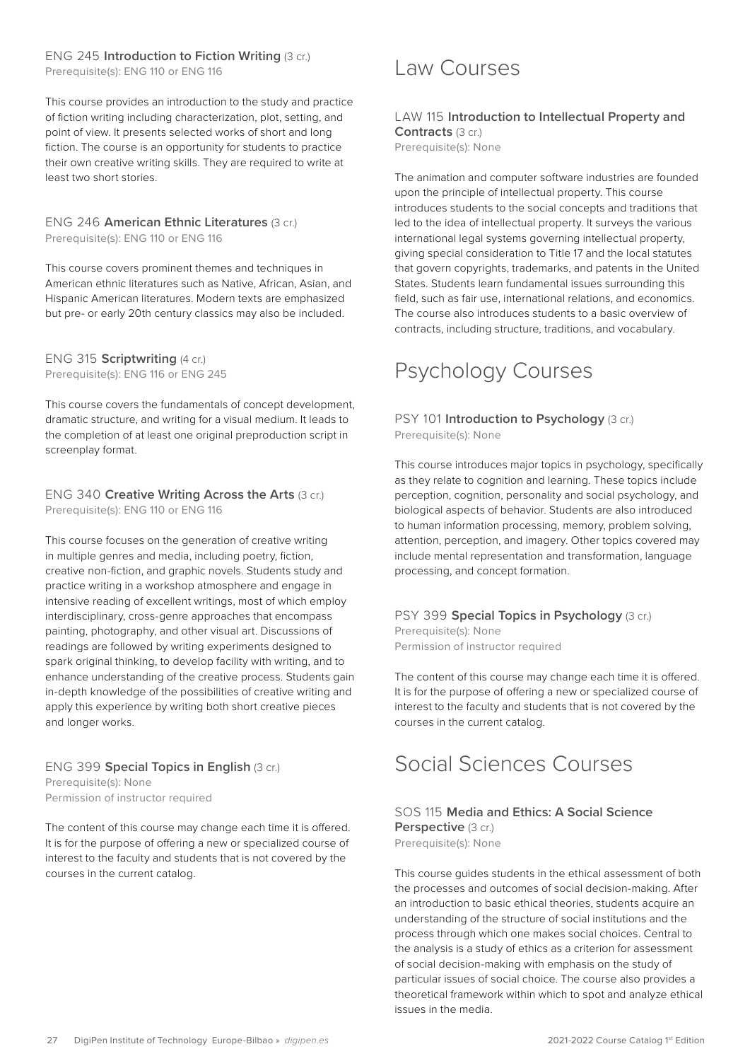### ENG 245 **Introduction to Fiction Writing** (3 cr.)
Prerequisite(s): ENG 110 or ENG 116

This course provides an introduction to the study and practice of fiction writing including characterization, plot, setting, and point of view. It presents selected works of short and long fiction. The course is an opportunity for students to practice their own creative writing skills. They are required to write at least two short stories.

### ENG 246 **American Ethnic Literatures** (3 cr.)
Prerequisite(s): ENG 110 or ENG 116

This course covers prominent themes and techniques in American ethnic literatures such as Native, African, Asian, and Hispanic American literatures. Modern texts are emphasized but pre- or early 20th century classics may also be included.

### ENG 315 **Scriptwriting** (4 cr.)
Prerequisite(s): ENG 116 or ENG 245

This course covers the fundamentals of concept development, dramatic structure, and writing for a visual medium. It leads to the completion of at least one original preproduction script in screenplay format.

### ENG 340 **Creative Writing Across the Arts** (3 cr.)
Prerequisite(s): ENG 110 or ENG 116

This course focuses on the generation of creative writing in multiple genres and media, including poetry, fiction, creative non-fiction, and graphic novels. Students study and practice writing in a workshop atmosphere and engage in intensive reading of excellent writings, most of which employ interdisciplinary, cross-genre approaches that encompass painting, photography, and other visual art. Discussions of readings are followed by writing experiments designed to spark original thinking, to develop facility with writing, and to enhance understanding of the creative process. Students gain in-depth knowledge of the possibilities of creative writing and apply this experience by writing both short creative pieces and longer works.

### ENG 399 **Special Topics in English** (3 cr.)
Prerequisite(s): None
Permission of instructor required

The content of this course may change each time it is offered. It is for the purpose of offering a new or specialized course of interest to the faculty and students that is not covered by the courses in the current catalog.

## Law Courses

### LAW 115 **Introduction to Intellectual Property and Contracts** (3 cr.)
Prerequisite(s): None

The animation and computer software industries are founded upon the principle of intellectual property. This course introduces students to the social concepts and traditions that led to the idea of intellectual property. It surveys the various international legal systems governing intellectual property, giving special consideration to Title 17 and the local statutes that govern copyrights, trademarks, and patents in the United States. Students learn fundamental issues surrounding this field, such as fair use, international relations, and economics. The course also introduces students to a basic overview of contracts, including structure, traditions, and vocabulary.

## Psychology Courses

### PSY 101 **Introduction to Psychology** (3 cr.)
Prerequisite(s): None

This course introduces major topics in psychology, specifically as they relate to cognition and learning. These topics include perception, cognition, personality and social psychology, and biological aspects of behavior. Students are also introduced to human information processing, memory, problem solving, attention, perception, and imagery. Other topics covered may include mental representation and transformation, language processing, and concept formation.

### PSY 399 **Special Topics in Psychology** (3 cr.)
Prerequisite(s): None
Permission of instructor required

The content of this course may change each time it is offered. It is for the purpose of offering a new or specialized course of interest to the faculty and students that is not covered by the courses in the current catalog.

## Social Sciences Courses

### SOS 115 **Media and Ethics: A Social Science Perspective** (3 cr.)
Prerequisite(s): None

This course guides students in the ethical assessment of both the processes and outcomes of social decision-making. After an introduction to basic ethical theories, students acquire an understanding of the structure of social institutions and the process through which one makes social choices. Central to the analysis is a study of ethics as a criterion for assessment of social decision-making with emphasis on the study of particular issues of social choice. The course also provides a theoretical framework within which to spot and analyze ethical issues in the media.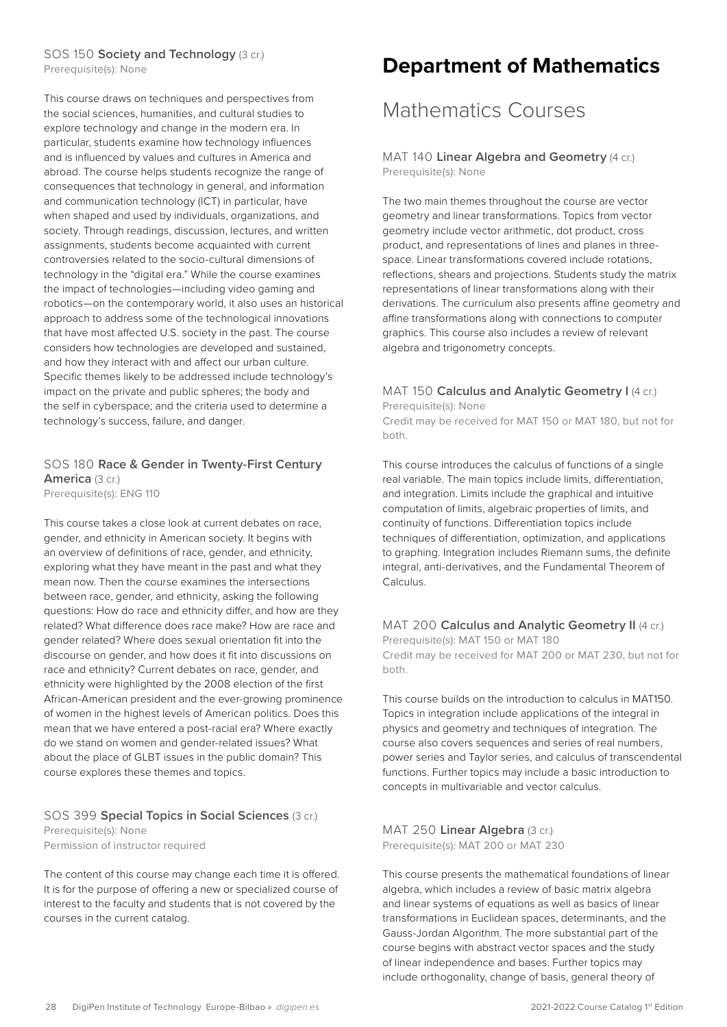SOS 150 **Society and Technology** (3 cr.)
Prerequisite(s): None

This course draws on techniques and perspectives from the social sciences, humanities, and cultural studies to explore technology and change in the modern era. In particular, students examine how technology influences and is influenced by values and cultures in America and abroad. The course helps students recognize the range of consequences that technology in general, and information and communication technology (ICT) in particular, have when shaped and used by individuals, organizations, and society. Through readings, discussion, lectures, and written assignments, students become acquainted with current controversies related to the socio-cultural dimensions of technology in the "digital era." While the course examines the impact of technologies—including video gaming and robotics—on the contemporary world, it also uses an historical approach to address some of the technological innovations that have most affected U.S. society in the past. The course considers how technologies are developed and sustained, and how they interact with and affect our urban culture. Specific themes likely to be addressed include technology's impact on the private and public spheres; the body and the self in cyberspace; and the criteria used to determine a technology's success, failure, and danger.

SOS 180 **Race & Gender in Twenty-First Century America** (3 cr.)
Prerequisite(s): ENG 110

This course takes a close look at current debates on race, gender, and ethnicity in American society. It begins with an overview of definitions of race, gender, and ethnicity, exploring what they have meant in the past and what they mean now. Then the course examines the intersections between race, gender, and ethnicity, asking the following questions: How do race and ethnicity differ, and how are they related? What difference does race make? How are race and gender related? Where does sexual orientation fit into the discourse on gender, and how does it fit into discussions on race and ethnicity? Current debates on race, gender, and ethnicity were highlighted by the 2008 election of the first African-American president and the ever-growing prominence of women in the highest levels of American politics. Does this mean that we have entered a post-racial era? Where exactly do we stand on women and gender-related issues? What about the place of GLBT issues in the public domain? This course explores these themes and topics.

SOS 399 **Special Topics in Social Sciences** (3 cr.)
Prerequisite(s): None
Permission of instructor required

The content of this course may change each time it is offered. It is for the purpose of offering a new or specialized course of interest to the faculty and students that is not covered by the courses in the current catalog.

# Department of Mathematics

## Mathematics Courses

MAT 140 **Linear Algebra and Geometry** (4 cr.)
Prerequisite(s): None

The two main themes throughout the course are vector geometry and linear transformations. Topics from vector geometry include vector arithmetic, dot product, cross product, and representations of lines and planes in three-space. Linear transformations covered include rotations, reflections, shears and projections. Students study the matrix representations of linear transformations along with their derivations. The curriculum also presents affine geometry and affine transformations along with connections to computer graphics. This course also includes a review of relevant algebra and trigonometry concepts.

MAT 150 **Calculus and Analytic Geometry I** (4 cr.)
Prerequisite(s): None
Credit may be received for MAT 150 or MAT 180, but not for both.

This course introduces the calculus of functions of a single real variable. The main topics include limits, differentiation, and integration. Limits include the graphical and intuitive computation of limits, algebraic properties of limits, and continuity of functions. Differentiation topics include techniques of differentiation, optimization, and applications to graphing. Integration includes Riemann sums, the definite integral, anti-derivatives, and the Fundamental Theorem of Calculus.

MAT 200 **Calculus and Analytic Geometry II** (4 cr.)
Prerequisite(s): MAT 150 or MAT 180
Credit may be received for MAT 200 or MAT 230, but not for both.

This course builds on the introduction to calculus in MAT150. Topics in integration include applications of the integral in physics and geometry and techniques of integration. The course also covers sequences and series of real numbers, power series and Taylor series, and calculus of transcendental functions. Further topics may include a basic introduction to concepts in multivariable and vector calculus.

MAT 250 **Linear Algebra** (3 cr.)
Prerequisite(s): MAT 200 or MAT 230

This course presents the mathematical foundations of linear algebra, which includes a review of basic matrix algebra and linear systems of equations as well as basics of linear transformations in Euclidean spaces, determinants, and the Gauss-Jordan Algorithm. The more substantial part of the course begins with abstract vector spaces and the study of linear independence and bases. Further topics may include orthogonality, change of basis, general theory of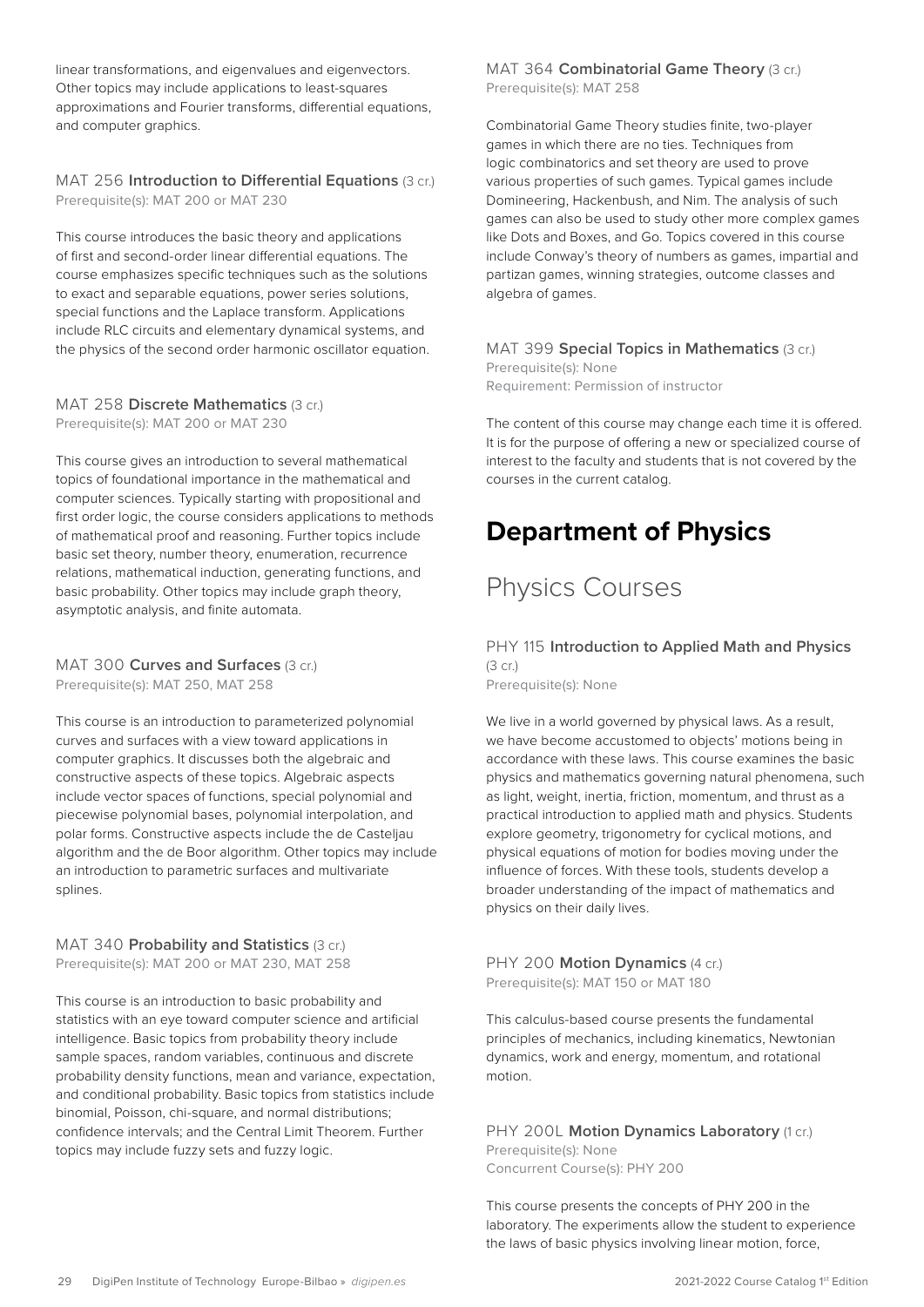linear transformations, and eigenvalues and eigenvectors. Other topics may include applications to least-squares approximations and Fourier transforms, differential equations, and computer graphics.

MAT 256 **Introduction to Differential Equations** (3 cr.)
Prerequisite(s): MAT 200 or MAT 230

This course introduces the basic theory and applications of first and second-order linear differential equations. The course emphasizes specific techniques such as the solutions to exact and separable equations, power series solutions, special functions and the Laplace transform. Applications include RLC circuits and elementary dynamical systems, and the physics of the second order harmonic oscillator equation.

MAT 258 **Discrete Mathematics** (3 cr.)
Prerequisite(s): MAT 200 or MAT 230

This course gives an introduction to several mathematical topics of foundational importance in the mathematical and computer sciences. Typically starting with propositional and first order logic, the course considers applications to methods of mathematical proof and reasoning. Further topics include basic set theory, number theory, enumeration, recurrence relations, mathematical induction, generating functions, and basic probability. Other topics may include graph theory, asymptotic analysis, and finite automata.

MAT 300 **Curves and Surfaces** (3 cr.)
Prerequisite(s): MAT 250, MAT 258

This course is an introduction to parameterized polynomial curves and surfaces with a view toward applications in computer graphics. It discusses both the algebraic and constructive aspects of these topics. Algebraic aspects include vector spaces of functions, special polynomial and piecewise polynomial bases, polynomial interpolation, and polar forms. Constructive aspects include the de Casteljau algorithm and the de Boor algorithm. Other topics may include an introduction to parametric surfaces and multivariate splines.

MAT 340 **Probability and Statistics** (3 cr.)
Prerequisite(s): MAT 200 or MAT 230, MAT 258

This course is an introduction to basic probability and statistics with an eye toward computer science and artificial intelligence. Basic topics from probability theory include sample spaces, random variables, continuous and discrete probability density functions, mean and variance, expectation, and conditional probability. Basic topics from statistics include binomial, Poisson, chi-square, and normal distributions; confidence intervals; and the Central Limit Theorem. Further topics may include fuzzy sets and fuzzy logic.

MAT 364 **Combinatorial Game Theory** (3 cr.)
Prerequisite(s): MAT 258

Combinatorial Game Theory studies finite, two-player games in which there are no ties. Techniques from logic combinatorics and set theory are used to prove various properties of such games. Typical games include Domineering, Hackenbush, and Nim. The analysis of such games can also be used to study other more complex games like Dots and Boxes, and Go. Topics covered in this course include Conway's theory of numbers as games, impartial and partizan games, winning strategies, outcome classes and algebra of games.

MAT 399 **Special Topics in Mathematics** (3 cr.)
Prerequisite(s): None
Requirement: Permission of instructor

The content of this course may change each time it is offered. It is for the purpose of offering a new or specialized course of interest to the faculty and students that is not covered by the courses in the current catalog.

# Department of Physics

## Physics Courses

PHY 115 **Introduction to Applied Math and Physics** (3 cr.)
Prerequisite(s): None

We live in a world governed by physical laws. As a result, we have become accustomed to objects' motions being in accordance with these laws. This course examines the basic physics and mathematics governing natural phenomena, such as light, weight, inertia, friction, momentum, and thrust as a practical introduction to applied math and physics. Students explore geometry, trigonometry for cyclical motions, and physical equations of motion for bodies moving under the influence of forces. With these tools, students develop a broader understanding of the impact of mathematics and physics on their daily lives.

PHY 200 **Motion Dynamics** (4 cr.)
Prerequisite(s): MAT 150 or MAT 180

This calculus-based course presents the fundamental principles of mechanics, including kinematics, Newtonian dynamics, work and energy, momentum, and rotational motion.

PHY 200L **Motion Dynamics Laboratory** (1 cr.)
Prerequisite(s): None
Concurrent Course(s): PHY 200

This course presents the concepts of PHY 200 in the laboratory. The experiments allow the student to experience the laws of basic physics involving linear motion, force,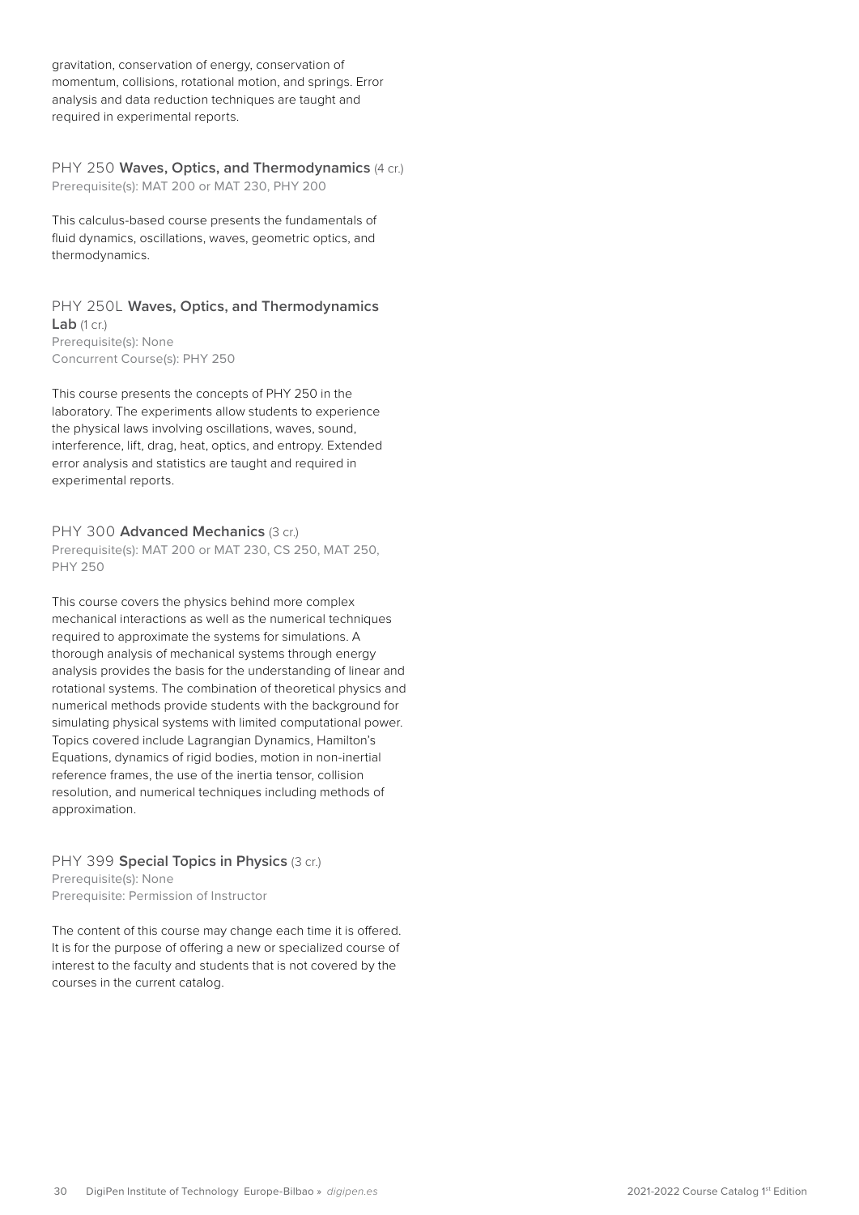gravitation, conservation of energy, conservation of momentum, collisions, rotational motion, and springs. Error analysis and data reduction techniques are taught and required in experimental reports.

PHY 250 **Waves, Optics, and Thermodynamics** (4 cr.)
Prerequisite(s): MAT 200 or MAT 230, PHY 200

This calculus-based course presents the fundamentals of fluid dynamics, oscillations, waves, geometric optics, and thermodynamics.

PHY 250L **Waves, Optics, and Thermodynamics Lab** (1 cr.)
Prerequisite(s): None
Concurrent Course(s): PHY 250

This course presents the concepts of PHY 250 in the laboratory. The experiments allow students to experience the physical laws involving oscillations, waves, sound, interference, lift, drag, heat, optics, and entropy. Extended error analysis and statistics are taught and required in experimental reports.

PHY 300 **Advanced Mechanics** (3 cr.)
Prerequisite(s): MAT 200 or MAT 230, CS 250, MAT 250, PHY 250

This course covers the physics behind more complex mechanical interactions as well as the numerical techniques required to approximate the systems for simulations. A thorough analysis of mechanical systems through energy analysis provides the basis for the understanding of linear and rotational systems. The combination of theoretical physics and numerical methods provide students with the background for simulating physical systems with limited computational power. Topics covered include Lagrangian Dynamics, Hamilton's Equations, dynamics of rigid bodies, motion in non-inertial reference frames, the use of the inertia tensor, collision resolution, and numerical techniques including methods of approximation.

PHY 399 **Special Topics in Physics** (3 cr.)
Prerequisite(s): None
Prerequisite: Permission of Instructor

The content of this course may change each time it is offered. It is for the purpose of offering a new or specialized course of interest to the faculty and students that is not covered by the courses in the current catalog.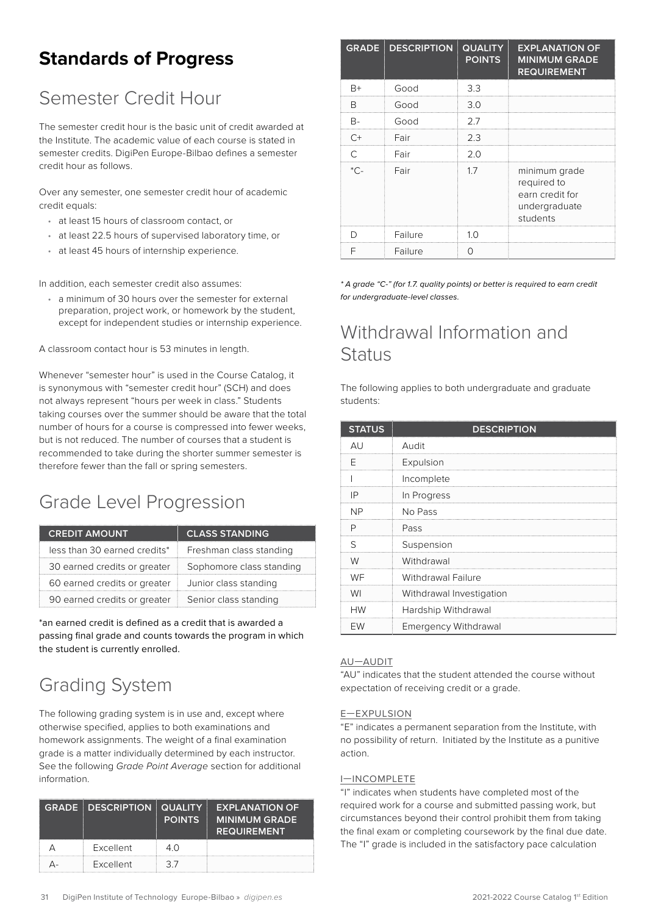# Standards of Progress

## Semester Credit Hour

The semester credit hour is the basic unit of credit awarded at the Institute. The academic value of each course is stated in semester credits. DigiPen Europe-Bilbao defines a semester credit hour as follows.

Over any semester, one semester credit hour of academic credit equals:

- at least 15 hours of classroom contact, or
- at least 22.5 hours of supervised laboratory time, or
- at least 45 hours of internship experience.

In addition, each semester credit also assumes:

- a minimum of 30 hours over the semester for external preparation, project work, or homework by the student, except for independent studies or internship experience.

A classroom contact hour is 53 minutes in length.

Whenever "semester hour" is used in the Course Catalog, it is synonymous with "semester credit hour" (SCH) and does not always represent "hours per week in class." Students taking courses over the summer should be aware that the total number of hours for a course is compressed into fewer weeks, but is not reduced. The number of courses that a student is recommended to take during the shorter summer semester is therefore fewer than the fall or spring semesters.

## Grade Level Progression

| CREDIT AMOUNT | CLASS STANDING |
|---|---|
| less than 30 earned credits* | Freshman class standing |
| 30 earned credits or greater | Sophomore class standing |
| 60 earned credits or greater | Junior class standing |
| 90 earned credits or greater | Senior class standing |

*an earned credit is defined as a credit that is awarded a passing final grade and counts towards the program in which the student is currently enrolled.

## Grading System

The following grading system is in use and, except where otherwise specified, applies to both examinations and homework assignments. The weight of a final examination grade is a matter individually determined by each instructor. See the following *Grade Point Average* section for additional information.

| GRADE | DESCRIPTION | QUALITY POINTS | EXPLANATION OF MINIMUM GRADE REQUIREMENT |
|---|---|---|---|
| A | Excellent | 4.0 | |
| A- | Excellent | 3.7 | |
| B+ | Good | 3.3 | |
| B | Good | 3.0 | |
| B- | Good | 2.7 | |
| C+ | Fair | 2.3 | |
| C | Fair | 2.0 | |
| *C- | Fair | 1.7 | minimum grade required to earn credit for undergraduate students |
| D | Failure | 1.0 | |
| F | Failure | 0 | |

*\* A grade "C-" (for 1.7. quality points) or better is required to earn credit for undergraduate-level classes.*

## Withdrawal Information and Status

The following applies to both undergraduate and graduate students:

| STATUS | DESCRIPTION |
|---|---|
| AU | Audit |
| E | Expulsion |
| I | Incomplete |
| IP | In Progress |
| NP | No Pass |
| P | Pass |
| S | Suspension |
| W | Withdrawal |
| WF | Withdrawal Failure |
| WI | Withdrawal Investigation |
| HW | Hardship Withdrawal |
| EW | Emergency Withdrawal |

AU—AUDIT

"AU" indicates that the student attended the course without expectation of receiving credit or a grade.

E—EXPULSION

"E" indicates a permanent separation from the Institute, with no possibility of return. Initiated by the Institute as a punitive action.

I—INCOMPLETE

"I" indicates when students have completed most of the required work for a course and submitted passing work, but circumstances beyond their control prohibit them from taking the final exam or completing coursework by the final due date. The "I" grade is included in the satisfactory pace calculation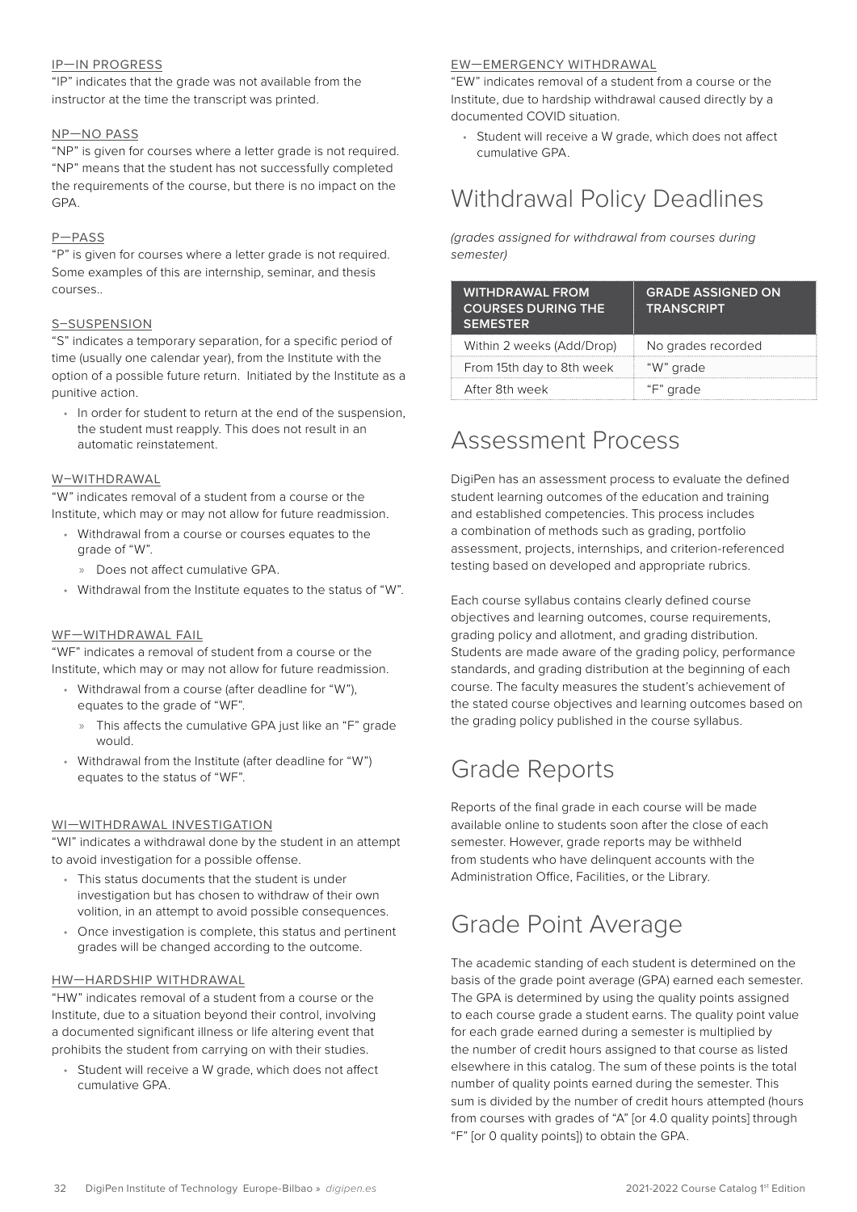IP—IN PROGRESS

"IP" indicates that the grade was not available from the instructor at the time the transcript was printed.

NP—NO PASS

"NP" is given for courses where a letter grade is not required. "NP" means that the student has not successfully completed the requirements of the course, but there is no impact on the GPA.

P—PASS

"P" is given for courses where a letter grade is not required. Some examples of this are internship, seminar, and thesis courses..

S–SUSPENSION

"S" indicates a temporary separation, for a specific period of time (usually one calendar year), from the Institute with the option of a possible future return. Initiated by the Institute as a punitive action.

- In order for student to return at the end of the suspension, the student must reapply. This does not result in an automatic reinstatement.

W–WITHDRAWAL

"W" indicates removal of a student from a course or the Institute, which may or may not allow for future readmission.

- Withdrawal from a course or courses equates to the grade of "W".
  - Does not affect cumulative GPA.
- Withdrawal from the Institute equates to the status of "W".

WF—WITHDRAWAL FAIL

"WF" indicates a removal of student from a course or the Institute, which may or may not allow for future readmission.

- Withdrawal from a course (after deadline for "W"), equates to the grade of "WF".
  - This affects the cumulative GPA just like an "F" grade would.
- Withdrawal from the Institute (after deadline for "W") equates to the status of "WF".

WI—WITHDRAWAL INVESTIGATION

"WI" indicates a withdrawal done by the student in an attempt to avoid investigation for a possible offense.

- This status documents that the student is under investigation but has chosen to withdraw of their own volition, in an attempt to avoid possible consequences.
- Once investigation is complete, this status and pertinent grades will be changed according to the outcome.

HW—HARDSHIP WITHDRAWAL

"HW" indicates removal of a student from a course or the Institute, due to a situation beyond their control, involving a documented significant illness or life altering event that prohibits the student from carrying on with their studies.

- Student will receive a W grade, which does not affect cumulative GPA.

EW—EMERGENCY WITHDRAWAL

"EW" indicates removal of a student from a course or the Institute, due to hardship withdrawal caused directly by a documented COVID situation.

- Student will receive a W grade, which does not affect cumulative GPA.

# Withdrawal Policy Deadlines

*(grades assigned for withdrawal from courses during semester)*

| WITHDRAWAL FROM COURSES DURING THE SEMESTER | GRADE ASSIGNED ON TRANSCRIPT |
|---|---|
| Within 2 weeks (Add/Drop) | No grades recorded |
| From 15th day to 8th week | "W" grade |
| After 8th week | "F" grade |

# Assessment Process

DigiPen has an assessment process to evaluate the defined student learning outcomes of the education and training and established competencies. This process includes a combination of methods such as grading, portfolio assessment, projects, internships, and criterion-referenced testing based on developed and appropriate rubrics.

Each course syllabus contains clearly defined course objectives and learning outcomes, course requirements, grading policy and allotment, and grading distribution. Students are made aware of the grading policy, performance standards, and grading distribution at the beginning of each course. The faculty measures the student's achievement of the stated course objectives and learning outcomes based on the grading policy published in the course syllabus.

# Grade Reports

Reports of the final grade in each course will be made available online to students soon after the close of each semester. However, grade reports may be withheld from students who have delinquent accounts with the Administration Office, Facilities, or the Library.

# Grade Point Average

The academic standing of each student is determined on the basis of the grade point average (GPA) earned each semester. The GPA is determined by using the quality points assigned to each course grade a student earns. The quality point value for each grade earned during a semester is multiplied by the number of credit hours assigned to that course as listed elsewhere in this catalog. The sum of these points is the total number of quality points earned during the semester. This sum is divided by the number of credit hours attempted (hours from courses with grades of "A" [or 4.0 quality points] through "F" [or 0 quality points]) to obtain the GPA.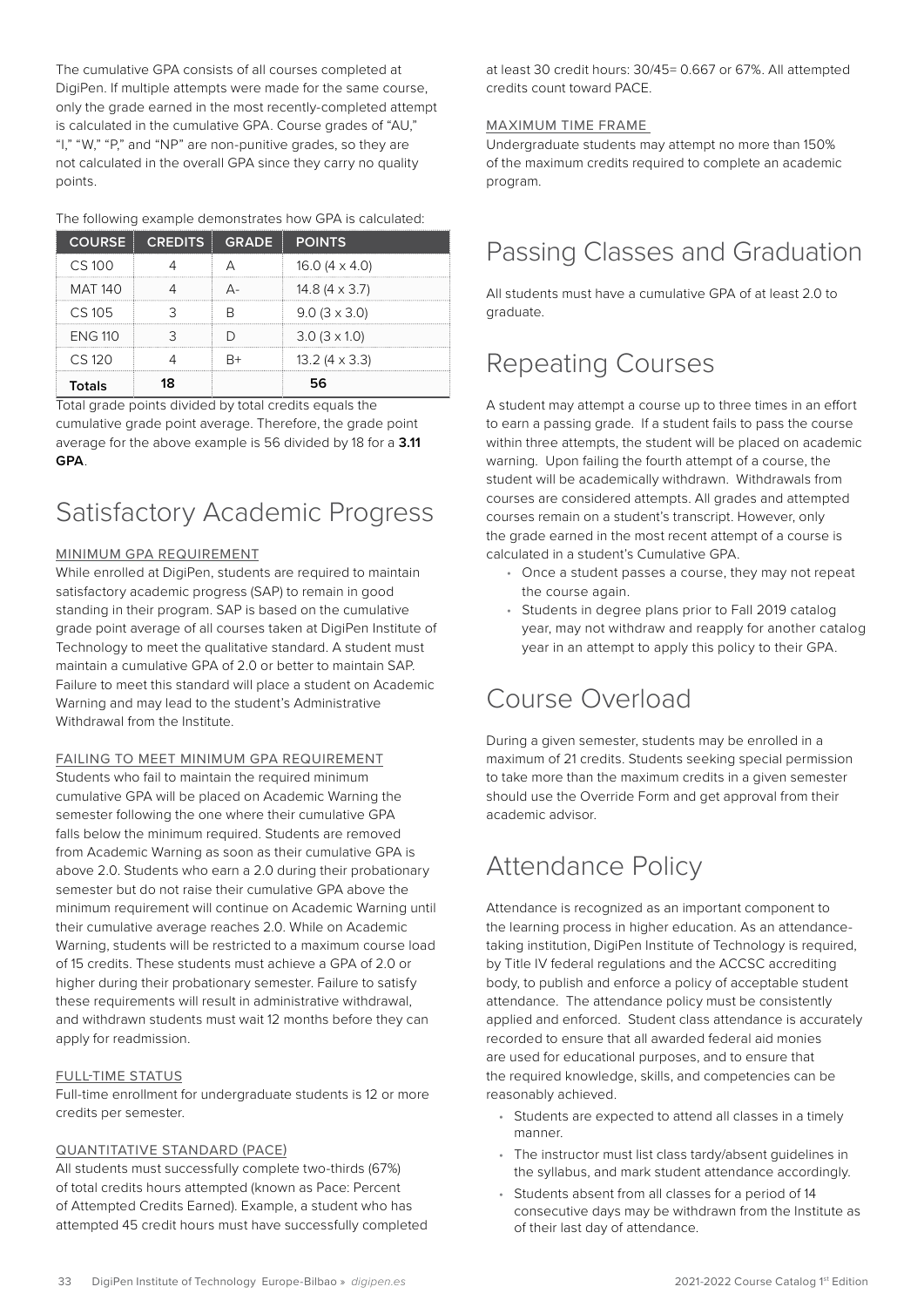The cumulative GPA consists of all courses completed at DigiPen. If multiple attempts were made for the same course, only the grade earned in the most recently-completed attempt is calculated in the cumulative GPA. Course grades of "AU," "I," "W," "P," and "NP" are non-punitive grades, so they are not calculated in the overall GPA since they carry no quality points.

The following example demonstrates how GPA is calculated:

| COURSE | CREDITS | GRADE | POINTS |
|---|---|---|---|
| CS 100 | 4 | A | 16.0 (4 x 4.0) |
| MAT 140 | 4 | A- | 14.8 (4 x 3.7) |
| CS 105 | 3 | B | 9.0 (3 x 3.0) |
| ENG 110 | 3 | D | 3.0 (3 x 1.0) |
| CS 120 | 4 | B+ | 13.2 (4 x 3.3) |
| **Totals** | **18** | | **56** |

Total grade points divided by total credits equals the cumulative grade point average. Therefore, the grade point average for the above example is 56 divided by 18 for a **3.11 GPA**.

# Satisfactory Academic Progress

MINIMUM GPA REQUIREMENT

While enrolled at DigiPen, students are required to maintain satisfactory academic progress (SAP) to remain in good standing in their program. SAP is based on the cumulative grade point average of all courses taken at DigiPen Institute of Technology to meet the qualitative standard. A student must maintain a cumulative GPA of 2.0 or better to maintain SAP. Failure to meet this standard will place a student on Academic Warning and may lead to the student's Administrative Withdrawal from the Institute.

FAILING TO MEET MINIMUM GPA REQUIREMENT

Students who fail to maintain the required minimum cumulative GPA will be placed on Academic Warning the semester following the one where their cumulative GPA falls below the minimum required. Students are removed from Academic Warning as soon as their cumulative GPA is above 2.0. Students who earn a 2.0 during their probationary semester but do not raise their cumulative GPA above the minimum requirement will continue on Academic Warning until their cumulative average reaches 2.0. While on Academic Warning, students will be restricted to a maximum course load of 15 credits. These students must achieve a GPA of 2.0 or higher during their probationary semester. Failure to satisfy these requirements will result in administrative withdrawal, and withdrawn students must wait 12 months before they can apply for readmission.

FULL-TIME STATUS

Full-time enrollment for undergraduate students is 12 or more credits per semester.

QUANTITATIVE STANDARD (PACE)

All students must successfully complete two-thirds (67%) of total credits hours attempted (known as Pace: Percent of Attempted Credits Earned). Example, a student who has attempted 45 credit hours must have successfully completed at least 30 credit hours: 30/45= 0.667 or 67%. All attempted credits count toward PACE.

MAXIMUM TIME FRAME

Undergraduate students may attempt no more than 150% of the maximum credits required to complete an academic program.

# Passing Classes and Graduation

All students must have a cumulative GPA of at least 2.0 to graduate.

# Repeating Courses

A student may attempt a course up to three times in an effort to earn a passing grade. If a student fails to pass the course within three attempts, the student will be placed on academic warning. Upon failing the fourth attempt of a course, the student will be academically withdrawn. Withdrawals from courses are considered attempts. All grades and attempted courses remain on a student's transcript. However, only the grade earned in the most recent attempt of a course is calculated in a student's Cumulative GPA.

- Once a student passes a course, they may not repeat the course again.
- Students in degree plans prior to Fall 2019 catalog year, may not withdraw and reapply for another catalog year in an attempt to apply this policy to their GPA.

# Course Overload

During a given semester, students may be enrolled in a maximum of 21 credits. Students seeking special permission to take more than the maximum credits in a given semester should use the Override Form and get approval from their academic advisor.

# Attendance Policy

Attendance is recognized as an important component to the learning process in higher education. As an attendance-taking institution, DigiPen Institute of Technology is required, by Title IV federal regulations and the ACCSC accrediting body, to publish and enforce a policy of acceptable student attendance. The attendance policy must be consistently applied and enforced. Student class attendance is accurately recorded to ensure that all awarded federal aid monies are used for educational purposes, and to ensure that the required knowledge, skills, and competencies can be reasonably achieved.

- Students are expected to attend all classes in a timely manner.
- The instructor must list class tardy/absent guidelines in the syllabus, and mark student attendance accordingly.
- Students absent from all classes for a period of 14 consecutive days may be withdrawn from the Institute as of their last day of attendance.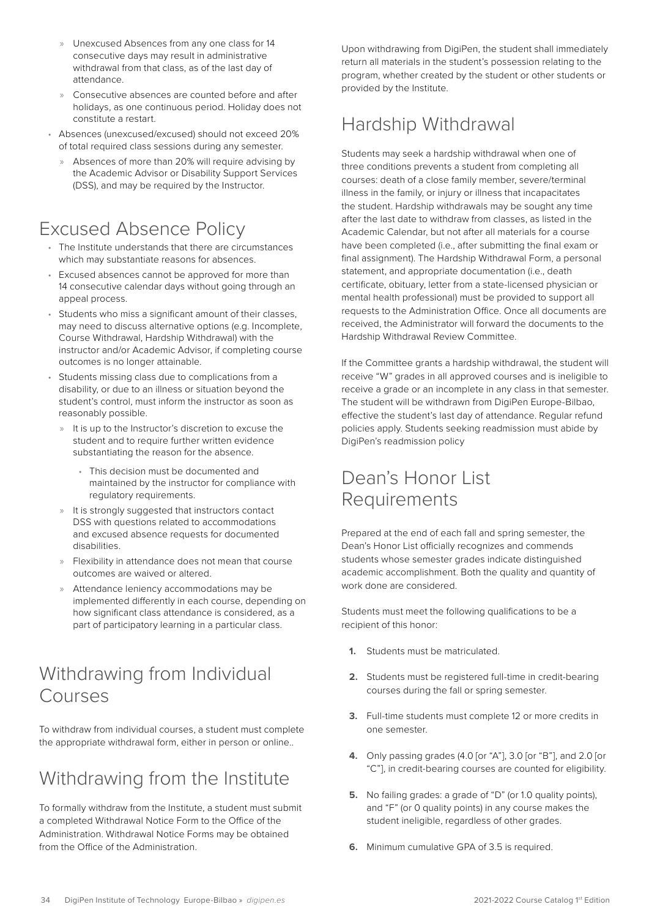- Unexcused Absences from any one class for 14 consecutive days may result in administrative withdrawal from that class, as of the last day of attendance.
  - Consecutive absences are counted before and after holidays, as one continuous period. Holiday does not constitute a restart.
- Absences (unexcused/excused) should not exceed 20% of total required class sessions during any semester.
  - Absences of more than 20% will require advising by the Academic Advisor or Disability Support Services (DSS), and may be required by the Instructor.

## Excused Absence Policy

- The Institute understands that there are circumstances which may substantiate reasons for absences.
- Excused absences cannot be approved for more than 14 consecutive calendar days without going through an appeal process.
- Students who miss a significant amount of their classes, may need to discuss alternative options (e.g. Incomplete, Course Withdrawal, Hardship Withdrawal) with the instructor and/or Academic Advisor, if completing course outcomes is no longer attainable.
- Students missing class due to complications from a disability, or due to an illness or situation beyond the student's control, must inform the instructor as soon as reasonably possible.
  - It is up to the Instructor's discretion to excuse the student and to require further written evidence substantiating the reason for the absence.
    - This decision must be documented and maintained by the instructor for compliance with regulatory requirements.
  - It is strongly suggested that instructors contact DSS with questions related to accommodations and excused absence requests for documented disabilities.
  - Flexibility in attendance does not mean that course outcomes are waived or altered.
  - Attendance leniency accommodations may be implemented differently in each course, depending on how significant class attendance is considered, as a part of participatory learning in a particular class.

## Withdrawing from Individual Courses

To withdraw from individual courses, a student must complete the appropriate withdrawal form, either in person or online..

## Withdrawing from the Institute

To formally withdraw from the Institute, a student must submit a completed Withdrawal Notice Form to the Office of the Administration. Withdrawal Notice Forms may be obtained from the Office of the Administration.

Upon withdrawing from DigiPen, the student shall immediately return all materials in the student's possession relating to the program, whether created by the student or other students or provided by the Institute.

## Hardship Withdrawal

Students may seek a hardship withdrawal when one of three conditions prevents a student from completing all courses: death of a close family member, severe/terminal illness in the family, or injury or illness that incapacitates the student. Hardship withdrawals may be sought any time after the last date to withdraw from classes, as listed in the Academic Calendar, but not after all materials for a course have been completed (i.e., after submitting the final exam or final assignment). The Hardship Withdrawal Form, a personal statement, and appropriate documentation (i.e., death certificate, obituary, letter from a state-licensed physician or mental health professional) must be provided to support all requests to the Administration Office. Once all documents are received, the Administrator will forward the documents to the Hardship Withdrawal Review Committee.

If the Committee grants a hardship withdrawal, the student will receive "W" grades in all approved courses and is ineligible to receive a grade or an incomplete in any class in that semester. The student will be withdrawn from DigiPen Europe-Bilbao, effective the student's last day of attendance. Regular refund policies apply. Students seeking readmission must abide by DigiPen's readmission policy

## Dean's Honor List Requirements

Prepared at the end of each fall and spring semester, the Dean's Honor List officially recognizes and commends students whose semester grades indicate distinguished academic accomplishment. Both the quality and quantity of work done are considered.

Students must meet the following qualifications to be a recipient of this honor:

1. Students must be matriculated.
2. Students must be registered full-time in credit-bearing courses during the fall or spring semester.
3. Full-time students must complete 12 or more credits in one semester.
4. Only passing grades (4.0 [or "A"], 3.0 [or "B"], and 2.0 [or "C"], in credit-bearing courses are counted for eligibility.
5. No failing grades: a grade of "D" (or 1.0 quality points), and "F" (or 0 quality points) in any course makes the student ineligible, regardless of other grades.
6. Minimum cumulative GPA of 3.5 is required.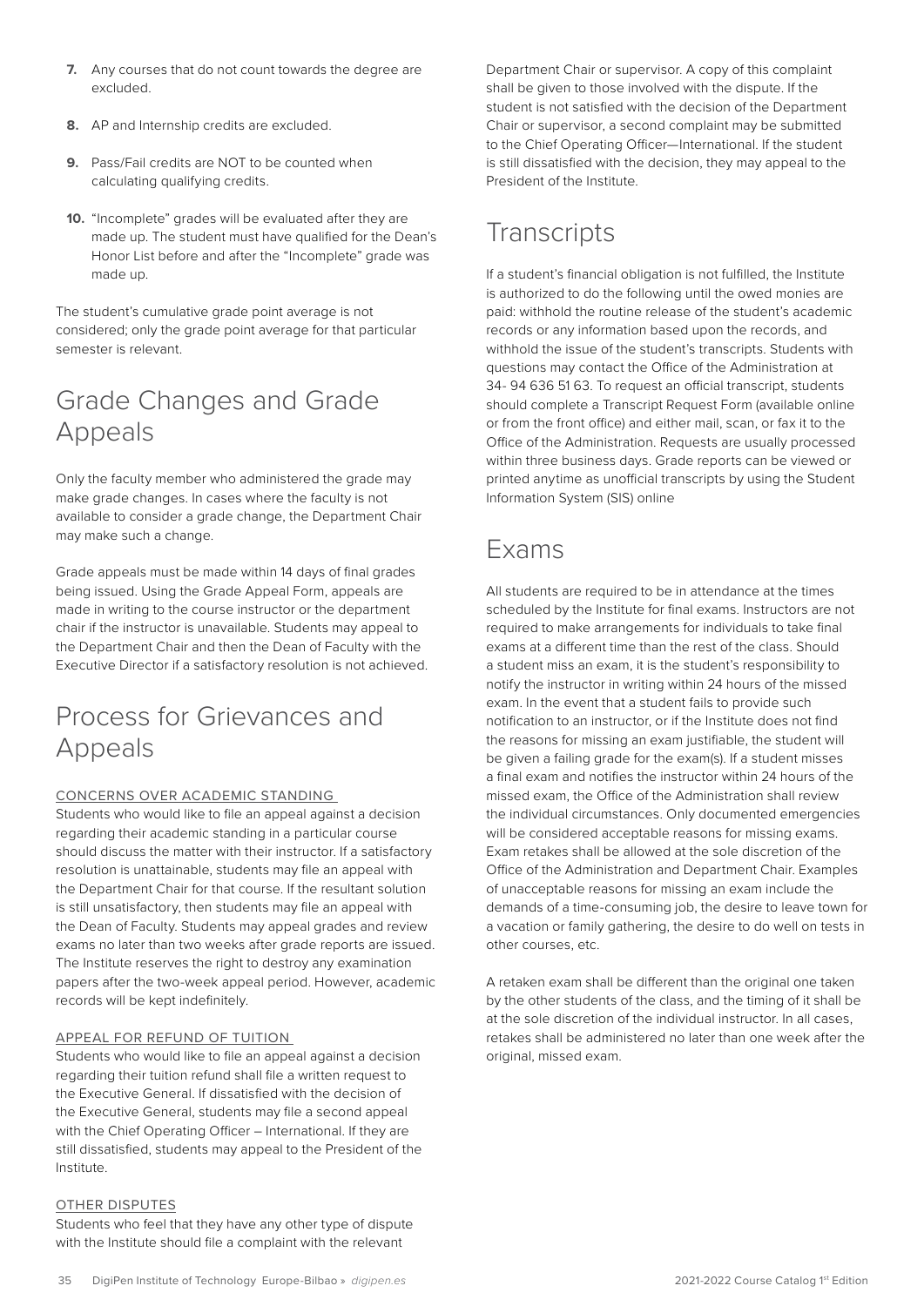7. Any courses that do not count towards the degree are excluded.

8. AP and Internship credits are excluded.

9. Pass/Fail credits are NOT to be counted when calculating qualifying credits.

10. "Incomplete" grades will be evaluated after they are made up. The student must have qualified for the Dean's Honor List before and after the "Incomplete" grade was made up.

The student's cumulative grade point average is not considered; only the grade point average for that particular semester is relevant.

## Grade Changes and Grade Appeals

Only the faculty member who administered the grade may make grade changes. In cases where the faculty is not available to consider a grade change, the Department Chair may make such a change.

Grade appeals must be made within 14 days of final grades being issued. Using the Grade Appeal Form, appeals are made in writing to the course instructor or the department chair if the instructor is unavailable. Students may appeal to the Department Chair and then the Dean of Faculty with the Executive Director if a satisfactory resolution is not achieved.

## Process for Grievances and Appeals

CONCERNS OVER ACADEMIC STANDING

Students who would like to file an appeal against a decision regarding their academic standing in a particular course should discuss the matter with their instructor. If a satisfactory resolution is unattainable, students may file an appeal with the Department Chair for that course. If the resultant solution is still unsatisfactory, then students may file an appeal with the Dean of Faculty. Students may appeal grades and review exams no later than two weeks after grade reports are issued. The Institute reserves the right to destroy any examination papers after the two-week appeal period. However, academic records will be kept indefinitely.

APPEAL FOR REFUND OF TUITION

Students who would like to file an appeal against a decision regarding their tuition refund shall file a written request to the Executive General. If dissatisfied with the decision of the Executive General, students may file a second appeal with the Chief Operating Officer – International. If they are still dissatisfied, students may appeal to the President of the Institute.

OTHER DISPUTES

Students who feel that they have any other type of dispute with the Institute should file a complaint with the relevant Department Chair or supervisor. A copy of this complaint shall be given to those involved with the dispute. If the student is not satisfied with the decision of the Department Chair or supervisor, a second complaint may be submitted to the Chief Operating Officer—International. If the student is still dissatisfied with the decision, they may appeal to the President of the Institute.

## Transcripts

If a student's financial obligation is not fulfilled, the Institute is authorized to do the following until the owed monies are paid: withhold the routine release of the student's academic records or any information based upon the records, and withhold the issue of the student's transcripts. Students with questions may contact the Office of the Administration at 34- 94 636 51 63. To request an official transcript, students should complete a Transcript Request Form (available online or from the front office) and either mail, scan, or fax it to the Office of the Administration. Requests are usually processed within three business days. Grade reports can be viewed or printed anytime as unofficial transcripts by using the Student Information System (SIS) online

## Exams

All students are required to be in attendance at the times scheduled by the Institute for final exams. Instructors are not required to make arrangements for individuals to take final exams at a different time than the rest of the class. Should a student miss an exam, it is the student's responsibility to notify the instructor in writing within 24 hours of the missed exam. In the event that a student fails to provide such notification to an instructor, or if the Institute does not find the reasons for missing an exam justifiable, the student will be given a failing grade for the exam(s). If a student misses a final exam and notifies the instructor within 24 hours of the missed exam, the Office of the Administration shall review the individual circumstances. Only documented emergencies will be considered acceptable reasons for missing exams. Exam retakes shall be allowed at the sole discretion of the Office of the Administration and Department Chair. Examples of unacceptable reasons for missing an exam include the demands of a time-consuming job, the desire to leave town for a vacation or family gathering, the desire to do well on tests in other courses, etc.

A retaken exam shall be different than the original one taken by the other students of the class, and the timing of it shall be at the sole discretion of the individual instructor. In all cases, retakes shall be administered no later than one week after the original, missed exam.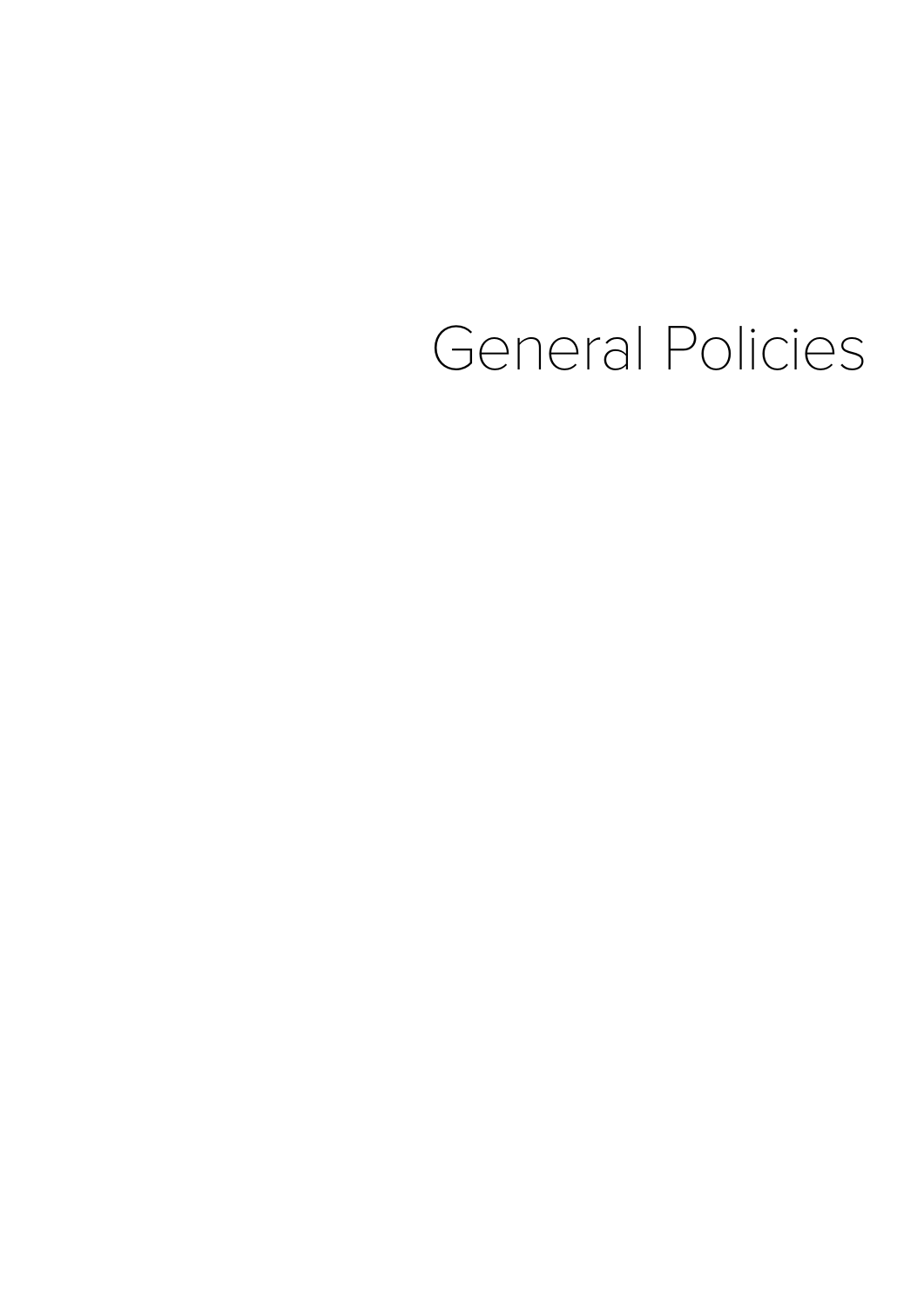# General Policies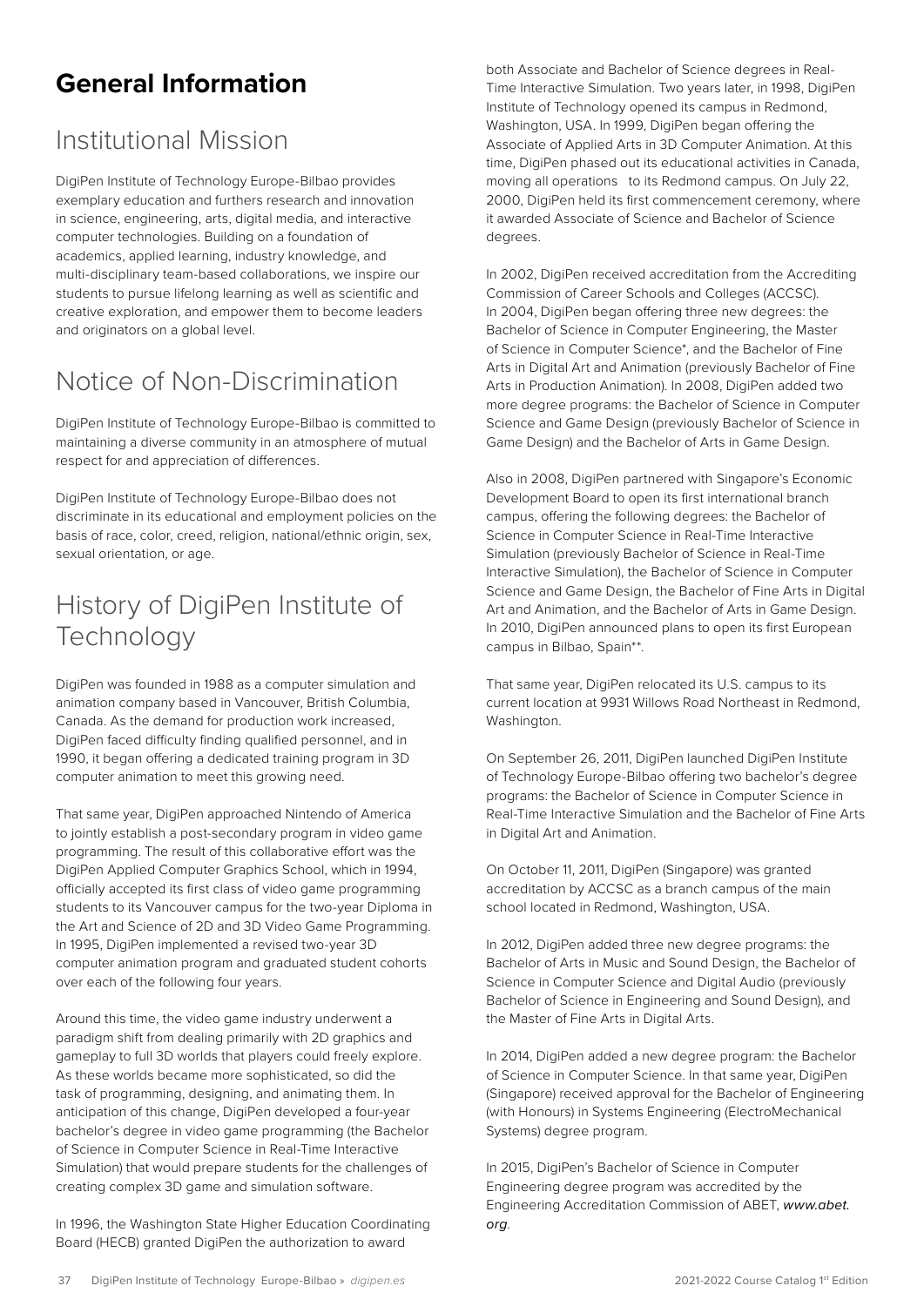# General Information

## Institutional Mission

DigiPen Institute of Technology Europe-Bilbao provides exemplary education and furthers research and innovation in science, engineering, arts, digital media, and interactive computer technologies. Building on a foundation of academics, applied learning, industry knowledge, and multi-disciplinary team-based collaborations, we inspire our students to pursue lifelong learning as well as scientific and creative exploration, and empower them to become leaders and originators on a global level.

## Notice of Non-Discrimination

DigiPen Institute of Technology Europe-Bilbao is committed to maintaining a diverse community in an atmosphere of mutual respect for and appreciation of differences.

DigiPen Institute of Technology Europe-Bilbao does not discriminate in its educational and employment policies on the basis of race, color, creed, religion, national/ethnic origin, sex, sexual orientation, or age.

## History of DigiPen Institute of Technology

DigiPen was founded in 1988 as a computer simulation and animation company based in Vancouver, British Columbia, Canada. As the demand for production work increased, DigiPen faced difficulty finding qualified personnel, and in 1990, it began offering a dedicated training program in 3D computer animation to meet this growing need.

That same year, DigiPen approached Nintendo of America to jointly establish a post-secondary program in video game programming. The result of this collaborative effort was the DigiPen Applied Computer Graphics School, which in 1994, officially accepted its first class of video game programming students to its Vancouver campus for the two-year Diploma in the Art and Science of 2D and 3D Video Game Programming. In 1995, DigiPen implemented a revised two-year 3D computer animation program and graduated student cohorts over each of the following four years.

Around this time, the video game industry underwent a paradigm shift from dealing primarily with 2D graphics and gameplay to full 3D worlds that players could freely explore. As these worlds became more sophisticated, so did the task of programming, designing, and animating them. In anticipation of this change, DigiPen developed a four-year bachelor's degree in video game programming (the Bachelor of Science in Computer Science in Real-Time Interactive Simulation) that would prepare students for the challenges of creating complex 3D game and simulation software.

In 1996, the Washington State Higher Education Coordinating Board (HECB) granted DigiPen the authorization to award both Associate and Bachelor of Science degrees in Real-Time Interactive Simulation. Two years later, in 1998, DigiPen Institute of Technology opened its campus in Redmond, Washington, USA. In 1999, DigiPen began offering the Associate of Applied Arts in 3D Computer Animation. At this time, DigiPen phased out its educational activities in Canada, moving all operations to its Redmond campus. On July 22, 2000, DigiPen held its first commencement ceremony, where it awarded Associate of Science and Bachelor of Science degrees.

In 2002, DigiPen received accreditation from the Accrediting Commission of Career Schools and Colleges (ACCSC). In 2004, DigiPen began offering three new degrees: the Bachelor of Science in Computer Engineering, the Master of Science in Computer Science*, and the Bachelor of Fine Arts in Digital Art and Animation (previously Bachelor of Fine Arts in Production Animation). In 2008, DigiPen added two more degree programs: the Bachelor of Science in Computer Science and Game Design (previously Bachelor of Science in Game Design) and the Bachelor of Arts in Game Design.

Also in 2008, DigiPen partnered with Singapore's Economic Development Board to open its first international branch campus, offering the following degrees: the Bachelor of Science in Computer Science in Real-Time Interactive Simulation (previously Bachelor of Science in Real-Time Interactive Simulation), the Bachelor of Science in Computer Science and Game Design, the Bachelor of Fine Arts in Digital Art and Animation, and the Bachelor of Arts in Game Design. In 2010, DigiPen announced plans to open its first European campus in Bilbao, Spain**.

That same year, DigiPen relocated its U.S. campus to its current location at 9931 Willows Road Northeast in Redmond, Washington.

On September 26, 2011, DigiPen launched DigiPen Institute of Technology Europe-Bilbao offering two bachelor's degree programs: the Bachelor of Science in Computer Science in Real-Time Interactive Simulation and the Bachelor of Fine Arts in Digital Art and Animation.

On October 11, 2011, DigiPen (Singapore) was granted accreditation by ACCSC as a branch campus of the main school located in Redmond, Washington, USA.

In 2012, DigiPen added three new degree programs: the Bachelor of Arts in Music and Sound Design, the Bachelor of Science in Computer Science and Digital Audio (previously Bachelor of Science in Engineering and Sound Design), and the Master of Fine Arts in Digital Arts.

In 2014, DigiPen added a new degree program: the Bachelor of Science in Computer Science. In that same year, DigiPen (Singapore) received approval for the Bachelor of Engineering (with Honours) in Systems Engineering (ElectroMechanical Systems) degree program.

In 2015, DigiPen's Bachelor of Science in Computer Engineering degree program was accredited by the Engineering Accreditation Commission of ABET, *www.abet.org*.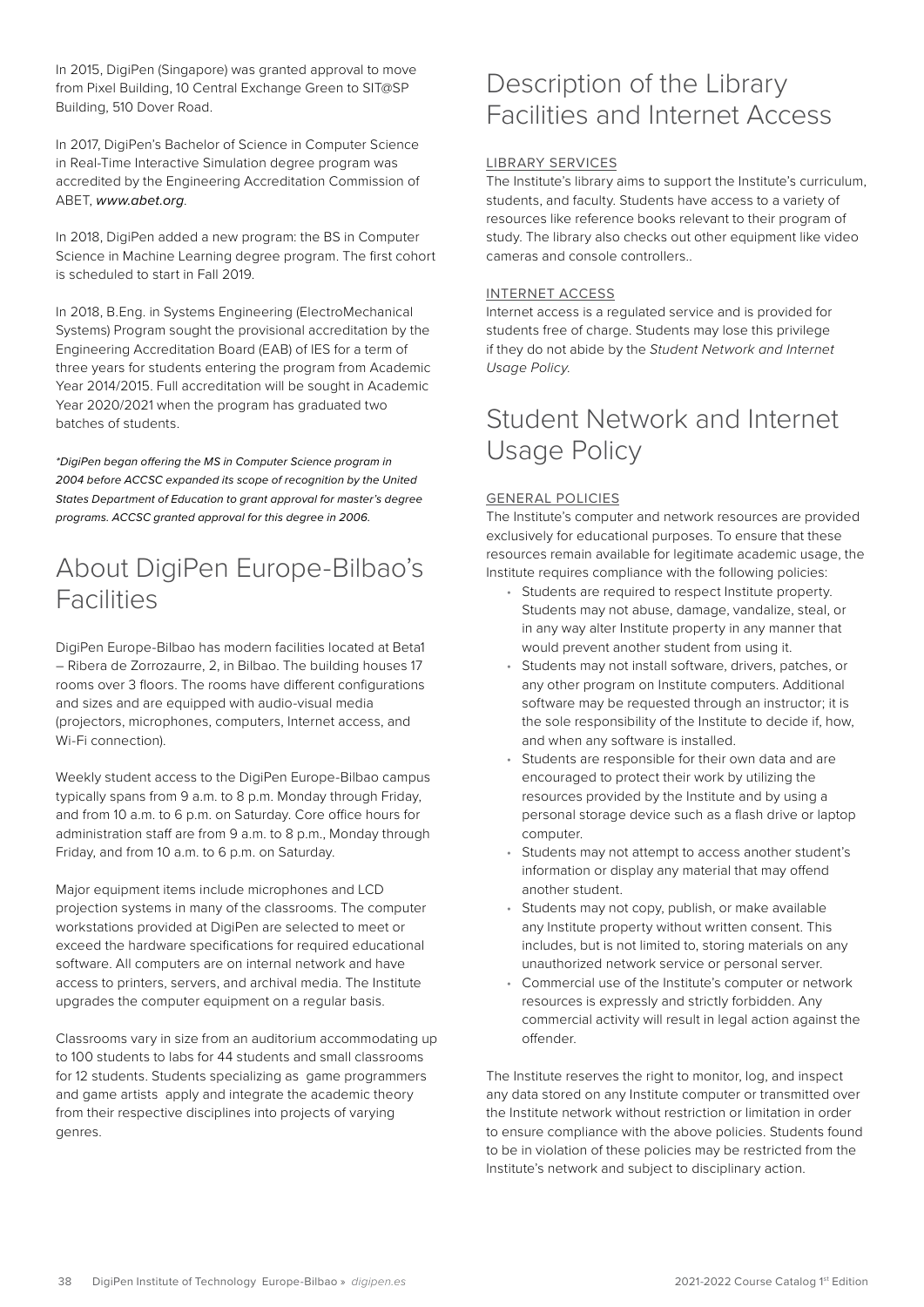In 2015, DigiPen (Singapore) was granted approval to move from Pixel Building, 10 Central Exchange Green to SIT@SP Building, 510 Dover Road.

In 2017, DigiPen's Bachelor of Science in Computer Science in Real-Time Interactive Simulation degree program was accredited by the Engineering Accreditation Commission of ABET, *www.abet.org*.

In 2018, DigiPen added a new program: the BS in Computer Science in Machine Learning degree program. The first cohort is scheduled to start in Fall 2019.

In 2018, B.Eng. in Systems Engineering (ElectroMechanical Systems) Program sought the provisional accreditation by the Engineering Accreditation Board (EAB) of IES for a term of three years for students entering the program from Academic Year 2014/2015. Full accreditation will be sought in Academic Year 2020/2021 when the program has graduated two batches of students.

*\*DigiPen began offering the MS in Computer Science program in 2004 before ACCSC expanded its scope of recognition by the United States Department of Education to grant approval for master's degree programs. ACCSC granted approval for this degree in 2006.*

# About DigiPen Europe-Bilbao's Facilities

DigiPen Europe-Bilbao has modern facilities located at Beta1 – Ribera de Zorrozaurre, 2, in Bilbao. The building houses 17 rooms over 3 floors. The rooms have different configurations and sizes and are equipped with audio-visual media (projectors, microphones, computers, Internet access, and Wi-Fi connection).

Weekly student access to the DigiPen Europe-Bilbao campus typically spans from 9 a.m. to 8 p.m. Monday through Friday, and from 10 a.m. to 6 p.m. on Saturday. Core office hours for administration staff are from 9 a.m. to 8 p.m., Monday through Friday, and from 10 a.m. to 6 p.m. on Saturday.

Major equipment items include microphones and LCD projection systems in many of the classrooms. The computer workstations provided at DigiPen are selected to meet or exceed the hardware specifications for required educational software. All computers are on internal network and have access to printers, servers, and archival media. The Institute upgrades the computer equipment on a regular basis.

Classrooms vary in size from an auditorium accommodating up to 100 students to labs for 44 students and small classrooms for 12 students. Students specializing as game programmers and game artists apply and integrate the academic theory from their respective disciplines into projects of varying genres.

# Description of the Library Facilities and Internet Access

## LIBRARY SERVICES

The Institute's library aims to support the Institute's curriculum, students, and faculty. Students have access to a variety of resources like reference books relevant to their program of study. The library also checks out other equipment like video cameras and console controllers..

## INTERNET ACCESS

Internet access is a regulated service and is provided for students free of charge. Students may lose this privilege if they do not abide by the *Student Network and Internet Usage Policy.*

# Student Network and Internet Usage Policy

## GENERAL POLICIES

The Institute's computer and network resources are provided exclusively for educational purposes. To ensure that these resources remain available for legitimate academic usage, the Institute requires compliance with the following policies:

- Students are required to respect Institute property. Students may not abuse, damage, vandalize, steal, or in any way alter Institute property in any manner that would prevent another student from using it.
- Students may not install software, drivers, patches, or any other program on Institute computers. Additional software may be requested through an instructor; it is the sole responsibility of the Institute to decide if, how, and when any software is installed.
- Students are responsible for their own data and are encouraged to protect their work by utilizing the resources provided by the Institute and by using a personal storage device such as a flash drive or laptop computer.
- Students may not attempt to access another student's information or display any material that may offend another student.
- Students may not copy, publish, or make available any Institute property without written consent. This includes, but is not limited to, storing materials on any unauthorized network service or personal server.
- Commercial use of the Institute's computer or network resources is expressly and strictly forbidden. Any commercial activity will result in legal action against the offender.

The Institute reserves the right to monitor, log, and inspect any data stored on any Institute computer or transmitted over the Institute network without restriction or limitation in order to ensure compliance with the above policies. Students found to be in violation of these policies may be restricted from the Institute's network and subject to disciplinary action.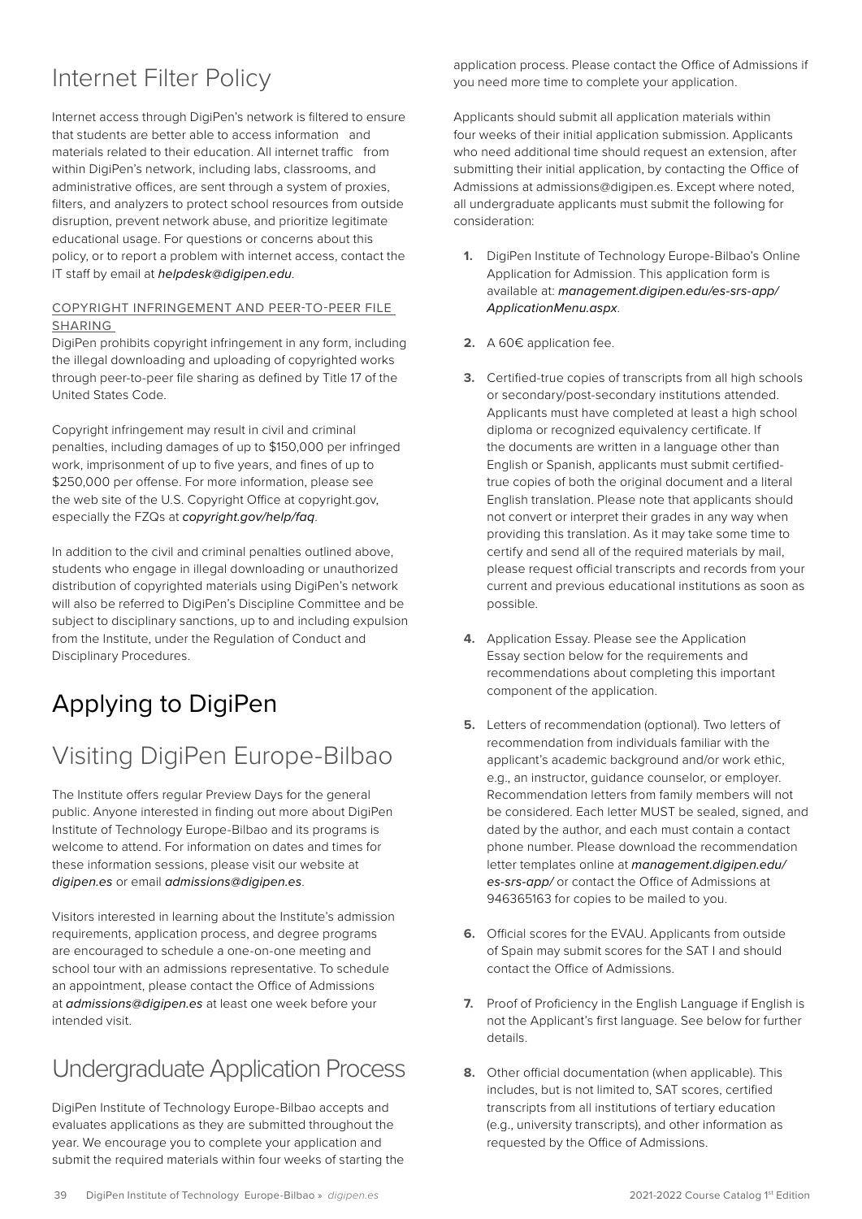## Internet Filter Policy

Internet access through DigiPen's network is filtered to ensure that students are better able to access information and materials related to their education. All internet traffic from within DigiPen's network, including labs, classrooms, and administrative offices, are sent through a system of proxies, filters, and analyzers to protect school resources from outside disruption, prevent network abuse, and prioritize legitimate educational usage. For questions or concerns about this policy, or to report a problem with internet access, contact the IT staff by email at *helpdesk@digipen.edu*.

### COPYRIGHT INFRINGEMENT AND PEER-TO-PEER FILE SHARING

DigiPen prohibits copyright infringement in any form, including the illegal downloading and uploading of copyrighted works through peer-to-peer file sharing as defined by Title 17 of the United States Code.

Copyright infringement may result in civil and criminal penalties, including damages of up to $150,000 per infringed work, imprisonment of up to five years, and fines of up to $250,000 per offense. For more information, please see the web site of the U.S. Copyright Office at copyright.gov, especially the FZQs at *copyright.gov/help/faq*.

In addition to the civil and criminal penalties outlined above, students who engage in illegal downloading or unauthorized distribution of copyrighted materials using DigiPen's network will also be referred to DigiPen's Discipline Committee and be subject to disciplinary sanctions, up to and including expulsion from the Institute, under the Regulation of Conduct and Disciplinary Procedures.

# Applying to DigiPen

## Visiting DigiPen Europe-Bilbao

The Institute offers regular Preview Days for the general public. Anyone interested in finding out more about DigiPen Institute of Technology Europe-Bilbao and its programs is welcome to attend. For information on dates and times for these information sessions, please visit our website at *digipen.es* or email *admissions@digipen.es*.

Visitors interested in learning about the Institute's admission requirements, application process, and degree programs are encouraged to schedule a one-on-one meeting and school tour with an admissions representative. To schedule an appointment, please contact the Office of Admissions at *admissions@digipen.es* at least one week before your intended visit.

## Undergraduate Application Process

DigiPen Institute of Technology Europe-Bilbao accepts and evaluates applications as they are submitted throughout the year. We encourage you to complete your application and submit the required materials within four weeks of starting the application process. Please contact the Office of Admissions if you need more time to complete your application.

Applicants should submit all application materials within four weeks of their initial application submission. Applicants who need additional time should request an extension, after submitting their initial application, by contacting the Office of Admissions at admissions@digipen.es. Except where noted, all undergraduate applicants must submit the following for consideration:

1. DigiPen Institute of Technology Europe-Bilbao's Online Application for Admission. This application form is available at: *management.digipen.edu/es-srs-app/ApplicationMenu.aspx*.
2. A 60€ application fee.
3. Certified-true copies of transcripts from all high schools or secondary/post-secondary institutions attended. Applicants must have completed at least a high school diploma or recognized equivalency certificate. If the documents are written in a language other than English or Spanish, applicants must submit certified-true copies of both the original document and a literal English translation. Please note that applicants should not convert or interpret their grades in any way when providing this translation. As it may take some time to certify and send all of the required materials by mail, please request official transcripts and records from your current and previous educational institutions as soon as possible.
4. Application Essay. Please see the Application Essay section below for the requirements and recommendations about completing this important component of the application.
5. Letters of recommendation (optional). Two letters of recommendation from individuals familiar with the applicant's academic background and/or work ethic, e.g., an instructor, guidance counselor, or employer. Recommendation letters from family members will not be considered. Each letter MUST be sealed, signed, and dated by the author, and each must contain a contact phone number. Please download the recommendation letter templates online at *management.digipen.edu/es-srs-app/* or contact the Office of Admissions at 946365163 for copies to be mailed to you.
6. Official scores for the EVAU. Applicants from outside of Spain may submit scores for the SAT I and should contact the Office of Admissions.
7. Proof of Proficiency in the English Language if English is not the Applicant's first language. See below for further details.
8. Other official documentation (when applicable). This includes, but is not limited to, SAT scores, certified transcripts from all institutions of tertiary education (e.g., university transcripts), and other information as requested by the Office of Admissions.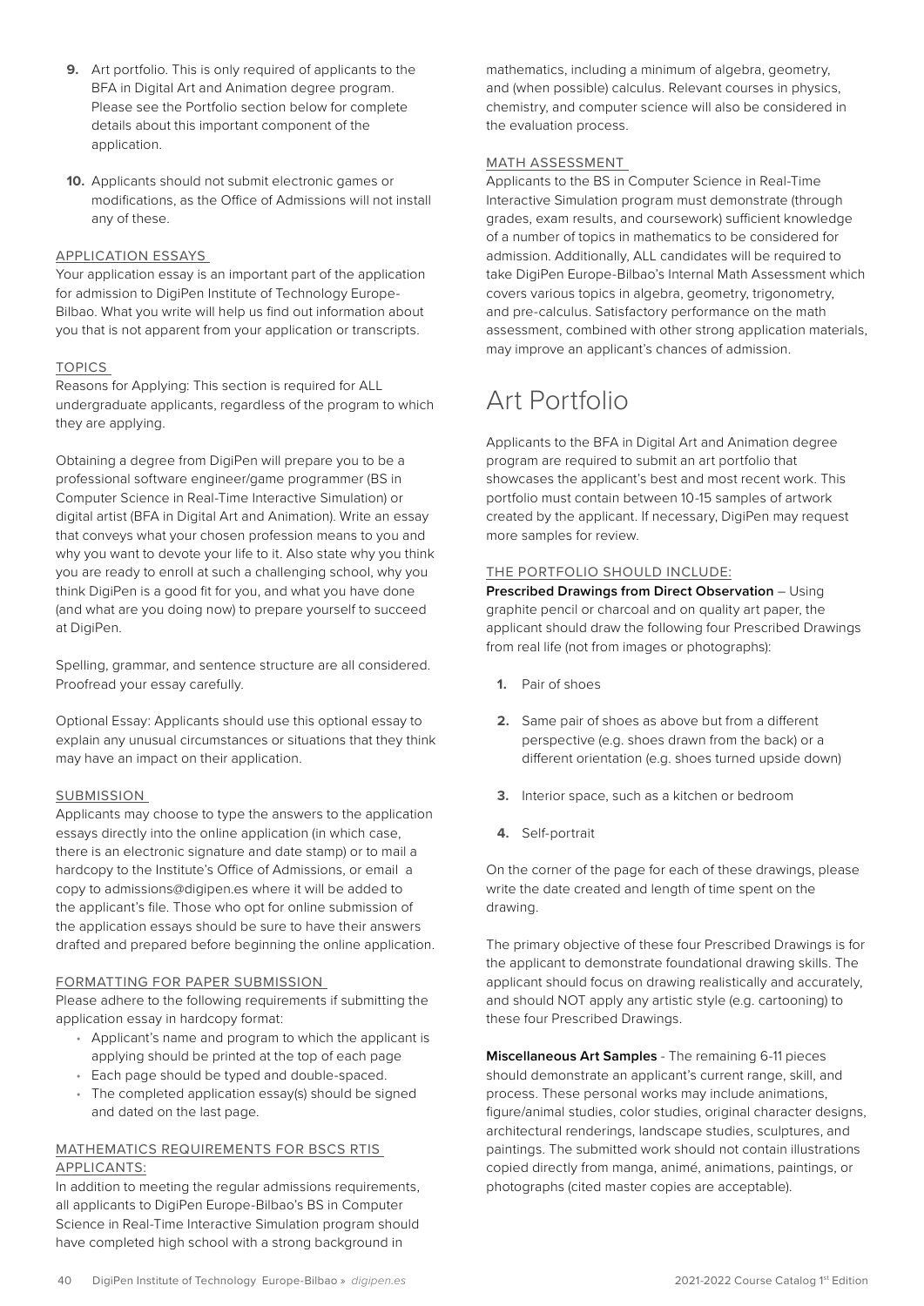9. Art portfolio. This is only required of applicants to the BFA in Digital Art and Animation degree program. Please see the Portfolio section below for complete details about this important component of the application.

10. Applicants should not submit electronic games or modifications, as the Office of Admissions will not install any of these.

### APPLICATION ESSAYS

Your application essay is an important part of the application for admission to DigiPen Institute of Technology Europe-Bilbao. What you write will help us find out information about you that is not apparent from your application or transcripts.

### TOPICS

Reasons for Applying: This section is required for ALL undergraduate applicants, regardless of the program to which they are applying.

Obtaining a degree from DigiPen will prepare you to be a professional software engineer/game programmer (BS in Computer Science in Real-Time Interactive Simulation) or digital artist (BFA in Digital Art and Animation). Write an essay that conveys what your chosen profession means to you and why you want to devote your life to it. Also state why you think you are ready to enroll at such a challenging school, why you think DigiPen is a good fit for you, and what you have done (and what are you doing now) to prepare yourself to succeed at DigiPen.

Spelling, grammar, and sentence structure are all considered. Proofread your essay carefully.

Optional Essay: Applicants should use this optional essay to explain any unusual circumstances or situations that they think may have an impact on their application.

### SUBMISSION

Applicants may choose to type the answers to the application essays directly into the online application (in which case, there is an electronic signature and date stamp) or to mail a hardcopy to the Institute's Office of Admissions, or email a copy to admissions@digipen.es where it will be added to the applicant's file. Those who opt for online submission of the application essays should be sure to have their answers drafted and prepared before beginning the online application.

### FORMATTING FOR PAPER SUBMISSION

Please adhere to the following requirements if submitting the application essay in hardcopy format:

- Applicant's name and program to which the applicant is applying should be printed at the top of each page
- Each page should be typed and double-spaced.
- The completed application essay(s) should be signed and dated on the last page.

### MATHEMATICS REQUIREMENTS FOR BSCS RTIS APPLICANTS:

In addition to meeting the regular admissions requirements, all applicants to DigiPen Europe-Bilbao's BS in Computer Science in Real-Time Interactive Simulation program should have completed high school with a strong background in mathematics, including a minimum of algebra, geometry, and (when possible) calculus. Relevant courses in physics, chemistry, and computer science will also be considered in the evaluation process.

### MATH ASSESSMENT

Applicants to the BS in Computer Science in Real-Time Interactive Simulation program must demonstrate (through grades, exam results, and coursework) sufficient knowledge of a number of topics in mathematics to be considered for admission. Additionally, ALL candidates will be required to take DigiPen Europe-Bilbao's Internal Math Assessment which covers various topics in algebra, geometry, trigonometry, and pre-calculus. Satisfactory performance on the math assessment, combined with other strong application materials, may improve an applicant's chances of admission.

# Art Portfolio

Applicants to the BFA in Digital Art and Animation degree program are required to submit an art portfolio that showcases the applicant's best and most recent work. This portfolio must contain between 10-15 samples of artwork created by the applicant. If necessary, DigiPen may request more samples for review.

### THE PORTFOLIO SHOULD INCLUDE:

**Prescribed Drawings from Direct Observation** – Using graphite pencil or charcoal and on quality art paper, the applicant should draw the following four Prescribed Drawings from real life (not from images or photographs):

1. Pair of shoes
2. Same pair of shoes as above but from a different perspective (e.g. shoes drawn from the back) or a different orientation (e.g. shoes turned upside down)
3. Interior space, such as a kitchen or bedroom
4. Self-portrait

On the corner of the page for each of these drawings, please write the date created and length of time spent on the drawing.

The primary objective of these four Prescribed Drawings is for the applicant to demonstrate foundational drawing skills. The applicant should focus on drawing realistically and accurately, and should NOT apply any artistic style (e.g. cartooning) to these four Prescribed Drawings.

**Miscellaneous Art Samples** - The remaining 6-11 pieces should demonstrate an applicant's current range, skill, and process. These personal works may include animations, figure/animal studies, color studies, original character designs, architectural renderings, landscape studies, sculptures, and paintings. The submitted work should not contain illustrations copied directly from manga, animé, animations, paintings, or photographs (cited master copies are acceptable).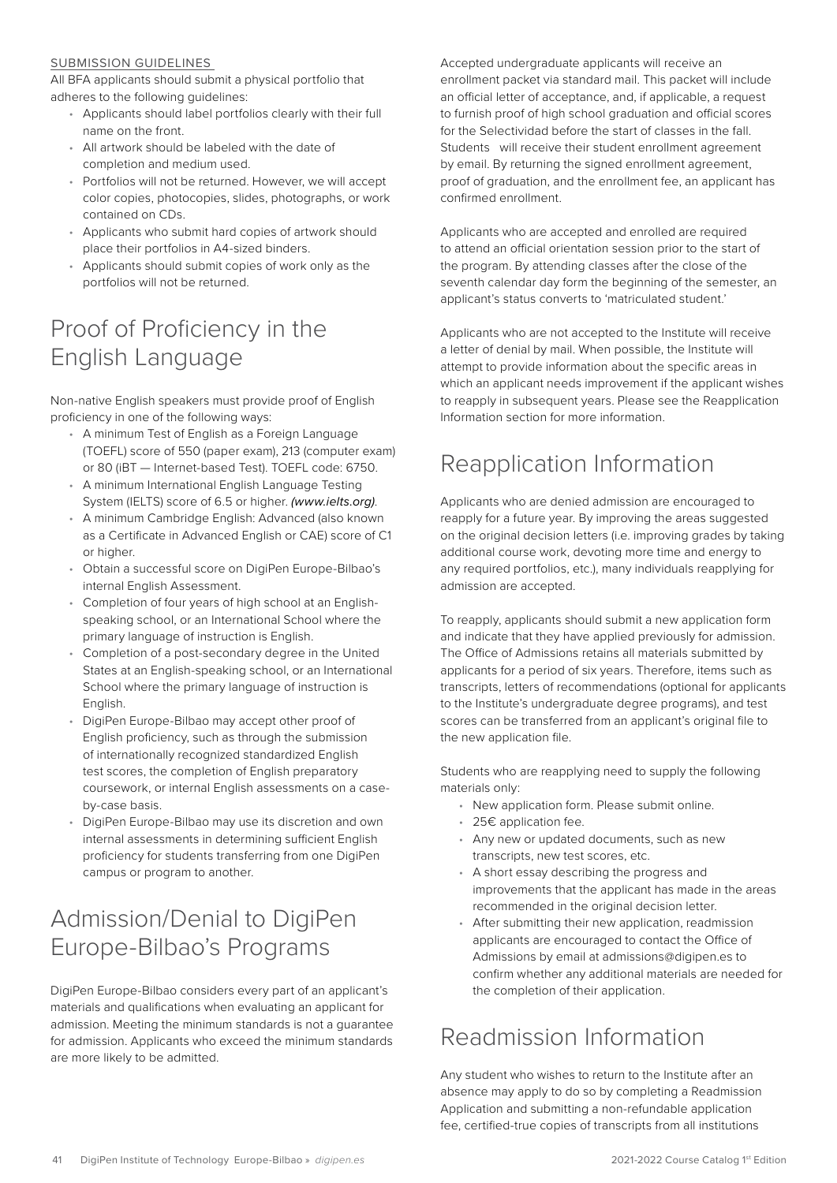SUBMISSION GUIDELINES

All BFA applicants should submit a physical portfolio that adheres to the following guidelines:

- Applicants should label portfolios clearly with their full name on the front.
- All artwork should be labeled with the date of completion and medium used.
- Portfolios will not be returned. However, we will accept color copies, photocopies, slides, photographs, or work contained on CDs.
- Applicants who submit hard copies of artwork should place their portfolios in A4-sized binders.
- Applicants should submit copies of work only as the portfolios will not be returned.

# Proof of Proficiency in the English Language

Non-native English speakers must provide proof of English proficiency in one of the following ways:

- A minimum Test of English as a Foreign Language (TOEFL) score of 550 (paper exam), 213 (computer exam) or 80 (iBT — Internet-based Test). TOEFL code: 6750.
- A minimum International English Language Testing System (IELTS) score of 6.5 or higher. *(www.ielts.org)*.
- A minimum Cambridge English: Advanced (also known as a Certificate in Advanced English or CAE) score of C1 or higher.
- Obtain a successful score on DigiPen Europe-Bilbao's internal English Assessment.
- Completion of four years of high school at an English-speaking school, or an International School where the primary language of instruction is English.
- Completion of a post-secondary degree in the United States at an English-speaking school, or an International School where the primary language of instruction is English.
- DigiPen Europe-Bilbao may accept other proof of English proficiency, such as through the submission of internationally recognized standardized English test scores, the completion of English preparatory coursework, or internal English assessments on a case-by-case basis.
- DigiPen Europe-Bilbao may use its discretion and own internal assessments in determining sufficient English proficiency for students transferring from one DigiPen campus or program to another.

# Admission/Denial to DigiPen Europe-Bilbao's Programs

DigiPen Europe-Bilbao considers every part of an applicant's materials and qualifications when evaluating an applicant for admission. Meeting the minimum standards is not a guarantee for admission. Applicants who exceed the minimum standards are more likely to be admitted.

Accepted undergraduate applicants will receive an enrollment packet via standard mail. This packet will include an official letter of acceptance, and, if applicable, a request to furnish proof of high school graduation and official scores for the Selectividad before the start of classes in the fall. Students will receive their student enrollment agreement by email. By returning the signed enrollment agreement, proof of graduation, and the enrollment fee, an applicant has confirmed enrollment.

Applicants who are accepted and enrolled are required to attend an official orientation session prior to the start of the program. By attending classes after the close of the seventh calendar day form the beginning of the semester, an applicant's status converts to 'matriculated student.'

Applicants who are not accepted to the Institute will receive a letter of denial by mail. When possible, the Institute will attempt to provide information about the specific areas in which an applicant needs improvement if the applicant wishes to reapply in subsequent years. Please see the Reapplication Information section for more information.

# Reapplication Information

Applicants who are denied admission are encouraged to reapply for a future year. By improving the areas suggested on the original decision letters (i.e. improving grades by taking additional course work, devoting more time and energy to any required portfolios, etc.), many individuals reapplying for admission are accepted.

To reapply, applicants should submit a new application form and indicate that they have applied previously for admission. The Office of Admissions retains all materials submitted by applicants for a period of six years. Therefore, items such as transcripts, letters of recommendations (optional for applicants to the Institute's undergraduate degree programs), and test scores can be transferred from an applicant's original file to the new application file.

Students who are reapplying need to supply the following materials only:

- New application form. Please submit online.
- 25€ application fee.
- Any new or updated documents, such as new transcripts, new test scores, etc.
- A short essay describing the progress and improvements that the applicant has made in the areas recommended in the original decision letter.
- After submitting their new application, readmission applicants are encouraged to contact the Office of Admissions by email at admissions@digipen.es to confirm whether any additional materials are needed for the completion of their application.

# Readmission Information

Any student who wishes to return to the Institute after an absence may apply to do so by completing a Readmission Application and submitting a non-refundable application fee, certified-true copies of transcripts from all institutions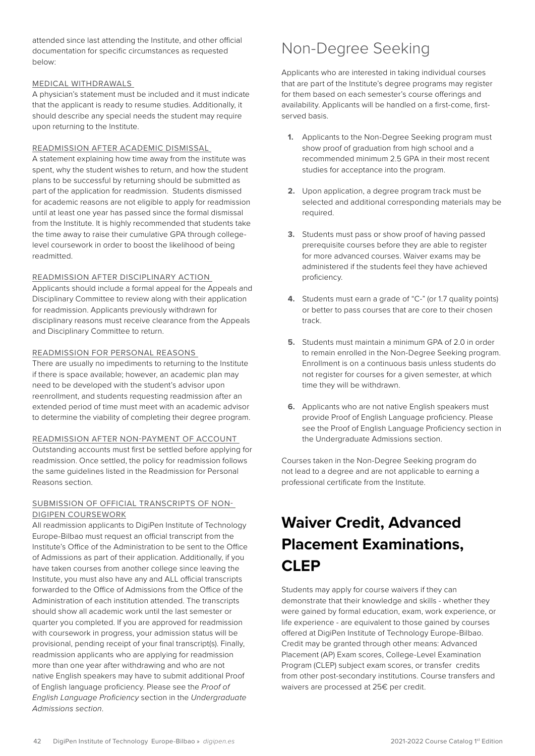attended since last attending the Institute, and other official documentation for specific circumstances as requested below:

#### MEDICAL WITHDRAWALS

A physician's statement must be included and it must indicate that the applicant is ready to resume studies. Additionally, it should describe any special needs the student may require upon returning to the Institute.

#### READMISSION AFTER ACADEMIC DISMISSAL

A statement explaining how time away from the institute was spent, why the student wishes to return, and how the student plans to be successful by returning should be submitted as part of the application for readmission. Students dismissed for academic reasons are not eligible to apply for readmission until at least one year has passed since the formal dismissal from the Institute. It is highly recommended that students take the time away to raise their cumulative GPA through college-level coursework in order to boost the likelihood of being readmitted.

#### READMISSION AFTER DISCIPLINARY ACTION

Applicants should include a formal appeal for the Appeals and Disciplinary Committee to review along with their application for readmission. Applicants previously withdrawn for disciplinary reasons must receive clearance from the Appeals and Disciplinary Committee to return.

#### READMISSION FOR PERSONAL REASONS

There are usually no impediments to returning to the Institute if there is space available; however, an academic plan may need to be developed with the student's advisor upon reenrollment, and students requesting readmission after an extended period of time must meet with an academic advisor to determine the viability of completing their degree program.

#### READMISSION AFTER NON-PAYMENT OF ACCOUNT

Outstanding accounts must first be settled before applying for readmission. Once settled, the policy for readmission follows the same guidelines listed in the Readmission for Personal Reasons section.

#### SUBMISSION OF OFFICIAL TRANSCRIPTS OF NON-DIGIPEN COURSEWORK

All readmission applicants to DigiPen Institute of Technology Europe-Bilbao must request an official transcript from the Institute's Office of the Administration to be sent to the Office of Admissions as part of their application. Additionally, if you have taken courses from another college since leaving the Institute, you must also have any and ALL official transcripts forwarded to the Office of Admissions from the Office of the Administration of each institution attended. The transcripts should show all academic work until the last semester or quarter you completed. If you are approved for readmission with coursework in progress, your admission status will be provisional, pending receipt of your final transcript(s). Finally, readmission applicants who are applying for readmission more than one year after withdrawing and who are not native English speakers may have to submit additional Proof of English language proficiency. Please see the *Proof of English Language Proficiency* section in the *Undergraduate Admissions section*.

## Non-Degree Seeking

Applicants who are interested in taking individual courses that are part of the Institute's degree programs may register for them based on each semester's course offerings and availability. Applicants will be handled on a first-come, first-served basis.

1. Applicants to the Non-Degree Seeking program must show proof of graduation from high school and a recommended minimum 2.5 GPA in their most recent studies for acceptance into the program.
2. Upon application, a degree program track must be selected and additional corresponding materials may be required.
3. Students must pass or show proof of having passed prerequisite courses before they are able to register for more advanced courses. Waiver exams may be administered if the students feel they have achieved proficiency.
4. Students must earn a grade of "C-" (or 1.7 quality points) or better to pass courses that are core to their chosen track.
5. Students must maintain a minimum GPA of 2.0 in order to remain enrolled in the Non-Degree Seeking program. Enrollment is on a continuous basis unless students do not register for courses for a given semester, at which time they will be withdrawn.
6. Applicants who are not native English speakers must provide Proof of English Language proficiency. Please see the Proof of English Language Proficiency section in the Undergraduate Admissions section.

Courses taken in the Non-Degree Seeking program do not lead to a degree and are not applicable to earning a professional certificate from the Institute.

# Waiver Credit, Advanced Placement Examinations, CLEP

Students may apply for course waivers if they can demonstrate that their knowledge and skills - whether they were gained by formal education, exam, work experience, or life experience - are equivalent to those gained by courses offered at DigiPen Institute of Technology Europe-Bilbao. Credit may be granted through other means: Advanced Placement (AP) Exam scores, College-Level Examination Program (CLEP) subject exam scores, or transfer credits from other post-secondary institutions. Course transfers and waivers are processed at 25€ per credit.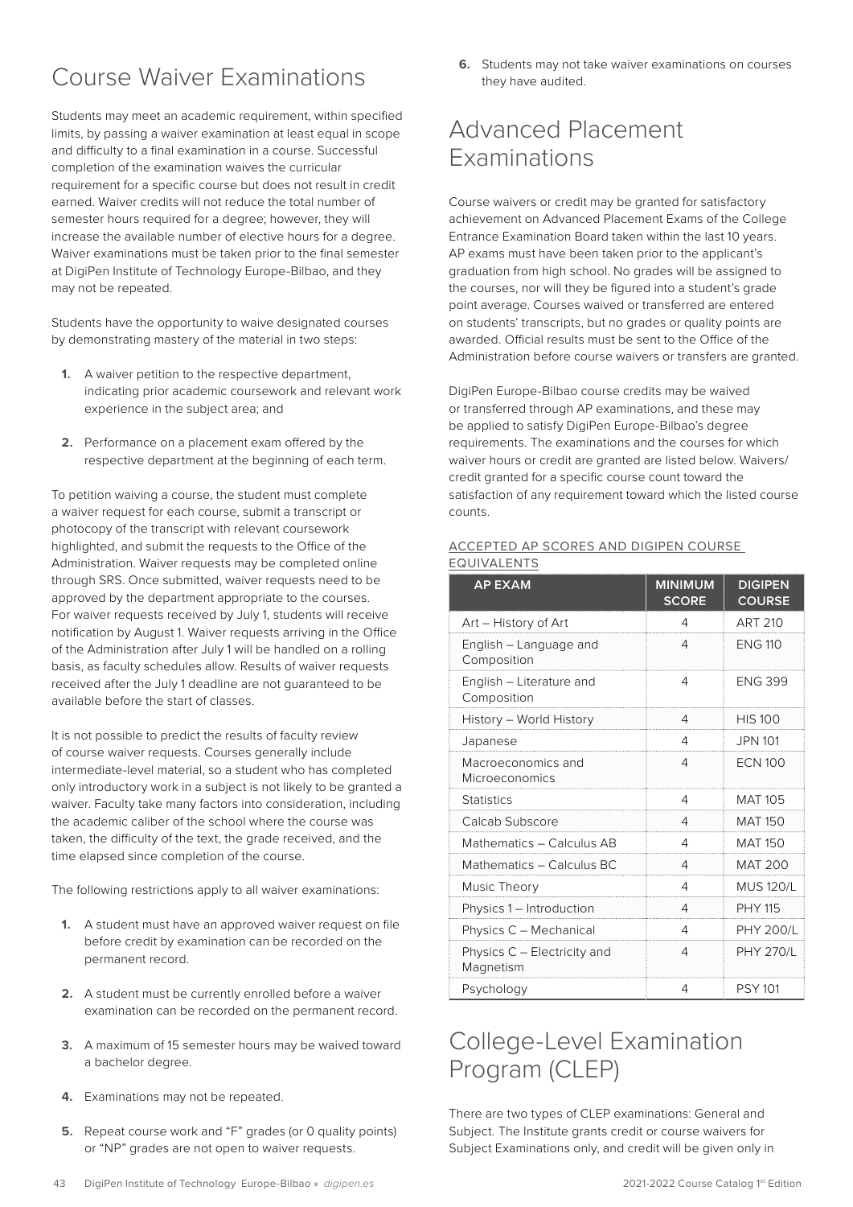# Course Waiver Examinations

Students may meet an academic requirement, within specified limits, by passing a waiver examination at least equal in scope and difficulty to a final examination in a course. Successful completion of the examination waives the curricular requirement for a specific course but does not result in credit earned. Waiver credits will not reduce the total number of semester hours required for a degree; however, they will increase the available number of elective hours for a degree. Waiver examinations must be taken prior to the final semester at DigiPen Institute of Technology Europe-Bilbao, and they may not be repeated.

Students have the opportunity to waive designated courses by demonstrating mastery of the material in two steps:

1. A waiver petition to the respective department, indicating prior academic coursework and relevant work experience in the subject area; and
2. Performance on a placement exam offered by the respective department at the beginning of each term.

To petition waiving a course, the student must complete a waiver request for each course, submit a transcript or photocopy of the transcript with relevant coursework highlighted, and submit the requests to the Office of the Administration. Waiver requests may be completed online through SRS. Once submitted, waiver requests need to be approved by the department appropriate to the courses. For waiver requests received by July 1, students will receive notification by August 1. Waiver requests arriving in the Office of the Administration after July 1 will be handled on a rolling basis, as faculty schedules allow. Results of waiver requests received after the July 1 deadline are not guaranteed to be available before the start of classes.

It is not possible to predict the results of faculty review of course waiver requests. Courses generally include intermediate-level material, so a student who has completed only introductory work in a subject is not likely to be granted a waiver. Faculty take many factors into consideration, including the academic caliber of the school where the course was taken, the difficulty of the text, the grade received, and the time elapsed since completion of the course.

The following restrictions apply to all waiver examinations:

1. A student must have an approved waiver request on file before credit by examination can be recorded on the permanent record.
2. A student must be currently enrolled before a waiver examination can be recorded on the permanent record.
3. A maximum of 15 semester hours may be waived toward a bachelor degree.
4. Examinations may not be repeated.
5. Repeat course work and "F" grades (or 0 quality points) or "NP" grades are not open to waiver requests.
6. Students may not take waiver examinations on courses they have audited.

# Advanced Placement Examinations

Course waivers or credit may be granted for satisfactory achievement on Advanced Placement Exams of the College Entrance Examination Board taken within the last 10 years. AP exams must have been taken prior to the applicant's graduation from high school. No grades will be assigned to the courses, nor will they be figured into a student's grade point average. Courses waived or transferred are entered on students' transcripts, but no grades or quality points are awarded. Official results must be sent to the Office of the Administration before course waivers or transfers are granted.

DigiPen Europe-Bilbao course credits may be waived or transferred through AP examinations, and these may be applied to satisfy DigiPen Europe-Bilbao's degree requirements. The examinations and the courses for which waiver hours or credit are granted are listed below. Waivers/credit granted for a specific course count toward the satisfaction of any requirement toward which the listed course counts.

ACCEPTED AP SCORES AND DIGIPEN COURSE EQUIVALENTS

| AP EXAM | MINIMUM SCORE | DIGIPEN COURSE |
|---|---|---|
| Art – History of Art | 4 | ART 210 |
| English – Language and Composition | 4 | ENG 110 |
| English – Literature and Composition | 4 | ENG 399 |
| History – World History | 4 | HIS 100 |
| Japanese | 4 | JPN 101 |
| Macroeconomics and Microeconomics | 4 | ECN 100 |
| Statistics | 4 | MAT 105 |
| Calcab Subscore | 4 | MAT 150 |
| Mathematics – Calculus AB | 4 | MAT 150 |
| Mathematics – Calculus BC | 4 | MAT 200 |
| Music Theory | 4 | MUS 120/L |
| Physics 1 – Introduction | 4 | PHY 115 |
| Physics C – Mechanical | 4 | PHY 200/L |
| Physics C – Electricity and Magnetism | 4 | PHY 270/L |
| Psychology | 4 | PSY 101 |

# College-Level Examination Program (CLEP)

There are two types of CLEP examinations: General and Subject. The Institute grants credit or course waivers for Subject Examinations only, and credit will be given only in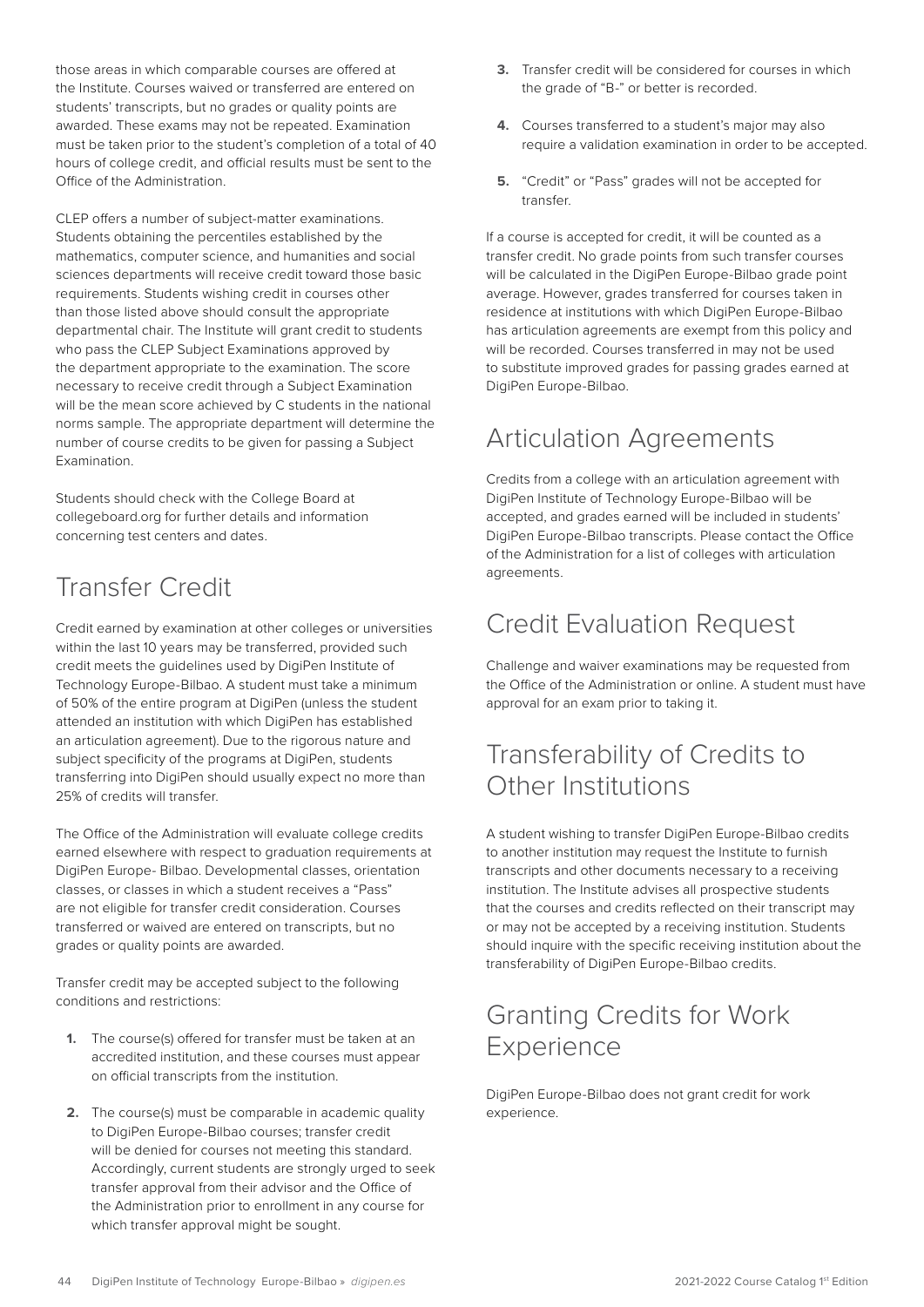those areas in which comparable courses are offered at the Institute. Courses waived or transferred are entered on students' transcripts, but no grades or quality points are awarded. These exams may not be repeated. Examination must be taken prior to the student's completion of a total of 40 hours of college credit, and official results must be sent to the Office of the Administration.

CLEP offers a number of subject-matter examinations. Students obtaining the percentiles established by the mathematics, computer science, and humanities and social sciences departments will receive credit toward those basic requirements. Students wishing credit in courses other than those listed above should consult the appropriate departmental chair. The Institute will grant credit to students who pass the CLEP Subject Examinations approved by the department appropriate to the examination. The score necessary to receive credit through a Subject Examination will be the mean score achieved by C students in the national norms sample. The appropriate department will determine the number of course credits to be given for passing a Subject Examination.

Students should check with the College Board at collegeboard.org for further details and information concerning test centers and dates.

## Transfer Credit

Credit earned by examination at other colleges or universities within the last 10 years may be transferred, provided such credit meets the guidelines used by DigiPen Institute of Technology Europe-Bilbao. A student must take a minimum of 50% of the entire program at DigiPen (unless the student attended an institution with which DigiPen has established an articulation agreement). Due to the rigorous nature and subject specificity of the programs at DigiPen, students transferring into DigiPen should usually expect no more than 25% of credits will transfer.

The Office of the Administration will evaluate college credits earned elsewhere with respect to graduation requirements at DigiPen Europe- Bilbao. Developmental classes, orientation classes, or classes in which a student receives a "Pass" are not eligible for transfer credit consideration. Courses transferred or waived are entered on transcripts, but no grades or quality points are awarded.

Transfer credit may be accepted subject to the following conditions and restrictions:

1. The course(s) offered for transfer must be taken at an accredited institution, and these courses must appear on official transcripts from the institution.
2. The course(s) must be comparable in academic quality to DigiPen Europe-Bilbao courses; transfer credit will be denied for courses not meeting this standard. Accordingly, current students are strongly urged to seek transfer approval from their advisor and the Office of the Administration prior to enrollment in any course for which transfer approval might be sought.
3. Transfer credit will be considered for courses in which the grade of "B-" or better is recorded.
4. Courses transferred to a student's major may also require a validation examination in order to be accepted.
5. "Credit" or "Pass" grades will not be accepted for transfer.

If a course is accepted for credit, it will be counted as a transfer credit. No grade points from such transfer courses will be calculated in the DigiPen Europe-Bilbao grade point average. However, grades transferred for courses taken in residence at institutions with which DigiPen Europe-Bilbao has articulation agreements are exempt from this policy and will be recorded. Courses transferred in may not be used to substitute improved grades for passing grades earned at DigiPen Europe-Bilbao.

## Articulation Agreements

Credits from a college with an articulation agreement with DigiPen Institute of Technology Europe-Bilbao will be accepted, and grades earned will be included in students' DigiPen Europe-Bilbao transcripts. Please contact the Office of the Administration for a list of colleges with articulation agreements.

## Credit Evaluation Request

Challenge and waiver examinations may be requested from the Office of the Administration or online. A student must have approval for an exam prior to taking it.

## Transferability of Credits to Other Institutions

A student wishing to transfer DigiPen Europe-Bilbao credits to another institution may request the Institute to furnish transcripts and other documents necessary to a receiving institution. The Institute advises all prospective students that the courses and credits reflected on their transcript may or may not be accepted by a receiving institution. Students should inquire with the specific receiving institution about the transferability of DigiPen Europe-Bilbao credits.

## Granting Credits for Work Experience

DigiPen Europe-Bilbao does not grant credit for work experience.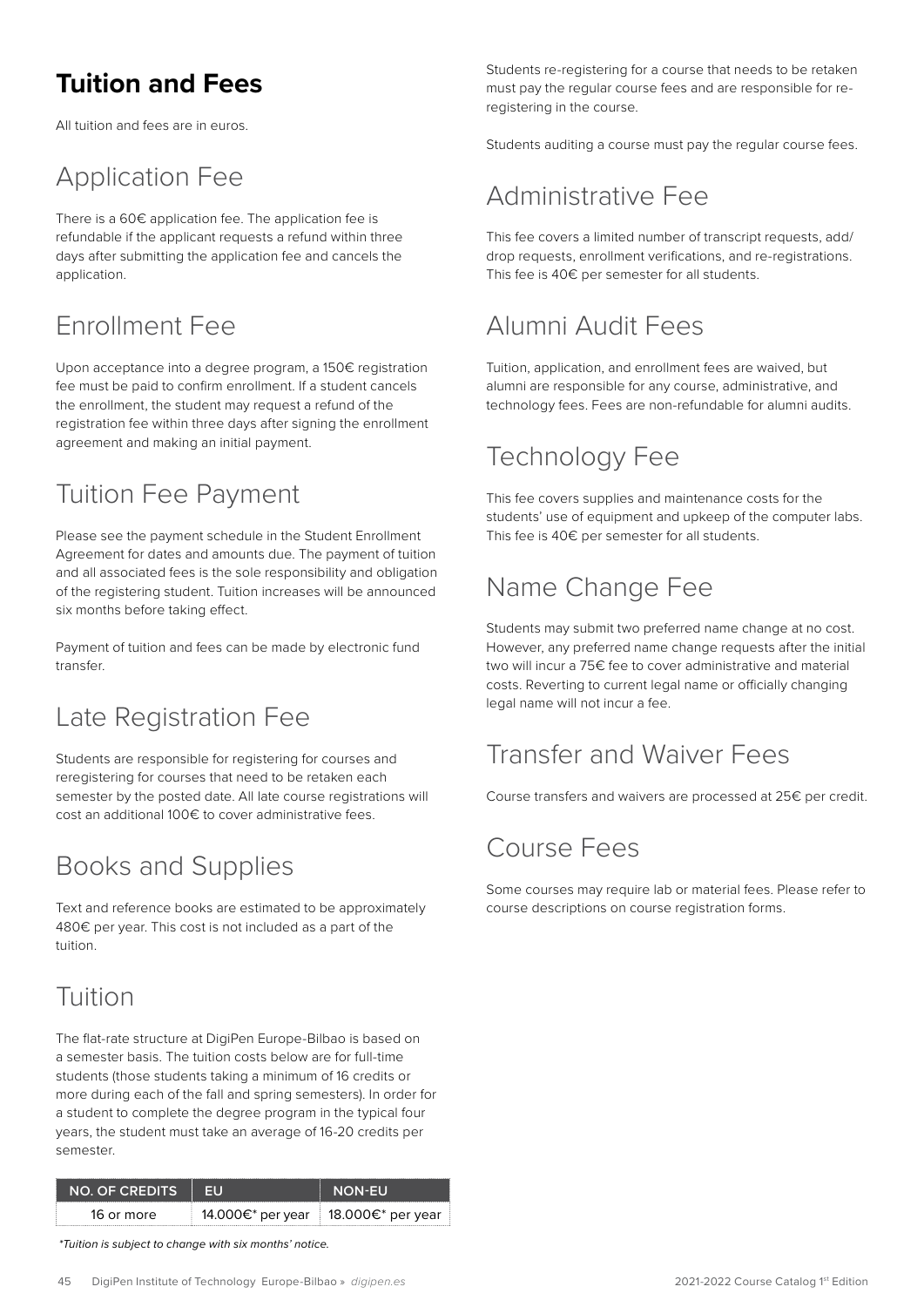# Tuition and Fees

All tuition and fees are in euros.

## Application Fee

There is a 60€ application fee. The application fee is refundable if the applicant requests a refund within three days after submitting the application fee and cancels the application.

## Enrollment Fee

Upon acceptance into a degree program, a 150€ registration fee must be paid to confirm enrollment. If a student cancels the enrollment, the student may request a refund of the registration fee within three days after signing the enrollment agreement and making an initial payment.

## Tuition Fee Payment

Please see the payment schedule in the Student Enrollment Agreement for dates and amounts due. The payment of tuition and all associated fees is the sole responsibility and obligation of the registering student. Tuition increases will be announced six months before taking effect.

Payment of tuition and fees can be made by electronic fund transfer.

## Late Registration Fee

Students are responsible for registering for courses and reregistering for courses that need to be retaken each semester by the posted date. All late course registrations will cost an additional 100€ to cover administrative fees.

## Books and Supplies

Text and reference books are estimated to be approximately 480€ per year. This cost is not included as a part of the tuition.

## Tuition

The flat-rate structure at DigiPen Europe-Bilbao is based on a semester basis. The tuition costs below are for full-time students (those students taking a minimum of 16 credits or more during each of the fall and spring semesters). In order for a student to complete the degree program in the typical four years, the student must take an average of 16-20 credits per semester.

| NO. OF CREDITS | EU | NON-EU |
|---|---|---|
| 16 or more | 14.000€* per year | 18.000€* per year |

*\*Tuition is subject to change with six months' notice.*

Students re-registering for a course that needs to be retaken must pay the regular course fees and are responsible for re-registering in the course.

Students auditing a course must pay the regular course fees.

## Administrative Fee

This fee covers a limited number of transcript requests, add/drop requests, enrollment verifications, and re-registrations. This fee is 40€ per semester for all students.

## Alumni Audit Fees

Tuition, application, and enrollment fees are waived, but alumni are responsible for any course, administrative, and technology fees. Fees are non-refundable for alumni audits.

## Technology Fee

This fee covers supplies and maintenance costs for the students' use of equipment and upkeep of the computer labs. This fee is 40€ per semester for all students.

## Name Change Fee

Students may submit two preferred name change at no cost. However, any preferred name change requests after the initial two will incur a 75€ fee to cover administrative and material costs. Reverting to current legal name or officially changing legal name will not incur a fee.

## Transfer and Waiver Fees

Course transfers and waivers are processed at 25€ per credit.

## Course Fees

Some courses may require lab or material fees. Please refer to course descriptions on course registration forms.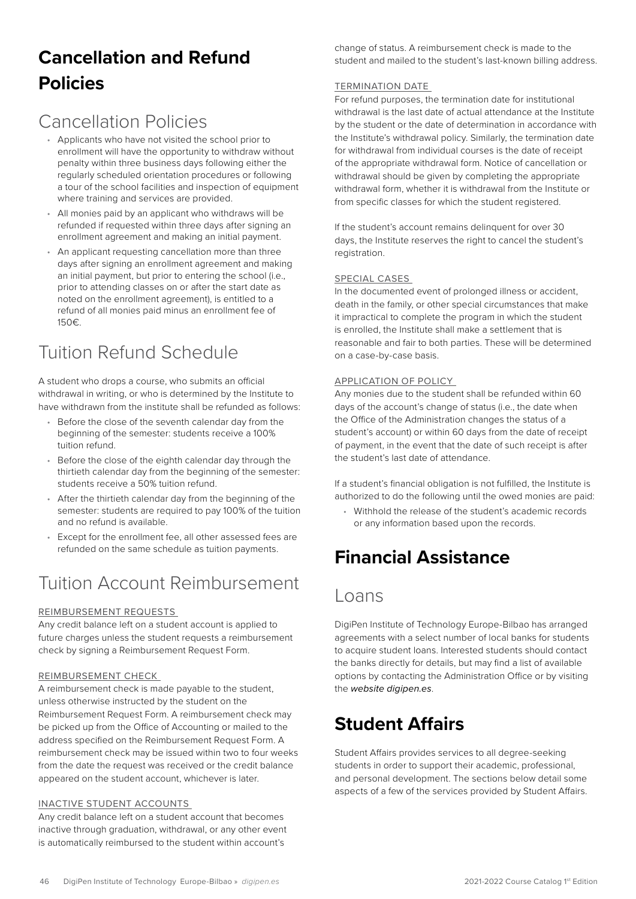# Cancellation and Refund Policies

## Cancellation Policies

- Applicants who have not visited the school prior to enrollment will have the opportunity to withdraw without penalty within three business days following either the regularly scheduled orientation procedures or following a tour of the school facilities and inspection of equipment where training and services are provided.
- All monies paid by an applicant who withdraws will be refunded if requested within three days after signing an enrollment agreement and making an initial payment.
- An applicant requesting cancellation more than three days after signing an enrollment agreement and making an initial payment, but prior to entering the school (i.e., prior to attending classes on or after the start date as noted on the enrollment agreement), is entitled to a refund of all monies paid minus an enrollment fee of 150€.

## Tuition Refund Schedule

A student who drops a course, who submits an official withdrawal in writing, or who is determined by the Institute to have withdrawn from the institute shall be refunded as follows:

- Before the close of the seventh calendar day from the beginning of the semester: students receive a 100% tuition refund.
- Before the close of the eighth calendar day through the thirtieth calendar day from the beginning of the semester: students receive a 50% tuition refund.
- After the thirtieth calendar day from the beginning of the semester: students are required to pay 100% of the tuition and no refund is available.
- Except for the enrollment fee, all other assessed fees are refunded on the same schedule as tuition payments.

## Tuition Account Reimbursement

### REIMBURSEMENT REQUESTS

Any credit balance left on a student account is applied to future charges unless the student requests a reimbursement check by signing a Reimbursement Request Form.

### REIMBURSEMENT CHECK

A reimbursement check is made payable to the student, unless otherwise instructed by the student on the Reimbursement Request Form. A reimbursement check may be picked up from the Office of Accounting or mailed to the address specified on the Reimbursement Request Form. A reimbursement check may be issued within two to four weeks from the date the request was received or the credit balance appeared on the student account, whichever is later.

### INACTIVE STUDENT ACCOUNTS

Any credit balance left on a student account that becomes inactive through graduation, withdrawal, or any other event is automatically reimbursed to the student within account's change of status. A reimbursement check is made to the student and mailed to the student's last-known billing address.

### TERMINATION DATE

For refund purposes, the termination date for institutional withdrawal is the last date of actual attendance at the Institute by the student or the date of determination in accordance with the Institute's withdrawal policy. Similarly, the termination date for withdrawal from individual courses is the date of receipt of the appropriate withdrawal form. Notice of cancellation or withdrawal should be given by completing the appropriate withdrawal form, whether it is withdrawal from the Institute or from specific classes for which the student registered.

If the student's account remains delinquent for over 30 days, the Institute reserves the right to cancel the student's registration.

### SPECIAL CASES

In the documented event of prolonged illness or accident, death in the family, or other special circumstances that make it impractical to complete the program in which the student is enrolled, the Institute shall make a settlement that is reasonable and fair to both parties. These will be determined on a case-by-case basis.

### APPLICATION OF POLICY

Any monies due to the student shall be refunded within 60 days of the account's change of status (i.e., the date when the Office of the Administration changes the status of a student's account) or within 60 days from the date of receipt of payment, in the event that the date of such receipt is after the student's last date of attendance.

If a student's financial obligation is not fulfilled, the Institute is authorized to do the following until the owed monies are paid:

- Withhold the release of the student's academic records or any information based upon the records.

# Financial Assistance

## Loans

DigiPen Institute of Technology Europe-Bilbao has arranged agreements with a select number of local banks for students to acquire student loans. Interested students should contact the banks directly for details, but may find a list of available options by contacting the Administration Office or by visiting the *website digipen.es*.

# Student Affairs

Student Affairs provides services to all degree-seeking students in order to support their academic, professional, and personal development. The sections below detail some aspects of a few of the services provided by Student Affairs.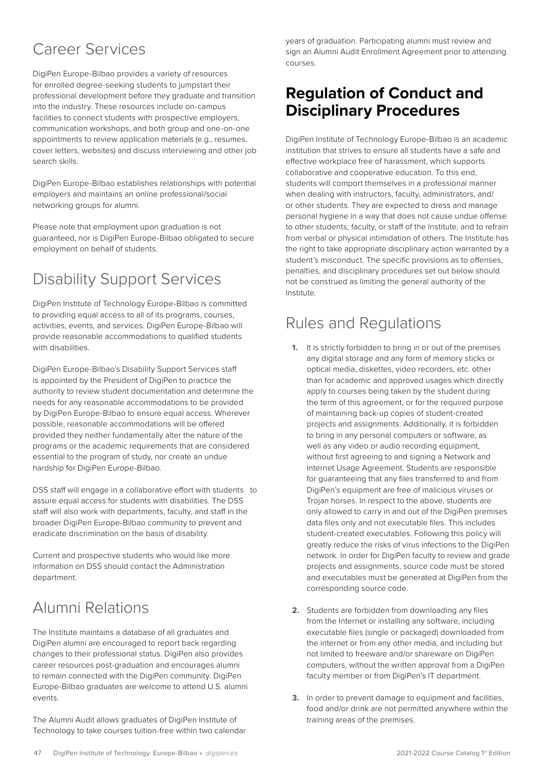## Career Services

DigiPen Europe-Bilbao provides a variety of resources for enrolled degree-seeking students to jumpstart their professional development before they graduate and transition into the industry. These resources include on-campus facilities to connect students with prospective employers, communication workshops, and both group and one-on-one appointments to review application materials (e.g., resumes, cover letters, websites) and discuss interviewing and other job search skills.

DigiPen Europe-Bilbao establishes relationships with potential employers and maintains an online professional/social networking groups for alumni.

Please note that employment upon graduation is not guaranteed, nor is DigiPen Europe-Bilbao obligated to secure employment on behalf of students.

## Disability Support Services

DigiPen Institute of Technology Europe-Bilbao is committed to providing equal access to all of its programs, courses, activities, events, and services. DigiPen Europe-Bilbao will provide reasonable accommodations to qualified students with disabilities.

DigiPen Europe-Bilbao's Disability Support Services staff is appointed by the President of DigiPen to practice the authority to review student documentation and determine the needs for any reasonable accommodations to be provided by DigiPen Europe-Bilbao to ensure equal access. Wherever possible, reasonable accommodations will be offered provided they neither fundamentally alter the nature of the programs or the academic requirements that are considered essential to the program of study, nor create an undue hardship for DigiPen Europe-Bilbao.

DSS staff will engage in a collaborative effort with students to assure equal access for students with disabilities. The DSS staff will also work with departments, faculty, and staff in the broader DigiPen Europe-Bilbao community to prevent and eradicate discrimination on the basis of disability.

Current and prospective students who would like more information on DSS should contact the Administration department.

## Alumni Relations

The Institute maintains a database of all graduates and DigiPen alumni are encouraged to report back regarding changes to their professional status. DigiPen also provides career resources post-graduation and encourages alumni to remain connected with the DigiPen community. DigiPen Europe-Bilbao graduates are welcome to attend U.S. alumni events.

The Alumni Audit allows graduates of DigiPen Institute of Technology to take courses tuition-free within two calendar years of graduation. Participating alumni must review and sign an Alumni Audit Enrollment Agreement prior to attending courses.

# Regulation of Conduct and Disciplinary Procedures

DigiPen Institute of Technology Europe-Bilbao is an academic institution that strives to ensure all students have a safe and effective workplace free of harassment, which supports collaborative and cooperative education. To this end, students will comport themselves in a professional manner when dealing with instructors, faculty, administrators, and/or other students. They are expected to dress and manage personal hygiene in a way that does not cause undue offense to other students, faculty, or staff of the Institute, and to refrain from verbal or physical intimidation of others. The Institute has the right to take appropriate disciplinary action warranted by a student's misconduct. The specific provisions as to offenses, penalties, and disciplinary procedures set out below should not be construed as limiting the general authority of the Institute.

## Rules and Regulations

1. It is strictly forbidden to bring in or out of the premises any digital storage and any form of memory sticks or optical media, diskettes, video recorders, etc. other than for academic and approved usages which directly apply to courses being taken by the student during the term of this agreement, or for the required purpose of maintaining back-up copies of student-created projects and assignments. Additionally, it is forbidden to bring in any personal computers or software, as well as any video or audio recording equipment, without first agreeing to and signing a Network and Internet Usage Agreement. Students are responsible for guaranteeing that any files transferred to and from DigiPen's equipment are free of malicious viruses or Trojan horses. In respect to the above, students are only allowed to carry in and out of the DigiPen premises data files only and not executable files. This includes student-created executables. Following this policy will greatly reduce the risks of virus infections to the DigiPen network. In order for DigiPen faculty to review and grade projects and assignments, source code must be stored and executables must be generated at DigiPen from the corresponding source code.

2. Students are forbidden from downloading any files from the Internet or installing any software, including executable files (single or packaged) downloaded from the internet or from any other media, and including but not limited to freeware and/or shareware on DigiPen computers, without the written approval from a DigiPen faculty member or from DigiPen's IT department.

3. In order to prevent damage to equipment and facilities, food and/or drink are not permitted anywhere within the training areas of the premises.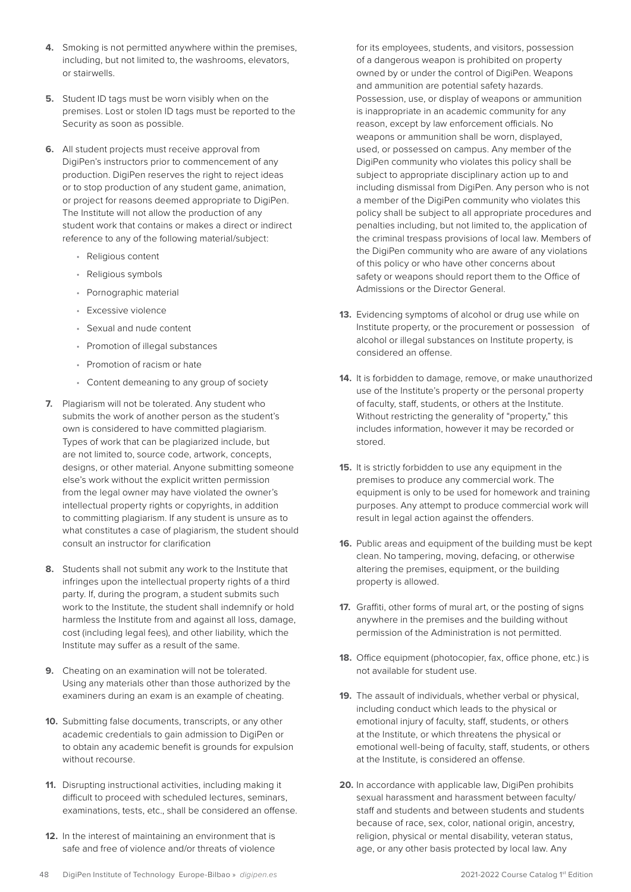4. Smoking is not permitted anywhere within the premises, including, but not limited to, the washrooms, elevators, or stairwells.

5. Student ID tags must be worn visibly when on the premises. Lost or stolen ID tags must be reported to the Security as soon as possible.

6. All student projects must receive approval from DigiPen's instructors prior to commencement of any production. DigiPen reserves the right to reject ideas or to stop production of any student game, animation, or project for reasons deemed appropriate to DigiPen. The Institute will not allow the production of any student work that contains or makes a direct or indirect reference to any of the following material/subject:
   - Religious content
   - Religious symbols
   - Pornographic material
   - Excessive violence
   - Sexual and nude content
   - Promotion of illegal substances
   - Promotion of racism or hate
   - Content demeaning to any group of society

7. Plagiarism will not be tolerated. Any student who submits the work of another person as the student's own is considered to have committed plagiarism. Types of work that can be plagiarized include, but are not limited to, source code, artwork, concepts, designs, or other material. Anyone submitting someone else's work without the explicit written permission from the legal owner may have violated the owner's intellectual property rights or copyrights, in addition to committing plagiarism. If any student is unsure as to what constitutes a case of plagiarism, the student should consult an instructor for clarification

8. Students shall not submit any work to the Institute that infringes upon the intellectual property rights of a third party. If, during the program, a student submits such work to the Institute, the student shall indemnify or hold harmless the Institute from and against all loss, damage, cost (including legal fees), and other liability, which the Institute may suffer as a result of the same.

9. Cheating on an examination will not be tolerated. Using any materials other than those authorized by the examiners during an exam is an example of cheating.

10. Submitting false documents, transcripts, or any other academic credentials to gain admission to DigiPen or to obtain any academic benefit is grounds for expulsion without recourse.

11. Disrupting instructional activities, including making it difficult to proceed with scheduled lectures, seminars, examinations, tests, etc., shall be considered an offense.

12. In the interest of maintaining an environment that is safe and free of violence and/or threats of violence for its employees, students, and visitors, possession of a dangerous weapon is prohibited on property owned by or under the control of DigiPen. Weapons and ammunition are potential safety hazards. Possession, use, or display of weapons or ammunition is inappropriate in an academic community for any reason, except by law enforcement officials. No weapons or ammunition shall be worn, displayed, used, or possessed on campus. Any member of the DigiPen community who violates this policy shall be subject to appropriate disciplinary action up to and including dismissal from DigiPen. Any person who is not a member of the DigiPen community who violates this policy shall be subject to all appropriate procedures and penalties including, but not limited to, the application of the criminal trespass provisions of local law. Members of the DigiPen community who are aware of any violations of this policy or who have other concerns about safety or weapons should report them to the Office of Admissions or the Director General.

13. Evidencing symptoms of alcohol or drug use while on Institute property, or the procurement or possession of alcohol or illegal substances on Institute property, is considered an offense.

14. It is forbidden to damage, remove, or make unauthorized use of the Institute's property or the personal property of faculty, staff, students, or others at the Institute. Without restricting the generality of "property," this includes information, however it may be recorded or stored.

15. It is strictly forbidden to use any equipment in the premises to produce any commercial work. The equipment is only to be used for homework and training purposes. Any attempt to produce commercial work will result in legal action against the offenders.

16. Public areas and equipment of the building must be kept clean. No tampering, moving, defacing, or otherwise altering the premises, equipment, or the building property is allowed.

17. Graffiti, other forms of mural art, or the posting of signs anywhere in the premises and the building without permission of the Administration is not permitted.

18. Office equipment (photocopier, fax, office phone, etc.) is not available for student use.

19. The assault of individuals, whether verbal or physical, including conduct which leads to the physical or emotional injury of faculty, staff, students, or others at the Institute, or which threatens the physical or emotional well-being of faculty, staff, students, or others at the Institute, is considered an offense.

20. In accordance with applicable law, DigiPen prohibits sexual harassment and harassment between faculty/staff and students and between students and students because of race, sex, color, national origin, ancestry, religion, physical or mental disability, veteran status, age, or any other basis protected by local law. Any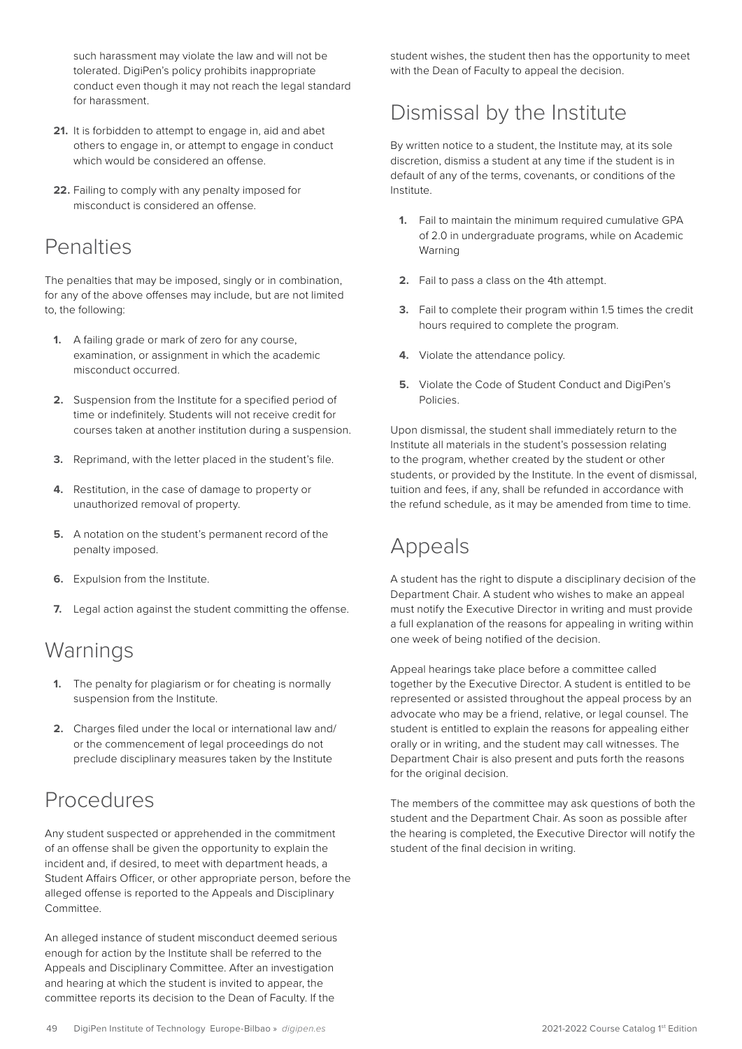such harassment may violate the law and will not be tolerated. DigiPen's policy prohibits inappropriate conduct even though it may not reach the legal standard for harassment.

21. It is forbidden to attempt to engage in, aid and abet others to engage in, or attempt to engage in conduct which would be considered an offense.

22. Failing to comply with any penalty imposed for misconduct is considered an offense.

## Penalties

The penalties that may be imposed, singly or in combination, for any of the above offenses may include, but are not limited to, the following:

1. A failing grade or mark of zero for any course, examination, or assignment in which the academic misconduct occurred.
2. Suspension from the Institute for a specified period of time or indefinitely. Students will not receive credit for courses taken at another institution during a suspension.
3. Reprimand, with the letter placed in the student's file.
4. Restitution, in the case of damage to property or unauthorized removal of property.
5. A notation on the student's permanent record of the penalty imposed.
6. Expulsion from the Institute.
7. Legal action against the student committing the offense.

## Warnings

1. The penalty for plagiarism or for cheating is normally suspension from the Institute.
2. Charges filed under the local or international law and/or the commencement of legal proceedings do not preclude disciplinary measures taken by the Institute

## Procedures

Any student suspected or apprehended in the commitment of an offense shall be given the opportunity to explain the incident and, if desired, to meet with department heads, a Student Affairs Officer, or other appropriate person, before the alleged offense is reported to the Appeals and Disciplinary Committee.

An alleged instance of student misconduct deemed serious enough for action by the Institute shall be referred to the Appeals and Disciplinary Committee. After an investigation and hearing at which the student is invited to appear, the committee reports its decision to the Dean of Faculty. If the student wishes, the student then has the opportunity to meet with the Dean of Faculty to appeal the decision.

## Dismissal by the Institute

By written notice to a student, the Institute may, at its sole discretion, dismiss a student at any time if the student is in default of any of the terms, covenants, or conditions of the Institute.

1. Fail to maintain the minimum required cumulative GPA of 2.0 in undergraduate programs, while on Academic Warning
2. Fail to pass a class on the 4th attempt.
3. Fail to complete their program within 1.5 times the credit hours required to complete the program.
4. Violate the attendance policy.
5. Violate the Code of Student Conduct and DigiPen's Policies.

Upon dismissal, the student shall immediately return to the Institute all materials in the student's possession relating to the program, whether created by the student or other students, or provided by the Institute. In the event of dismissal, tuition and fees, if any, shall be refunded in accordance with the refund schedule, as it may be amended from time to time.

## Appeals

A student has the right to dispute a disciplinary decision of the Department Chair. A student who wishes to make an appeal must notify the Executive Director in writing and must provide a full explanation of the reasons for appealing in writing within one week of being notified of the decision.

Appeal hearings take place before a committee called together by the Executive Director. A student is entitled to be represented or assisted throughout the appeal process by an advocate who may be a friend, relative, or legal counsel. The student is entitled to explain the reasons for appealing either orally or in writing, and the student may call witnesses. The Department Chair is also present and puts forth the reasons for the original decision.

The members of the committee may ask questions of both the student and the Department Chair. As soon as possible after the hearing is completed, the Executive Director will notify the student of the final decision in writing.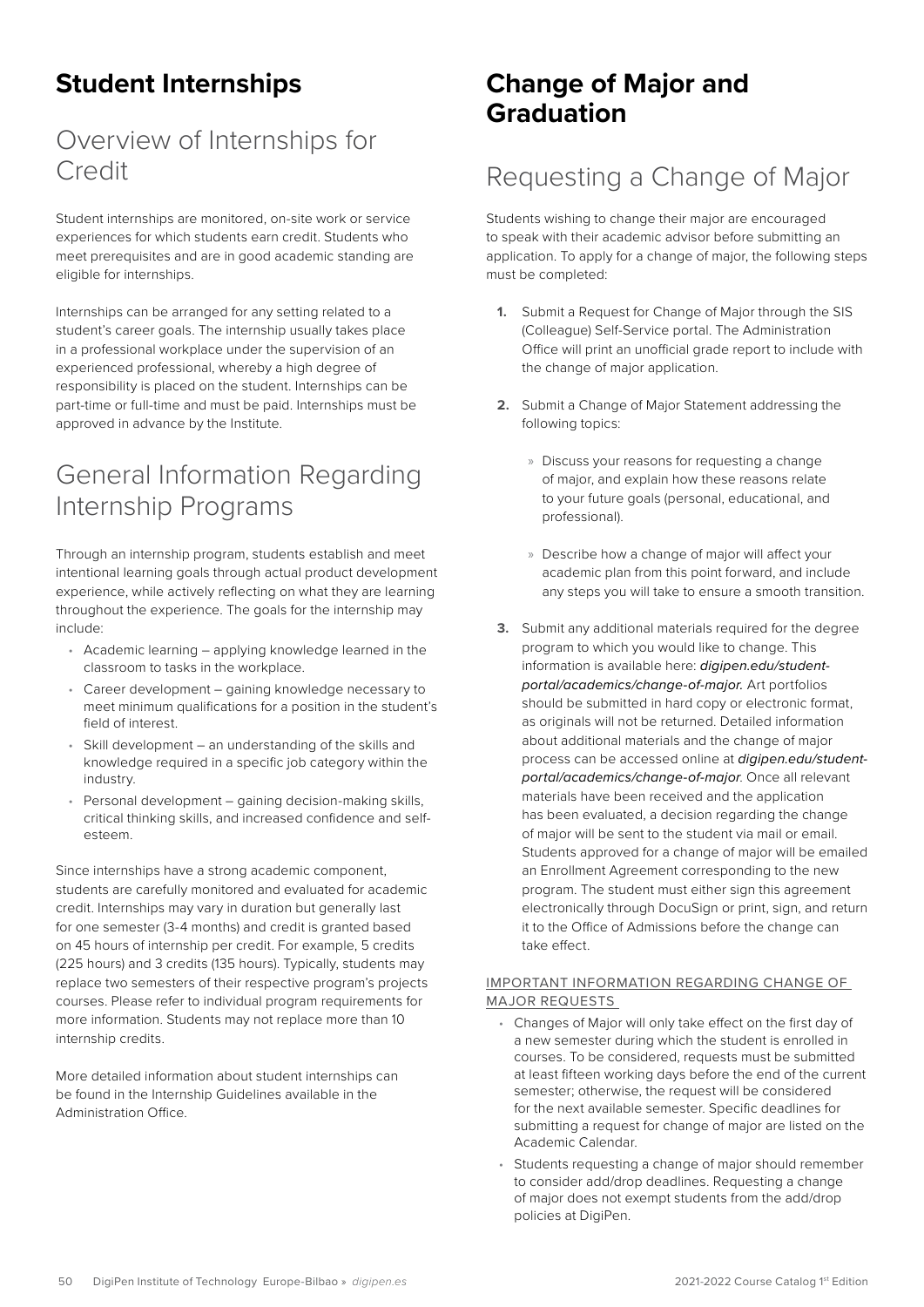# Student Internships

## Overview of Internships for Credit

Student internships are monitored, on-site work or service experiences for which students earn credit. Students who meet prerequisites and are in good academic standing are eligible for internships.

Internships can be arranged for any setting related to a student's career goals. The internship usually takes place in a professional workplace under the supervision of an experienced professional, whereby a high degree of responsibility is placed on the student. Internships can be part-time or full-time and must be paid. Internships must be approved in advance by the Institute.

## General Information Regarding Internship Programs

Through an internship program, students establish and meet intentional learning goals through actual product development experience, while actively reflecting on what they are learning throughout the experience. The goals for the internship may include:

- Academic learning – applying knowledge learned in the classroom to tasks in the workplace.
- Career development – gaining knowledge necessary to meet minimum qualifications for a position in the student's field of interest.
- Skill development – an understanding of the skills and knowledge required in a specific job category within the industry.
- Personal development – gaining decision-making skills, critical thinking skills, and increased confidence and self-esteem.

Since internships have a strong academic component, students are carefully monitored and evaluated for academic credit. Internships may vary in duration but generally last for one semester (3-4 months) and credit is granted based on 45 hours of internship per credit. For example, 5 credits (225 hours) and 3 credits (135 hours). Typically, students may replace two semesters of their respective program's projects courses. Please refer to individual program requirements for more information. Students may not replace more than 10 internship credits.

More detailed information about student internships can be found in the Internship Guidelines available in the Administration Office.

# Change of Major and Graduation

## Requesting a Change of Major

Students wishing to change their major are encouraged to speak with their academic advisor before submitting an application. To apply for a change of major, the following steps must be completed:

1. Submit a Request for Change of Major through the SIS (Colleague) Self-Service portal. The Administration Office will print an unofficial grade report to include with the change of major application.
2. Submit a Change of Major Statement addressing the following topics:
   - Discuss your reasons for requesting a change of major, and explain how these reasons relate to your future goals (personal, educational, and professional).
   - Describe how a change of major will affect your academic plan from this point forward, and include any steps you will take to ensure a smooth transition.
3. Submit any additional materials required for the degree program to which you would like to change. This information is available here: *digipen.edu/student-portal/academics/change-of-major.* Art portfolios should be submitted in hard copy or electronic format, as originals will not be returned. Detailed information about additional materials and the change of major process can be accessed online at *digipen.edu/student-portal/academics/change-of-major*. Once all relevant materials have been received and the application has been evaluated, a decision regarding the change of major will be sent to the student via mail or email. Students approved for a change of major will be emailed an Enrollment Agreement corresponding to the new program. The student must either sign this agreement electronically through DocuSign or print, sign, and return it to the Office of Admissions before the change can take effect.

### IMPORTANT INFORMATION REGARDING CHANGE OF MAJOR REQUESTS

- Changes of Major will only take effect on the first day of a new semester during which the student is enrolled in courses. To be considered, requests must be submitted at least fifteen working days before the end of the current semester; otherwise, the request will be considered for the next available semester. Specific deadlines for submitting a request for change of major are listed on the Academic Calendar.
- Students requesting a change of major should remember to consider add/drop deadlines. Requesting a change of major does not exempt students from the add/drop policies at DigiPen.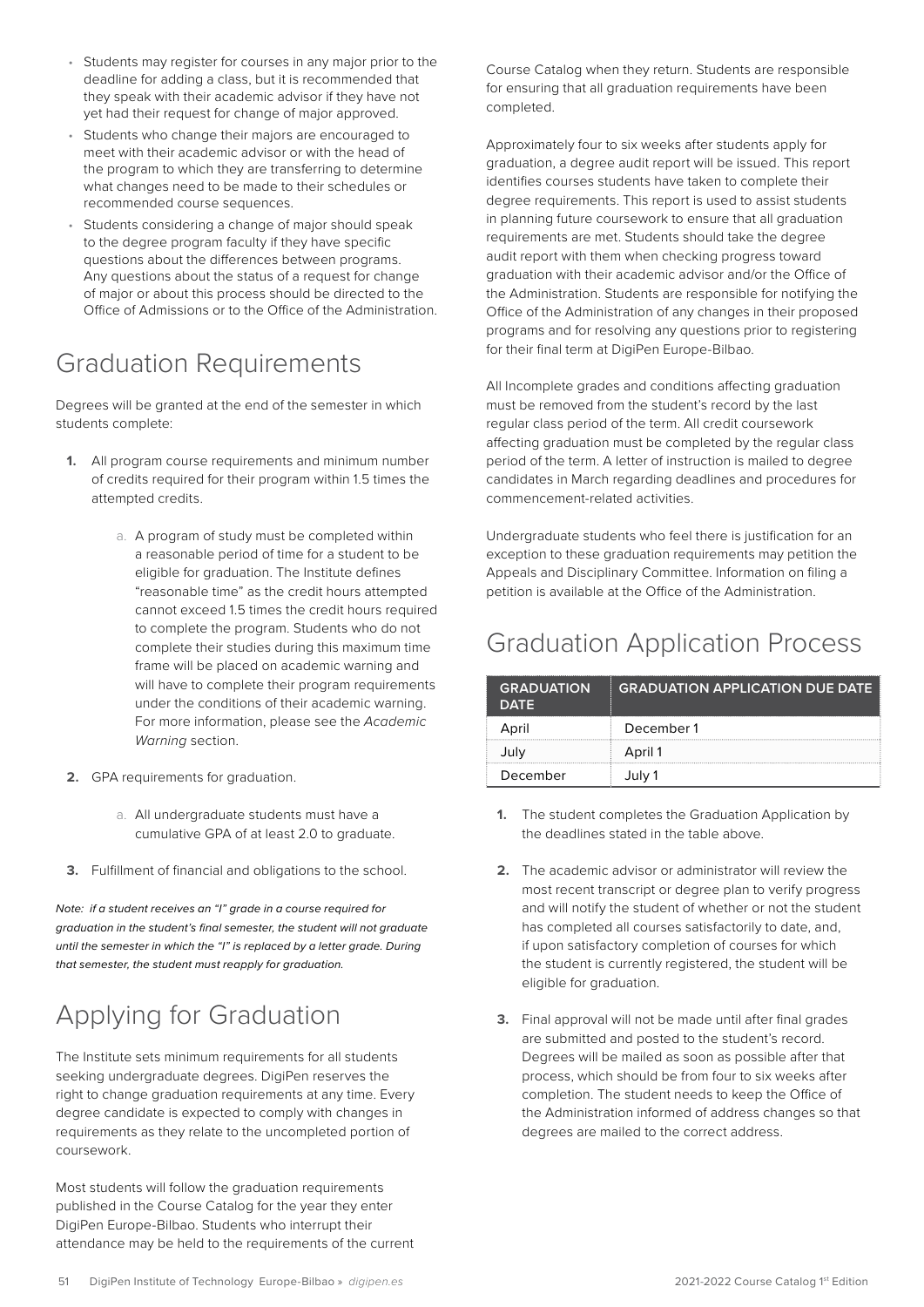- Students may register for courses in any major prior to the deadline for adding a class, but it is recommended that they speak with their academic advisor if they have not yet had their request for change of major approved.
- Students who change their majors are encouraged to meet with their academic advisor or with the head of the program to which they are transferring to determine what changes need to be made to their schedules or recommended course sequences.
- Students considering a change of major should speak to the degree program faculty if they have specific questions about the differences between programs. Any questions about the status of a request for change of major or about this process should be directed to the Office of Admissions or to the Office of the Administration.

## Graduation Requirements

Degrees will be granted at the end of the semester in which students complete:

1. All program course requirements and minimum number of credits required for their program within 1.5 times the attempted credits.
    a. A program of study must be completed within a reasonable period of time for a student to be eligible for graduation. The Institute defines "reasonable time" as the credit hours attempted cannot exceed 1.5 times the credit hours required to complete the program. Students who do not complete their studies during this maximum time frame will be placed on academic warning and will have to complete their program requirements under the conditions of their academic warning. For more information, please see the *Academic Warning* section.
2. GPA requirements for graduation.
    a. All undergraduate students must have a cumulative GPA of at least 2.0 to graduate.
3. Fulfillment of financial and obligations to the school.

*Note: if a student receives an "I" grade in a course required for graduation in the student's final semester, the student will not graduate until the semester in which the "I" is replaced by a letter grade. During that semester, the student must reapply for graduation.*

## Applying for Graduation

The Institute sets minimum requirements for all students seeking undergraduate degrees. DigiPen reserves the right to change graduation requirements at any time. Every degree candidate is expected to comply with changes in requirements as they relate to the uncompleted portion of coursework.

Most students will follow the graduation requirements published in the Course Catalog for the year they enter DigiPen Europe-Bilbao. Students who interrupt their attendance may be held to the requirements of the current Course Catalog when they return. Students are responsible for ensuring that all graduation requirements have been completed.

Approximately four to six weeks after students apply for graduation, a degree audit report will be issued. This report identifies courses students have taken to complete their degree requirements. This report is used to assist students in planning future coursework to ensure that all graduation requirements are met. Students should take the degree audit report with them when checking progress toward graduation with their academic advisor and/or the Office of the Administration. Students are responsible for notifying the Office of the Administration of any changes in their proposed programs and for resolving any questions prior to registering for their final term at DigiPen Europe-Bilbao.

All Incomplete grades and conditions affecting graduation must be removed from the student's record by the last regular class period of the term. All credit coursework affecting graduation must be completed by the regular class period of the term. A letter of instruction is mailed to degree candidates in March regarding deadlines and procedures for commencement-related activities.

Undergraduate students who feel there is justification for an exception to these graduation requirements may petition the Appeals and Disciplinary Committee. Information on filing a petition is available at the Office of the Administration.

## Graduation Application Process

| GRADUATION DATE | GRADUATION APPLICATION DUE DATE |
|---|---|
| April | December 1 |
| July | April 1 |
| December | July 1 |

1. The student completes the Graduation Application by the deadlines stated in the table above.
2. The academic advisor or administrator will review the most recent transcript or degree plan to verify progress and will notify the student of whether or not the student has completed all courses satisfactorily to date, and, if upon satisfactory completion of courses for which the student is currently registered, the student will be eligible for graduation.
3. Final approval will not be made until after final grades are submitted and posted to the student's record. Degrees will be mailed as soon as possible after that process, which should be from four to six weeks after completion. The student needs to keep the Office of the Administration informed of address changes so that degrees are mailed to the correct address.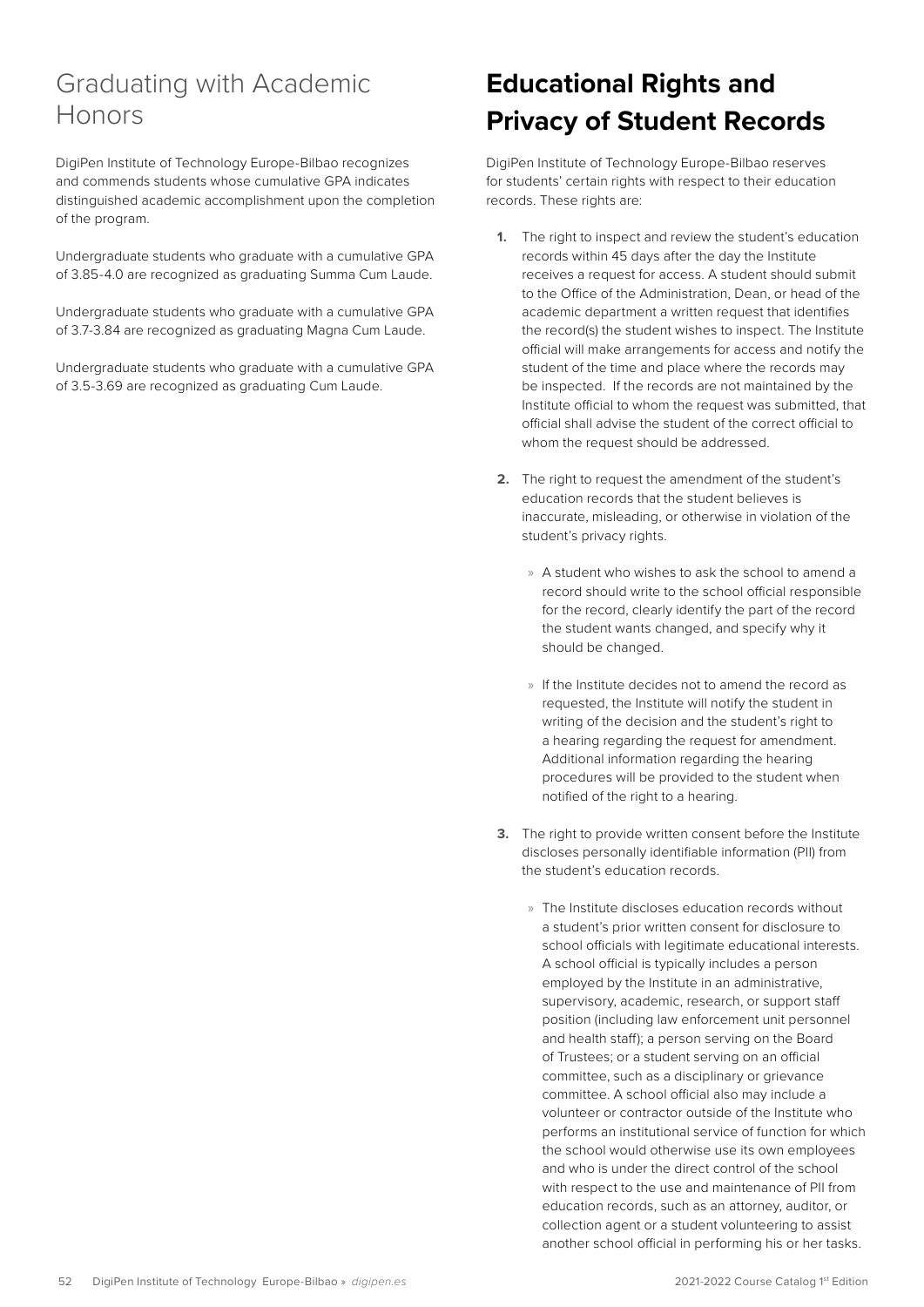## Graduating with Academic Honors

DigiPen Institute of Technology Europe-Bilbao recognizes and commends students whose cumulative GPA indicates distinguished academic accomplishment upon the completion of the program.

Undergraduate students who graduate with a cumulative GPA of 3.85-4.0 are recognized as graduating Summa Cum Laude.

Undergraduate students who graduate with a cumulative GPA of 3.7-3.84 are recognized as graduating Magna Cum Laude.

Undergraduate students who graduate with a cumulative GPA of 3.5-3.69 are recognized as graduating Cum Laude.

# Educational Rights and Privacy of Student Records

DigiPen Institute of Technology Europe-Bilbao reserves for students' certain rights with respect to their education records. These rights are:

1. The right to inspect and review the student's education records within 45 days after the day the Institute receives a request for access. A student should submit to the Office of the Administration, Dean, or head of the academic department a written request that identifies the record(s) the student wishes to inspect. The Institute official will make arrangements for access and notify the student of the time and place where the records may be inspected. If the records are not maintained by the Institute official to whom the request was submitted, that official shall advise the student of the correct official to whom the request should be addressed.

2. The right to request the amendment of the student's education records that the student believes is inaccurate, misleading, or otherwise in violation of the student's privacy rights.

   » A student who wishes to ask the school to amend a record should write to the school official responsible for the record, clearly identify the part of the record the student wants changed, and specify why it should be changed.

   » If the Institute decides not to amend the record as requested, the Institute will notify the student in writing of the decision and the student's right to a hearing regarding the request for amendment. Additional information regarding the hearing procedures will be provided to the student when notified of the right to a hearing.

3. The right to provide written consent before the Institute discloses personally identifiable information (PII) from the student's education records.

   » The Institute discloses education records without a student's prior written consent for disclosure to school officials with legitimate educational interests. A school official is typically includes a person employed by the Institute in an administrative, supervisory, academic, research, or support staff position (including law enforcement unit personnel and health staff); a person serving on the Board of Trustees; or a student serving on an official committee, such as a disciplinary or grievance committee. A school official also may include a volunteer or contractor outside of the Institute who performs an institutional service of function for which the school would otherwise use its own employees and who is under the direct control of the school with respect to the use and maintenance of PII from education records, such as an attorney, auditor, or collection agent or a student volunteering to assist another school official in performing his or her tasks.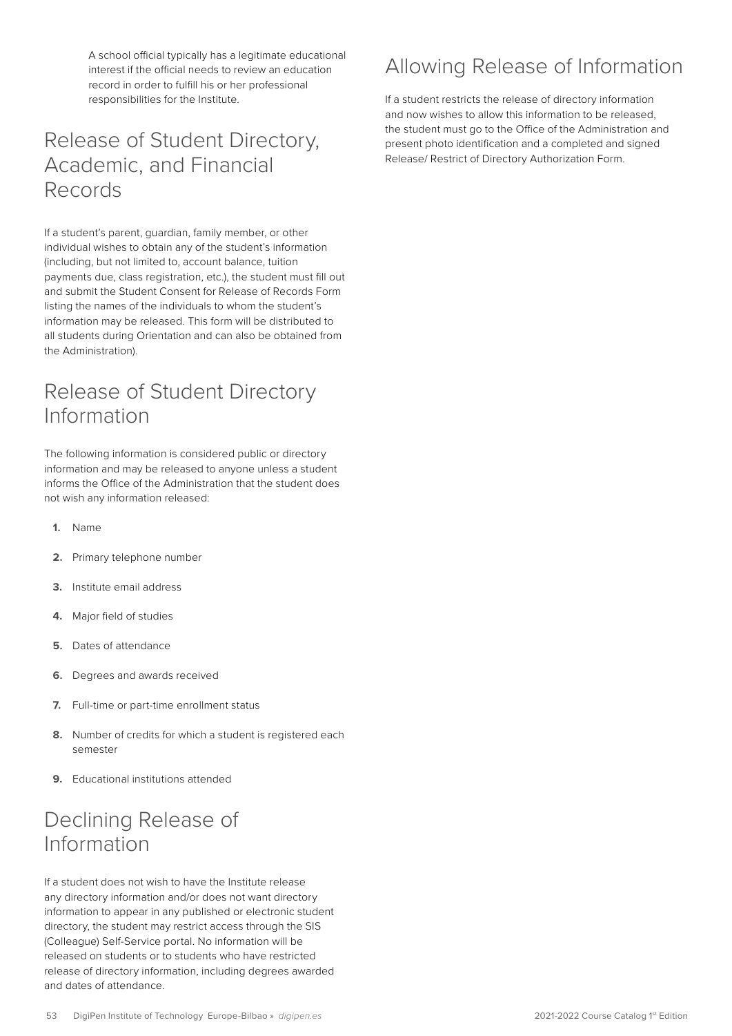A school official typically has a legitimate educational interest if the official needs to review an education record in order to fulfill his or her professional responsibilities for the Institute.

## Release of Student Directory, Academic, and Financial Records

If a student's parent, guardian, family member, or other individual wishes to obtain any of the student's information (including, but not limited to, account balance, tuition payments due, class registration, etc.), the student must fill out and submit the Student Consent for Release of Records Form listing the names of the individuals to whom the student's information may be released. This form will be distributed to all students during Orientation and can also be obtained from the Administration).

## Release of Student Directory Information

The following information is considered public or directory information and may be released to anyone unless a student informs the Office of the Administration that the student does not wish any information released:

1. Name
2. Primary telephone number
3. Institute email address
4. Major field of studies
5. Dates of attendance
6. Degrees and awards received
7. Full-time or part-time enrollment status
8. Number of credits for which a student is registered each semester
9. Educational institutions attended

## Declining Release of Information

If a student does not wish to have the Institute release any directory information and/or does not want directory information to appear in any published or electronic student directory, the student may restrict access through the SIS (Colleague) Self-Service portal. No information will be released on students or to students who have restricted release of directory information, including degrees awarded and dates of attendance.

## Allowing Release of Information

If a student restricts the release of directory information and now wishes to allow this information to be released, the student must go to the Office of the Administration and present photo identification and a completed and signed Release/ Restrict of Directory Authorization Form.